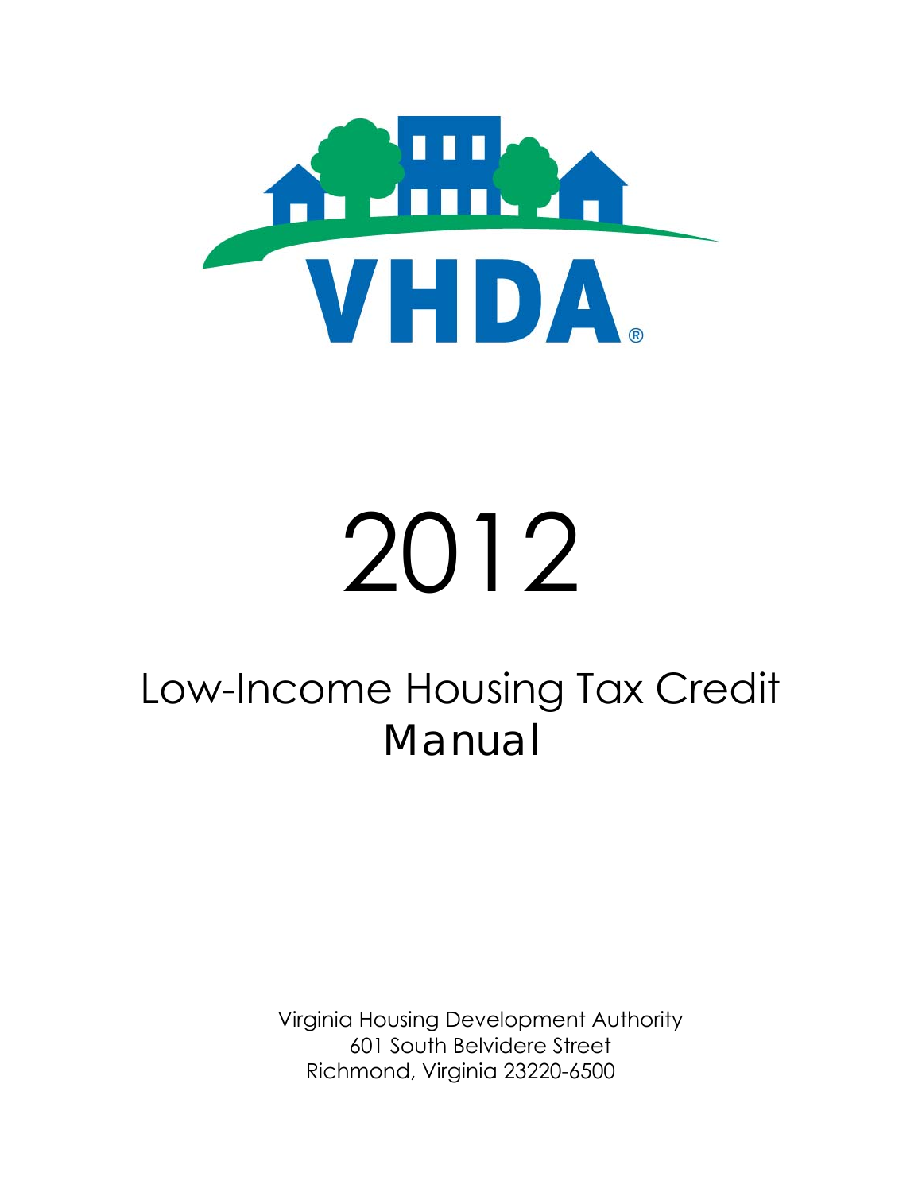VHDA®

# 2012

# Low-Income Housing Tax Credit Manual

Virginia Housing Development Authority
601 South Belvidere Street
Richmond, Virginia 23220-6500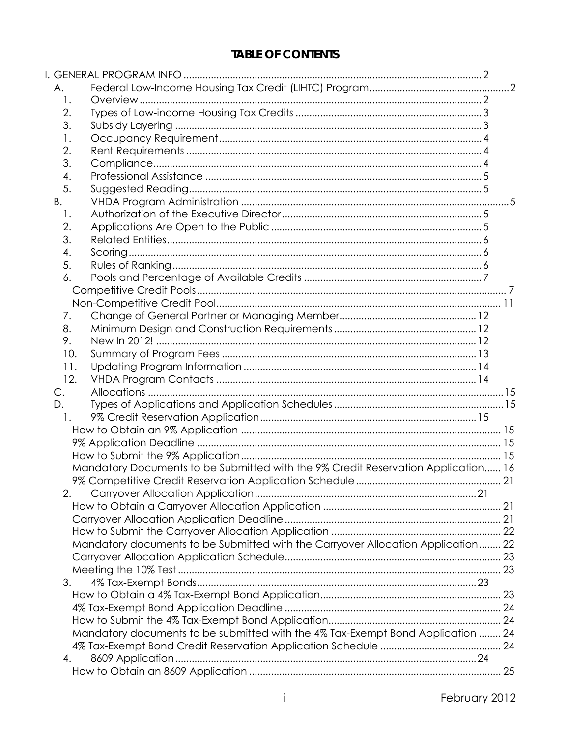# TABLE OF CONTENTS

I. GENERAL PROGRAM INFO ..... 2

- A. Federal Low-Income Housing Tax Credit (LIHTC) Program ..... 2
  - 1. Overview ..... 2
  - 2. Types of Low-income Housing Tax Credits ..... 3
  - 3. Subsidy Layering ..... 3
  - 1. Occupancy Requirement ..... 4
  - 2. Rent Requirements ..... 4
  - 3. Compliance ..... 4
  - 4. Professional Assistance ..... 5
  - 5. Suggested Reading ..... 5
- B. VHDA Program Administration ..... 5
  - 1. Authorization of the Executive Director ..... 5
  - 2. Applications Are Open to the Public ..... 5
  - 3. Related Entities ..... 6
  - 4. Scoring ..... 6
  - 5. Rules of Ranking ..... 6
  - 6. Pools and Percentage of Available Credits ..... 7
    - Competitive Credit Pools ..... 7
    - Non-Competitive Credit Pool ..... 11
  - 7. Change of General Partner or Managing Member ..... 12
  - 8. Minimum Design and Construction Requirements ..... 12
  - 9. New In 2012! ..... 12
  - 10. Summary of Program Fees ..... 13
  - 11. Updating Program Information ..... 14
  - 12. VHDA Program Contacts ..... 14
- C. Allocations ..... 15
- D. Types of Applications and Application Schedules ..... 15
  - 1. 9% Credit Reservation Application ..... 15
    - How to Obtain an 9% Application ..... 15
    - 9% Application Deadline ..... 15
    - How to Submit the 9% Application ..... 15
    - Mandatory Documents to be Submitted with the 9% Credit Reservation Application ..... 16
    - 9% Competitive Credit Reservation Application Schedule ..... 21
  - 2. Carryover Allocation Application ..... 21
    - How to Obtain a Carryover Allocation Application ..... 21
    - Carryover Allocation Application Deadline ..... 21
    - How to Submit the Carryover Allocation Application ..... 22
    - Mandatory documents to be Submitted with the Carryover Allocation Application ..... 22
    - Carryover Allocation Application Schedule ..... 23
    - Meeting the 10% Test ..... 23
  - 3. 4% Tax-Exempt Bonds ..... 23
    - How to Obtain a 4% Tax-Exempt Bond Application ..... 23
    - 4% Tax-Exempt Bond Application Deadline ..... 24
    - How to Submit the 4% Tax-Exempt Bond Application ..... 24
    - Mandatory documents to be submitted with the 4% Tax-Exempt Bond Application ..... 24
    - 4% Tax-Exempt Bond Credit Reservation Application Schedule ..... 24
  - 4. 8609 Application ..... 24
    - How to Obtain an 8609 Application ..... 25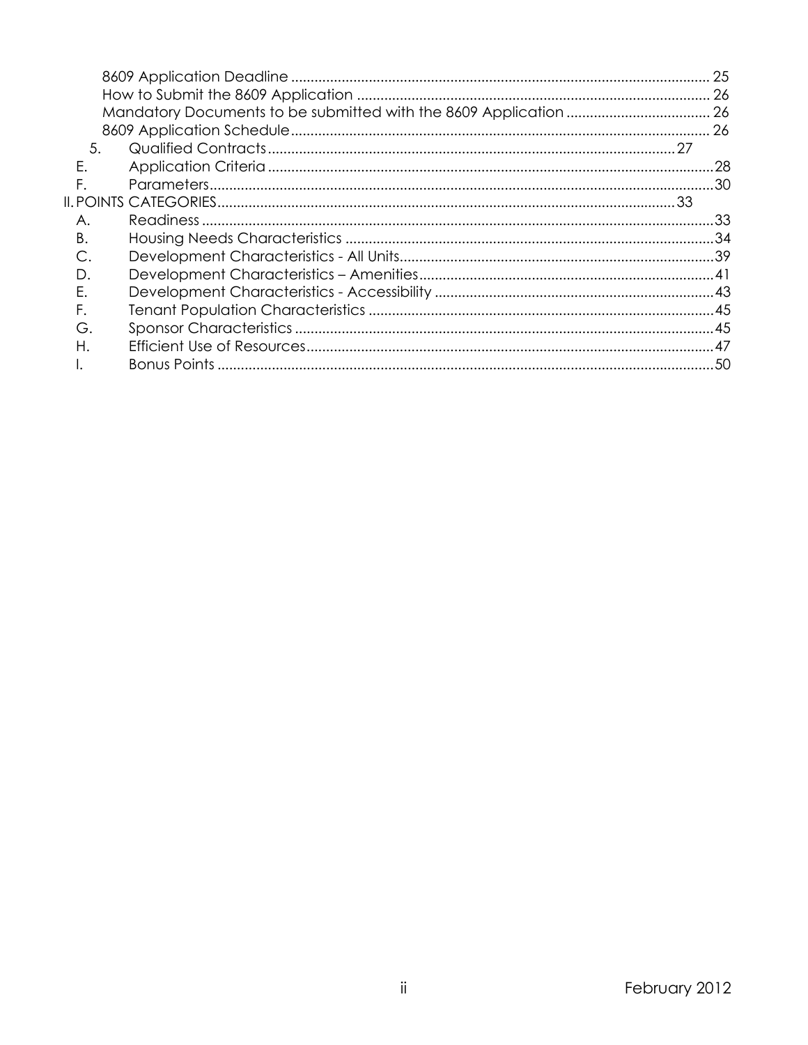8609 Application Deadline ........................................................................................................ 25
How to Submit the 8609 Application ........................................................................................ 26
Mandatory Documents to be submitted with the 8609 Application ..................................... 26
8609 Application Schedule ........................................................................................................ 26

5. Qualified Contracts ...................................................................................................... 27

E. Application Criteria ................................................................................................................ 28

F. Parameters ............................................................................................................................. 30

II. POINTS CATEGORIES ................................................................................................................ 33

A. Readiness ................................................................................................................................ 33

B. Housing Needs Characteristics ............................................................................................. 34

C. Development Characteristics - All Units ............................................................................... 39

D. Development Characteristics – Amenities .......................................................................... 41

E. Development Characteristics - Accessibility ....................................................................... 43

F. Tenant Population Characteristics ....................................................................................... 45

G. Sponsor Characteristics ......................................................................................................... 45

H. Efficient Use of Resources ...................................................................................................... 47

I. Bonus Points .............................................................................................................................. 50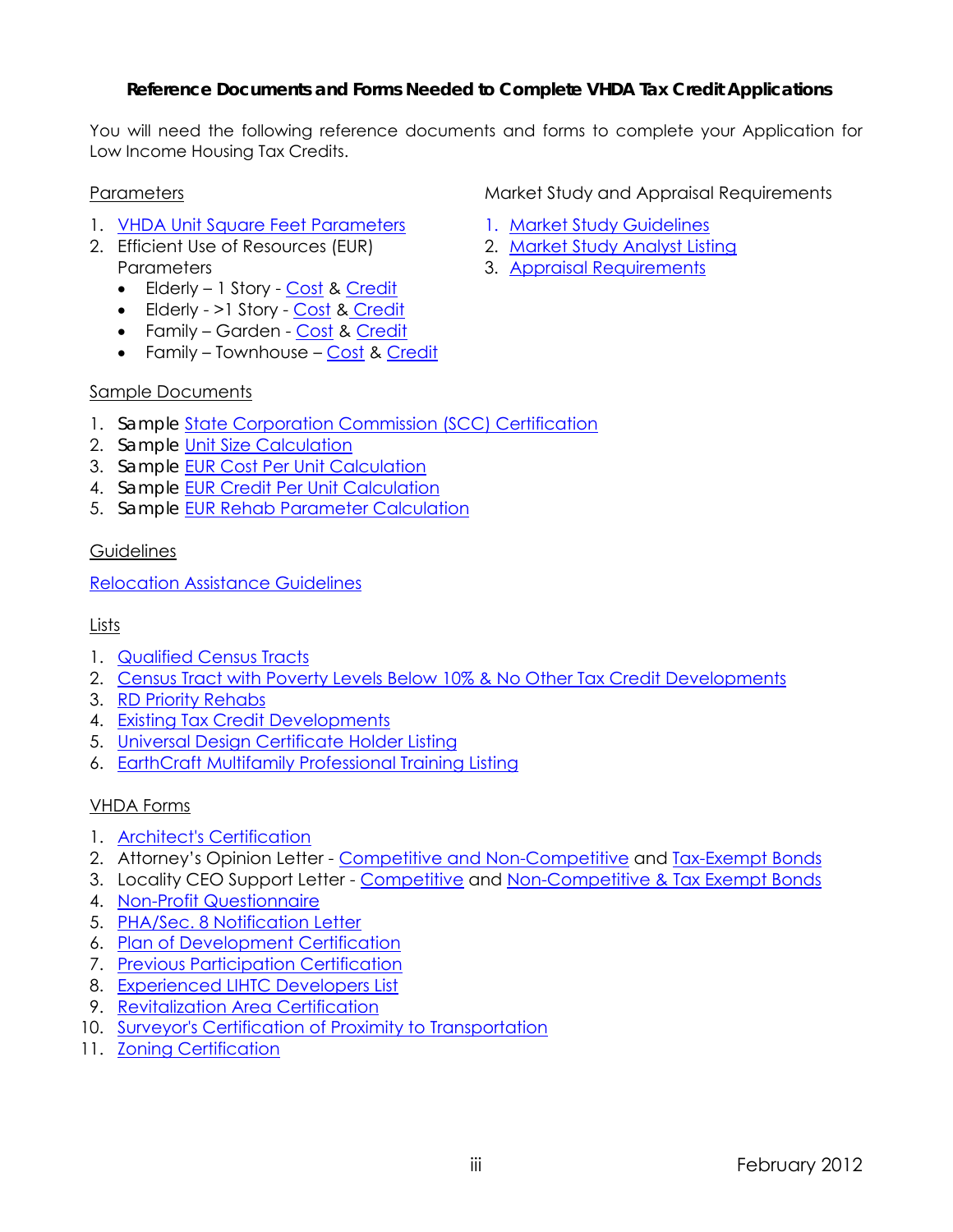**Reference Documents and Forms Needed to Complete VHDA Tax Credit Applications**

You will need the following reference documents and forms to complete your Application for Low Income Housing Tax Credits.

Parameters

1. VHDA Unit Square Feet Parameters
2. Efficient Use of Resources (EUR) Parameters
   - Elderly – 1 Story - Cost & Credit
   - Elderly - >1 Story - Cost & Credit
   - Family – Garden - Cost & Credit
   - Family – Townhouse – Cost & Credit

Market Study and Appraisal Requirements

1. Market Study Guidelines
2. Market Study Analyst Listing
3. Appraisal Requirements

Sample Documents

1. Sample State Corporation Commission (SCC) Certification
2. Sample Unit Size Calculation
3. Sample EUR Cost Per Unit Calculation
4. Sample EUR Credit Per Unit Calculation
5. Sample EUR Rehab Parameter Calculation

Guidelines

Relocation Assistance Guidelines

Lists

1. Qualified Census Tracts
2. Census Tract with Poverty Levels Below 10% & No Other Tax Credit Developments
3. RD Priority Rehabs
4. Existing Tax Credit Developments
5. Universal Design Certificate Holder Listing
6. EarthCraft Multifamily Professional Training Listing

VHDA Forms

1. Architect's Certification
2. Attorney's Opinion Letter - Competitive and Non-Competitive and Tax-Exempt Bonds
3. Locality CEO Support Letter - Competitive and Non-Competitive & Tax Exempt Bonds
4. Non-Profit Questionnaire
5. PHA/Sec. 8 Notification Letter
6. Plan of Development Certification
7. Previous Participation Certification
8. Experienced LIHTC Developers List
9. Revitalization Area Certification
10. Surveyor's Certification of Proximity to Transportation
11. Zoning Certification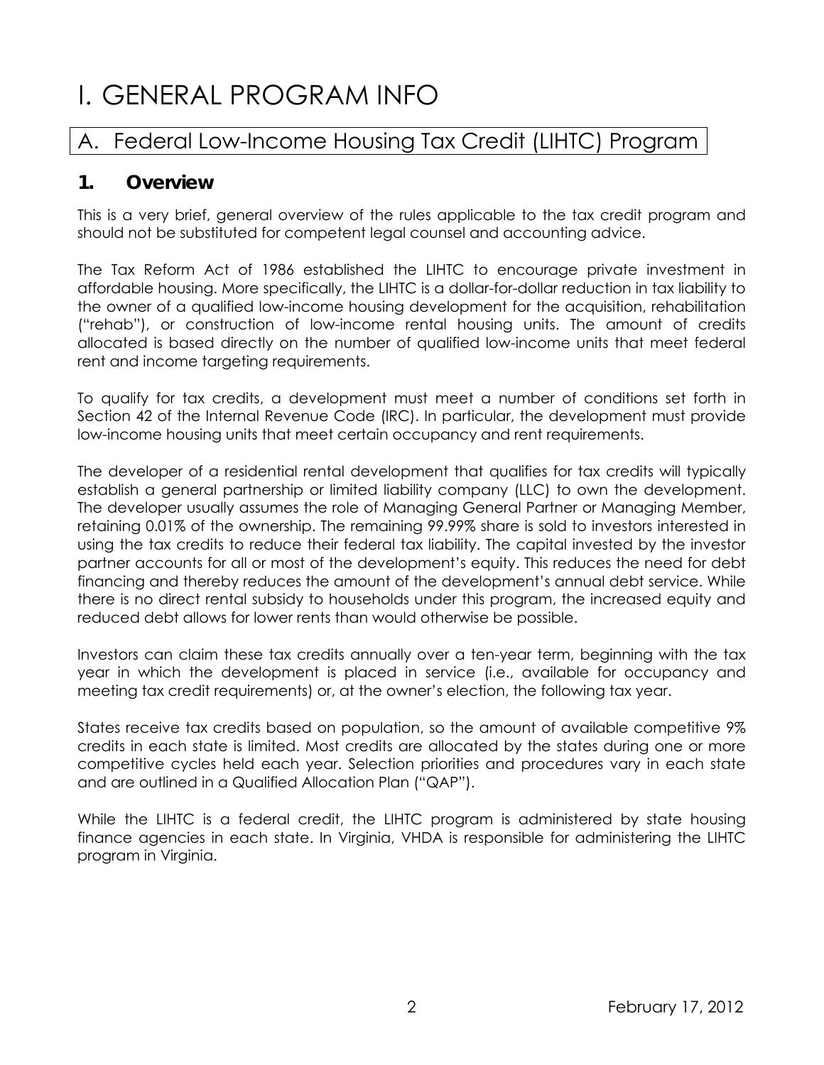# I. GENERAL PROGRAM INFO

## A. Federal Low-Income Housing Tax Credit (LIHTC) Program

### 1. Overview

This is a very brief, general overview of the rules applicable to the tax credit program and should not be substituted for competent legal counsel and accounting advice.

The Tax Reform Act of 1986 established the LIHTC to encourage private investment in affordable housing. More specifically, the LIHTC is a dollar-for-dollar reduction in tax liability to the owner of a qualified low-income housing development for the acquisition, rehabilitation ("rehab"), or construction of low-income rental housing units. The amount of credits allocated is based directly on the number of qualified low-income units that meet federal rent and income targeting requirements.

To qualify for tax credits, a development must meet a number of conditions set forth in Section 42 of the Internal Revenue Code (IRC). In particular, the development must provide low-income housing units that meet certain occupancy and rent requirements.

The developer of a residential rental development that qualifies for tax credits will typically establish a general partnership or limited liability company (LLC) to own the development. The developer usually assumes the role of Managing General Partner or Managing Member, retaining 0.01% of the ownership. The remaining 99.99% share is sold to investors interested in using the tax credits to reduce their federal tax liability. The capital invested by the investor partner accounts for all or most of the development's equity. This reduces the need for debt financing and thereby reduces the amount of the development's annual debt service. While there is no direct rental subsidy to households under this program, the increased equity and reduced debt allows for lower rents than would otherwise be possible.

Investors can claim these tax credits annually over a ten-year term, beginning with the tax year in which the development is placed in service (i.e., available for occupancy and meeting tax credit requirements) or, at the owner's election, the following tax year.

States receive tax credits based on population, so the amount of available competitive 9% credits in each state is limited. Most credits are allocated by the states during one or more competitive cycles held each year. Selection priorities and procedures vary in each state and are outlined in a Qualified Allocation Plan ("QAP").

While the LIHTC is a federal credit, the LIHTC program is administered by state housing finance agencies in each state. In Virginia, VHDA is responsible for administering the LIHTC program in Virginia.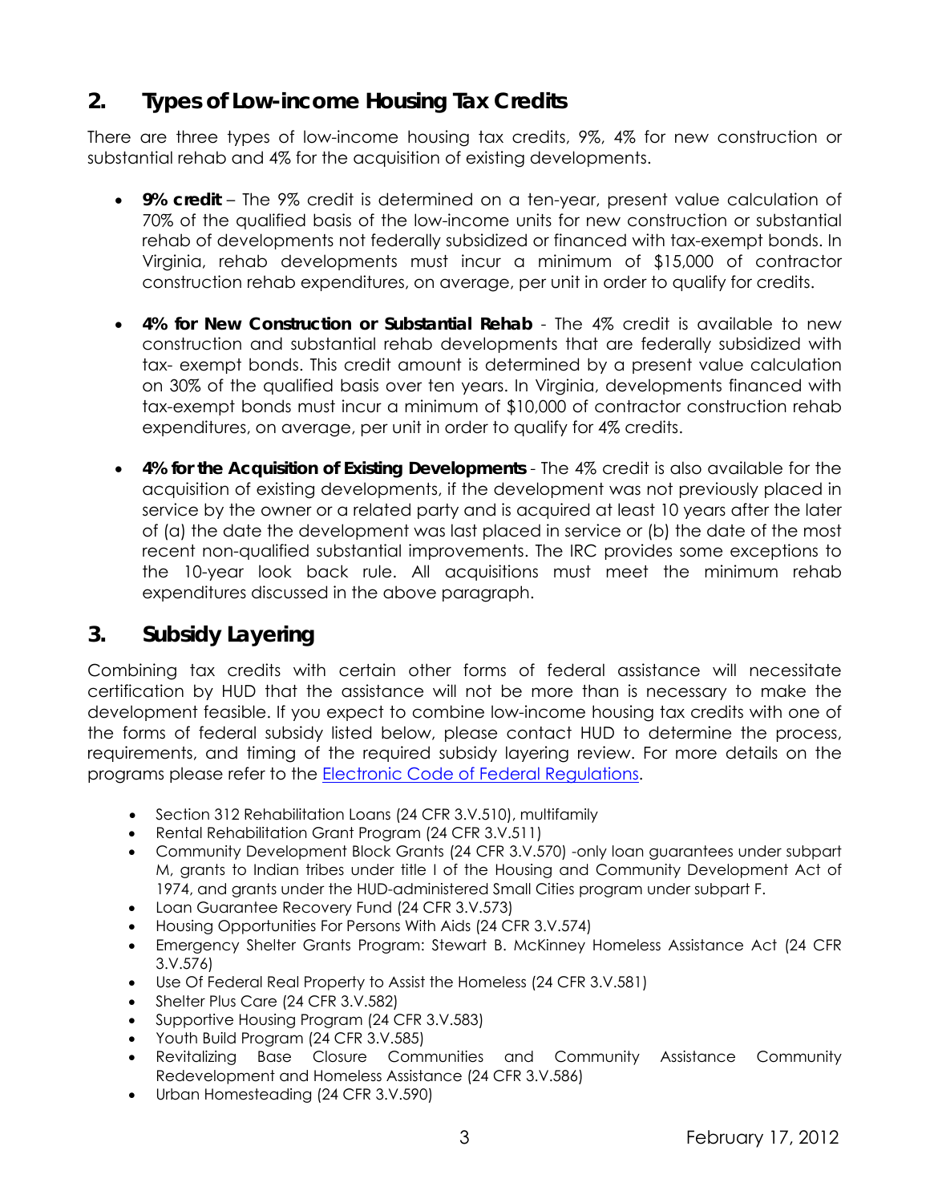## 2. Types of Low-income Housing Tax Credits

There are three types of low-income housing tax credits, 9%, 4% for new construction or substantial rehab and 4% for the acquisition of existing developments.

- **9% credit** – The 9% credit is determined on a ten-year, present value calculation of 70% of the qualified basis of the low-income units for new construction or substantial rehab of developments not federally subsidized or financed with tax-exempt bonds. In Virginia, rehab developments must incur a minimum of $15,000 of contractor construction rehab expenditures, on average, per unit in order to qualify for credits.

- **4% for New Construction or Substantial Rehab** - The 4% credit is available to new construction and substantial rehab developments that are federally subsidized with tax- exempt bonds. This credit amount is determined by a present value calculation on 30% of the qualified basis over ten years. In Virginia, developments financed with tax-exempt bonds must incur a minimum of $10,000 of contractor construction rehab expenditures, on average, per unit in order to qualify for 4% credits.

- **4% for the Acquisition of Existing Developments** - The 4% credit is also available for the acquisition of existing developments, if the development was not previously placed in service by the owner or a related party and is acquired at least 10 years after the later of (a) the date the development was last placed in service or (b) the date of the most recent non-qualified substantial improvements. The IRC provides some exceptions to the 10-year look back rule. All acquisitions must meet the minimum rehab expenditures discussed in the above paragraph.

## 3. Subsidy Layering

Combining tax credits with certain other forms of federal assistance will necessitate certification by HUD that the assistance will not be more than is necessary to make the development feasible. If you expect to combine low-income housing tax credits with one of the forms of federal subsidy listed below, please contact HUD to determine the process, requirements, and timing of the required subsidy layering review. For more details on the programs please refer to the Electronic Code of Federal Regulations.

- Section 312 Rehabilitation Loans (24 CFR 3.V.510), multifamily
- Rental Rehabilitation Grant Program (24 CFR 3.V.511)
- Community Development Block Grants (24 CFR 3.V.570) -only loan guarantees under subpart M, grants to Indian tribes under title I of the Housing and Community Development Act of 1974, and grants under the HUD-administered Small Cities program under subpart F.
- Loan Guarantee Recovery Fund (24 CFR 3.V.573)
- Housing Opportunities For Persons With Aids (24 CFR 3.V.574)
- Emergency Shelter Grants Program: Stewart B. McKinney Homeless Assistance Act (24 CFR 3.V.576)
- Use Of Federal Real Property to Assist the Homeless (24 CFR 3.V.581)
- Shelter Plus Care (24 CFR 3.V.582)
- Supportive Housing Program (24 CFR 3.V.583)
- Youth Build Program (24 CFR 3.V.585)
- Revitalizing Base Closure Communities and Community Assistance Community Redevelopment and Homeless Assistance (24 CFR 3.V.586)
- Urban Homesteading (24 CFR 3.V.590)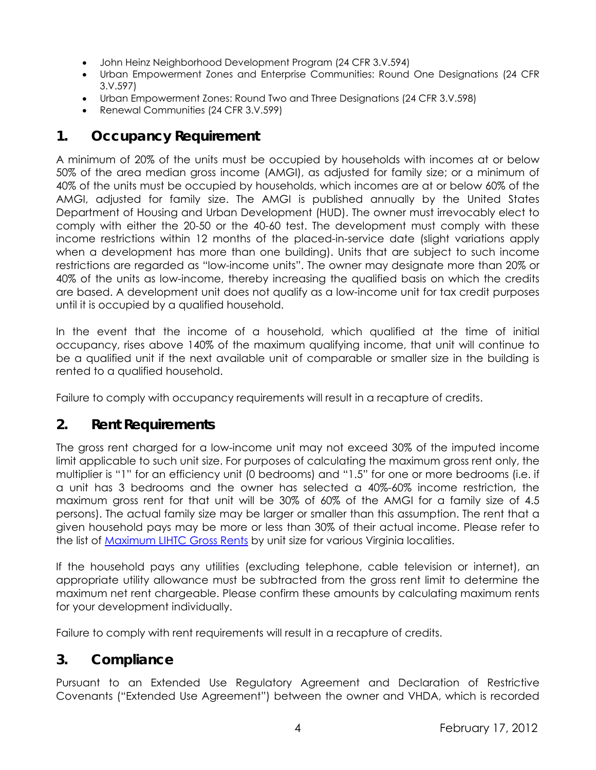- John Heinz Neighborhood Development Program (24 CFR 3.V.594)
- Urban Empowerment Zones and Enterprise Communities: Round One Designations (24 CFR 3.V.597)
- Urban Empowerment Zones: Round Two and Three Designations (24 CFR 3.V.598)
- Renewal Communities (24 CFR 3.V.599)

## 1. Occupancy Requirement

A minimum of 20% of the units must be occupied by households with incomes at or below 50% of the area median gross income (AMGI), as adjusted for family size; or a minimum of 40% of the units must be occupied by households, which incomes are at or below 60% of the AMGI, adjusted for family size. The AMGI is published annually by the United States Department of Housing and Urban Development (HUD). The owner must irrevocably elect to comply with either the 20-50 or the 40-60 test. The development must comply with these income restrictions within 12 months of the placed-in-service date (slight variations apply when a development has more than one building). Units that are subject to such income restrictions are regarded as "low-income units". The owner may designate more than 20% or 40% of the units as low-income, thereby increasing the qualified basis on which the credits are based. A development unit does not qualify as a low-income unit for tax credit purposes until it is occupied by a qualified household.

In the event that the income of a household, which qualified at the time of initial occupancy, rises above 140% of the maximum qualifying income, that unit will continue to be a qualified unit if the next available unit of comparable or smaller size in the building is rented to a qualified household.

Failure to comply with occupancy requirements will result in a recapture of credits.

## 2. Rent Requirements

The gross rent charged for a low-income unit may not exceed 30% of the imputed income limit applicable to such unit size. For purposes of calculating the maximum gross rent only, the multiplier is "1" for an efficiency unit (0 bedrooms) and "1.5" for one or more bedrooms (i.e. if a unit has 3 bedrooms and the owner has selected a 40%-60% income restriction, the maximum gross rent for that unit will be 30% of 60% of the AMGI for a family size of 4.5 persons). The actual family size may be larger or smaller than this assumption. The rent that a given household pays may be more or less than 30% of their actual income. Please refer to the list of Maximum LIHTC Gross Rents by unit size for various Virginia localities.

If the household pays any utilities (excluding telephone, cable television or internet), an appropriate utility allowance must be subtracted from the gross rent limit to determine the maximum net rent chargeable. Please confirm these amounts by calculating maximum rents for your development individually.

Failure to comply with rent requirements will result in a recapture of credits.

## 3. Compliance

Pursuant to an Extended Use Regulatory Agreement and Declaration of Restrictive Covenants ("Extended Use Agreement") between the owner and VHDA, which is recorded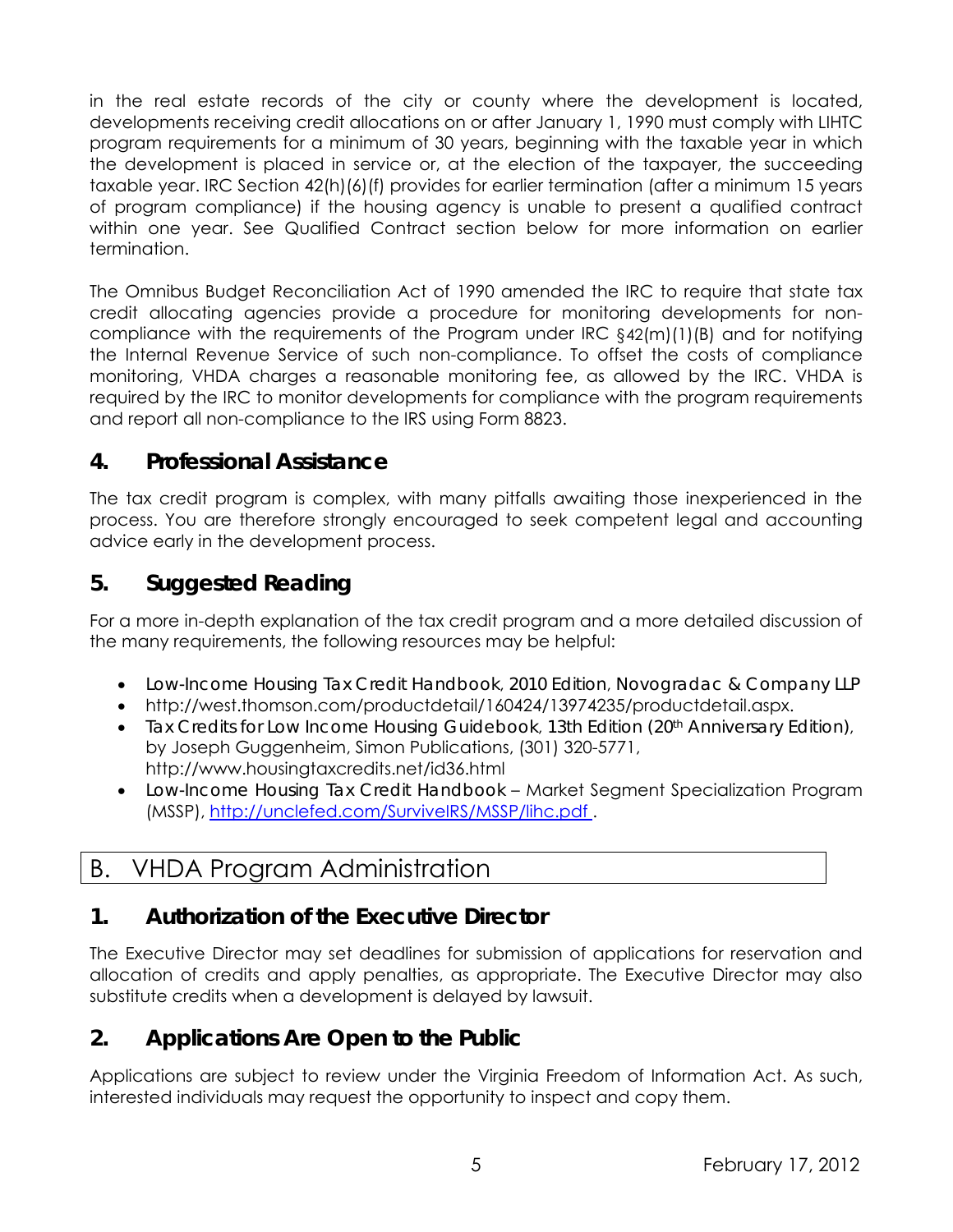in the real estate records of the city or county where the development is located, developments receiving credit allocations on or after January 1, 1990 must comply with LIHTC program requirements for a minimum of 30 years, beginning with the taxable year in which the development is placed in service or, at the election of the taxpayer, the succeeding taxable year. IRC Section 42(h)(6)(f) provides for earlier termination (after a minimum 15 years of program compliance) if the housing agency is unable to present a qualified contract within one year. See Qualified Contract section below for more information on earlier termination.

The Omnibus Budget Reconciliation Act of 1990 amended the IRC to require that state tax credit allocating agencies provide a procedure for monitoring developments for non-compliance with the requirements of the Program under IRC §42(m)(1)(B) and for notifying the Internal Revenue Service of such non-compliance. To offset the costs of compliance monitoring, VHDA charges a reasonable monitoring fee, as allowed by the IRC. VHDA is required by the IRC to monitor developments for compliance with the program requirements and report all non-compliance to the IRS using Form 8823.

### 4. Professional Assistance

The tax credit program is complex, with many pitfalls awaiting those inexperienced in the process. You are therefore strongly encouraged to seek competent legal and accounting advice early in the development process.

### 5. Suggested Reading

For a more in-depth explanation of the tax credit program and a more detailed discussion of the many requirements, the following resources may be helpful:

- *Low-Income Housing Tax Credit Handbook*, 2010 Edition, Novogradac & Company LLP
- http://west.thomson.com/productdetail/160424/13974235/productdetail.aspx.
- *Tax Credits for Low Income Housing Guidebook*, 13th Edition (20th Anniversary Edition), by Joseph Guggenheim, Simon Publications, (301) 320-5771, http://www.housingtaxcredits.net/id36.html
- *Low-Income Housing Tax Credit Handbook* – Market Segment Specialization Program (MSSP), http://unclefed.com/SurviveIRS/MSSP/lihc.pdf .

## B. VHDA Program Administration

### 1. Authorization of the Executive Director

The Executive Director may set deadlines for submission of applications for reservation and allocation of credits and apply penalties, as appropriate. The Executive Director may also substitute credits when a development is delayed by lawsuit.

### 2. Applications Are Open to the Public

Applications are subject to review under the Virginia Freedom of Information Act. As such, interested individuals may request the opportunity to inspect and copy them.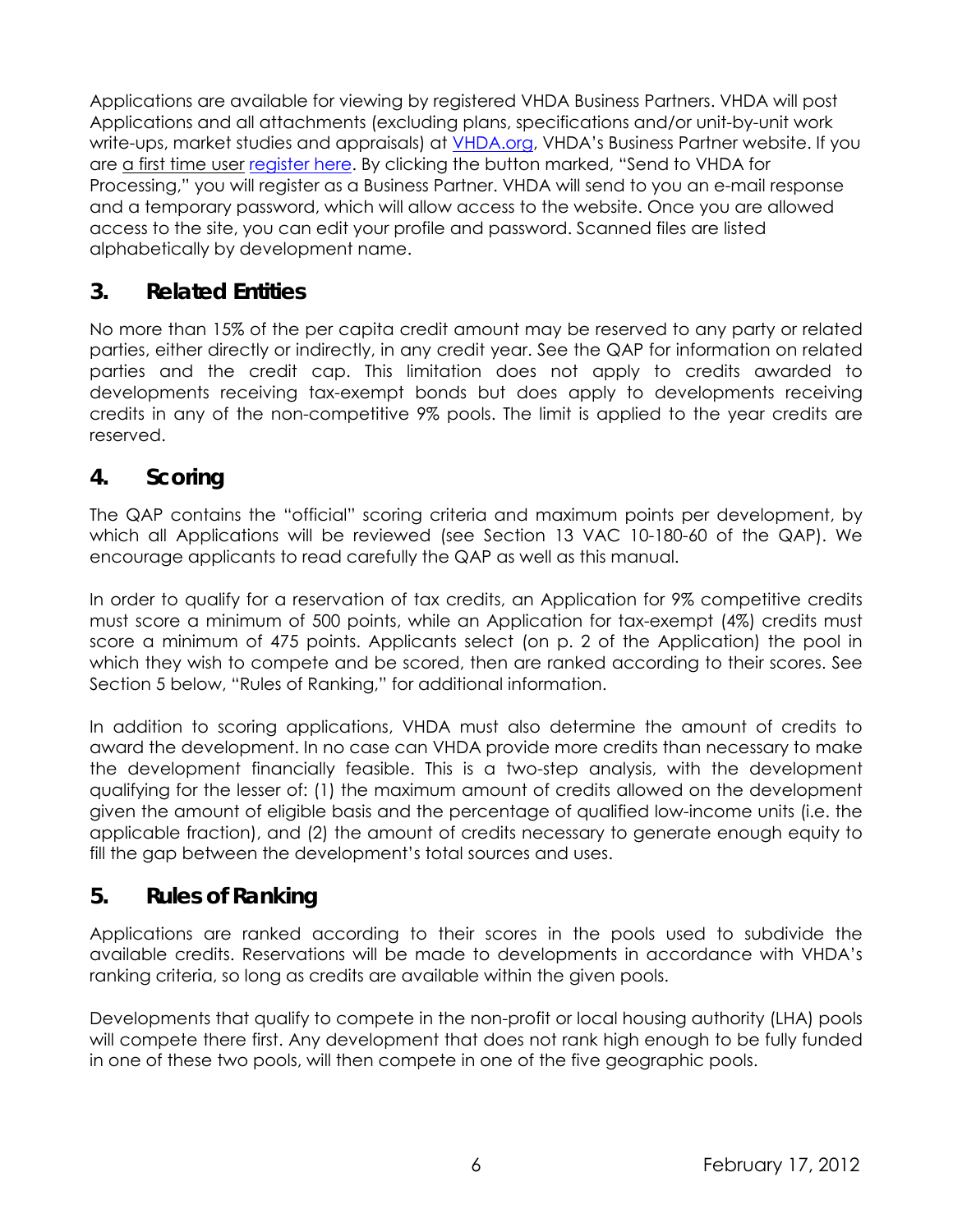Applications are available for viewing by registered VHDA Business Partners. VHDA will post Applications and all attachments (excluding plans, specifications and/or unit-by-unit work write-ups, market studies and appraisals) at VHDA.org, VHDA's Business Partner website. If you are a first time user register here. By clicking the button marked, "Send to VHDA for Processing," you will register as a Business Partner. VHDA will send to you an e-mail response and a temporary password, which will allow access to the website. Once you are allowed access to the site, you can edit your profile and password. Scanned files are listed alphabetically by development name.

## 3. Related Entities

No more than 15% of the per capita credit amount may be reserved to any party or related parties, either directly or indirectly, in any credit year. See the QAP for information on related parties and the credit cap. This limitation does not apply to credits awarded to developments receiving tax-exempt bonds but does apply to developments receiving credits in any of the non-competitive 9% pools. The limit is applied to the year credits are reserved.

## 4. Scoring

The QAP contains the "official" scoring criteria and maximum points per development, by which all Applications will be reviewed (see Section 13 VAC 10-180-60 of the QAP). We encourage applicants to read carefully the QAP as well as this manual.

In order to qualify for a reservation of tax credits, an Application for 9% competitive credits must score a minimum of 500 points, while an Application for tax-exempt (4%) credits must score a minimum of 475 points. Applicants select (on p. 2 of the Application) the pool in which they wish to compete and be scored, then are ranked according to their scores. See Section 5 below, "Rules of Ranking," for additional information.

In addition to scoring applications, VHDA must also determine the amount of credits to award the development. In no case can VHDA provide more credits than necessary to make the development financially feasible. This is a two-step analysis, with the development qualifying for the lesser of: (1) the maximum amount of credits allowed on the development given the amount of eligible basis and the percentage of qualified low-income units (i.e. the applicable fraction), and (2) the amount of credits necessary to generate enough equity to fill the gap between the development's total sources and uses.

## 5. Rules of Ranking

Applications are ranked according to their scores in the pools used to subdivide the available credits. Reservations will be made to developments in accordance with VHDA's ranking criteria, so long as credits are available within the given pools.

Developments that qualify to compete in the non-profit or local housing authority (LHA) pools will compete there first. Any development that does not rank high enough to be fully funded in one of these two pools, will then compete in one of the five geographic pools.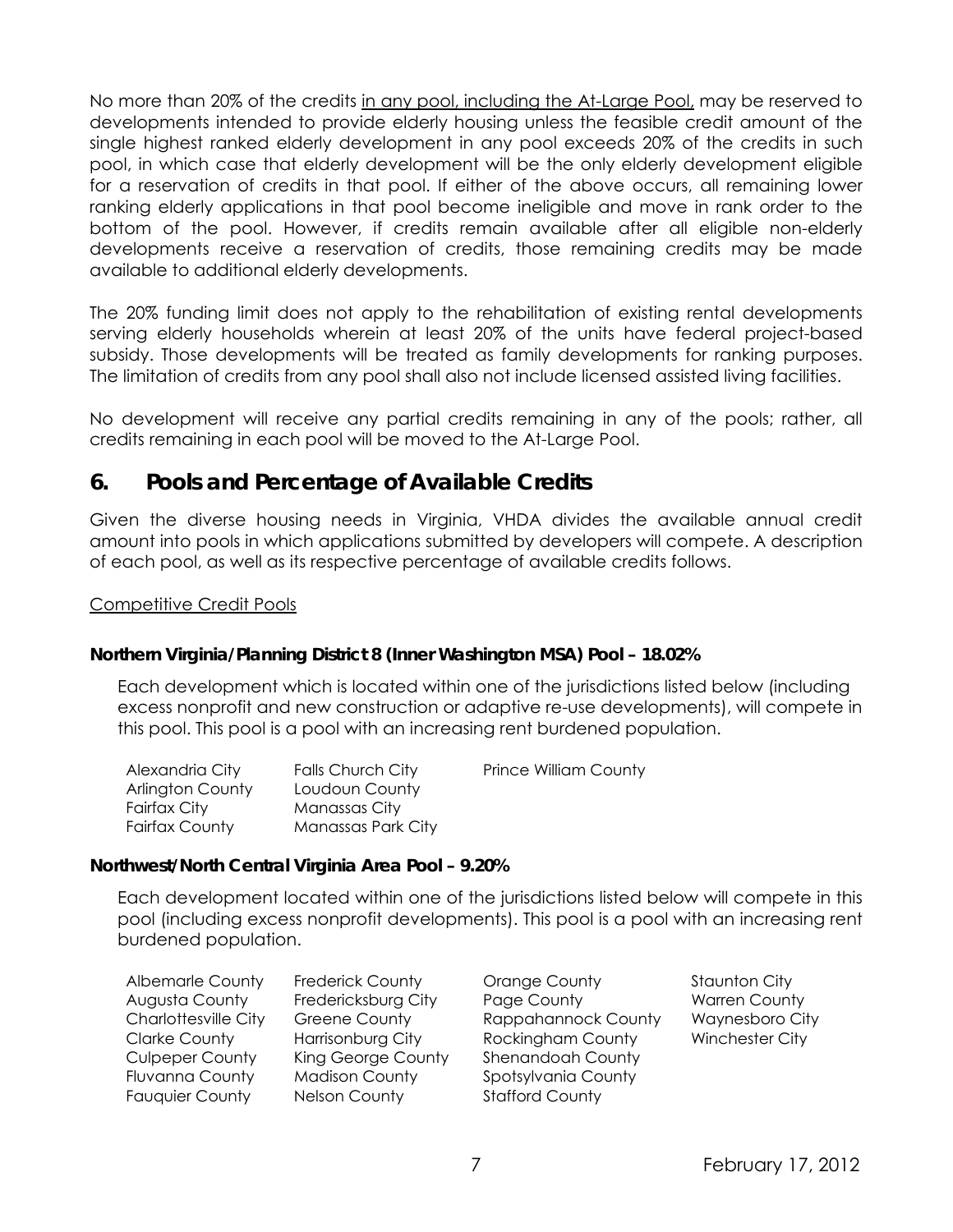No more than 20% of the credits <u>in any pool, including the At-Large Pool,</u> may be reserved to developments intended to provide elderly housing unless the feasible credit amount of the single highest ranked elderly development in any pool exceeds 20% of the credits in such pool, in which case that elderly development will be the only elderly development eligible for a reservation of credits in that pool. If either of the above occurs, all remaining lower ranking elderly applications in that pool become ineligible and move in rank order to the bottom of the pool. However, if credits remain available after all eligible non-elderly developments receive a reservation of credits, those remaining credits may be made available to additional elderly developments.

The 20% funding limit does not apply to the rehabilitation of existing rental developments serving elderly households wherein at least 20% of the units have federal project-based subsidy. Those developments will be treated as family developments for ranking purposes. The limitation of credits from any pool shall also not include licensed assisted living facilities.

No development will receive any partial credits remaining in any of the pools; rather, all credits remaining in each pool will be moved to the At-Large Pool.

## 6. Pools and Percentage of Available Credits

Given the diverse housing needs in Virginia, VHDA divides the available annual credit amount into pools in which applications submitted by developers will compete. A description of each pool, as well as its respective percentage of available credits follows.

<u>Competitive Credit Pools</u>

**Northern Virginia/Planning District 8 (Inner Washington MSA) Pool – 18.02%**

Each development which is located within one of the jurisdictions listed below (including excess nonprofit and new construction or adaptive re-use developments), will compete in this pool. This pool is a pool with an increasing rent burdened population.

| | | |
|---|---|---|
| Alexandria City | Falls Church City | Prince William County |
| Arlington County | Loudoun County | |
| Fairfax City | Manassas City | |
| Fairfax County | Manassas Park City | |

**Northwest/North Central Virginia Area Pool – 9.20%**

Each development located within one of the jurisdictions listed below will compete in this pool (including excess nonprofit developments). This pool is a pool with an increasing rent burdened population.

| | | | |
|---|---|---|---|
| Albemarle County | Frederick County | Orange County | Staunton City |
| Augusta County | Fredericksburg City | Page County | Warren County |
| Charlottesville City | Greene County | Rappahannock County | Waynesboro City |
| Clarke County | Harrisonburg City | Rockingham County | Winchester City |
| Culpeper County | King George County | Shenandoah County | |
| Fluvanna County | Madison County | Spotsylvania County | |
| Fauquier County | Nelson County | Stafford County | |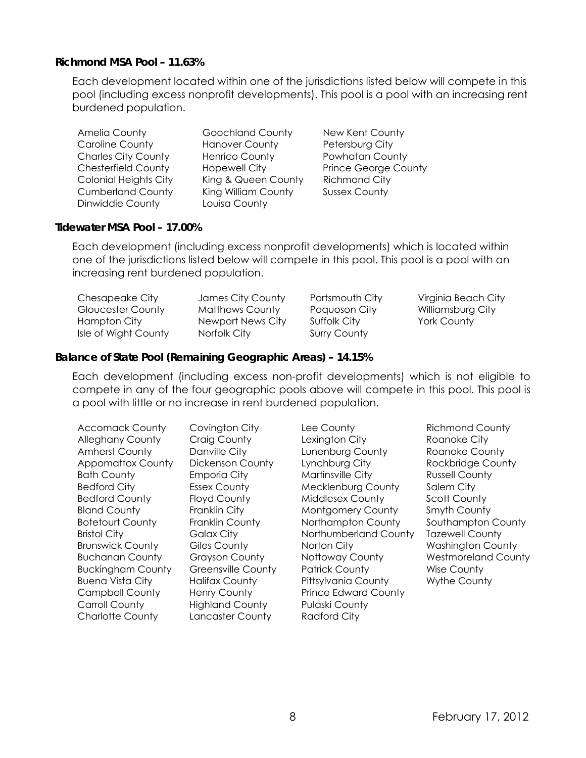**Richmond MSA Pool – 11.63%**

Each development located within one of the jurisdictions listed below will compete in this pool (including excess nonprofit developments). This pool is a pool with an increasing rent burdened population.

| | | |
|---|---|---|
| Amelia County | Goochland County | New Kent County |
| Caroline County | Hanover County | Petersburg City |
| Charles City County | Henrico County | Powhatan County |
| Chesterfield County | Hopewell City | Prince George County |
| Colonial Heights City | King & Queen County | Richmond City |
| Cumberland County | King William County | Sussex County |
| Dinwiddie County | Louisa County | |

**Tidewater MSA Pool – 17.00%**

Each development (including excess nonprofit developments) which is located within one of the jurisdictions listed below will compete in this pool. This pool is a pool with an increasing rent burdened population.

| | | | |
|---|---|---|---|
| Chesapeake City | James City County | Portsmouth City | Virginia Beach City |
| Gloucester County | Matthews County | Poquoson City | Williamsburg City |
| Hampton City | Newport News City | Suffolk City | York County |
| Isle of Wight County | Norfolk City | Surry County | |

**Balance of State Pool (Remaining Geographic Areas) – 14.15%**

Each development (including excess non-profit developments) which is not eligible to compete in any of the four geographic pools above will compete in this pool. This pool is a pool with little or no increase in rent burdened population.

| | | | |
|---|---|---|---|
| Accomack County | Covington City | Lee County | Richmond County |
| Alleghany County | Craig County | Lexington City | Roanoke City |
| Amherst County | Danville City | Lunenburg County | Roanoke County |
| Appomattox County | Dickenson County | Lynchburg City | Rockbridge County |
| Bath County | Emporia City | Martinsville City | Russell County |
| Bedford City | Essex County | Mecklenburg County | Salem City |
| Bedford County | Floyd County | Middlesex County | Scott County |
| Bland County | Franklin City | Montgomery County | Smyth County |
| Botetourt County | Franklin County | Northampton County | Southampton County |
| Bristol City | Galax City | Northumberland County | Tazewell County |
| Brunswick County | Giles County | Norton City | Washington County |
| Buchanan County | Grayson County | Nottoway County | Westmoreland County |
| Buckingham County | Greensville County | Patrick County | Wise County |
| Buena Vista City | Halifax County | Pittsylvania County | Wythe County |
| Campbell County | Henry County | Prince Edward County | |
| Carroll County | Highland County | Pulaski County | |
| Charlotte County | Lancaster County | Radford City | |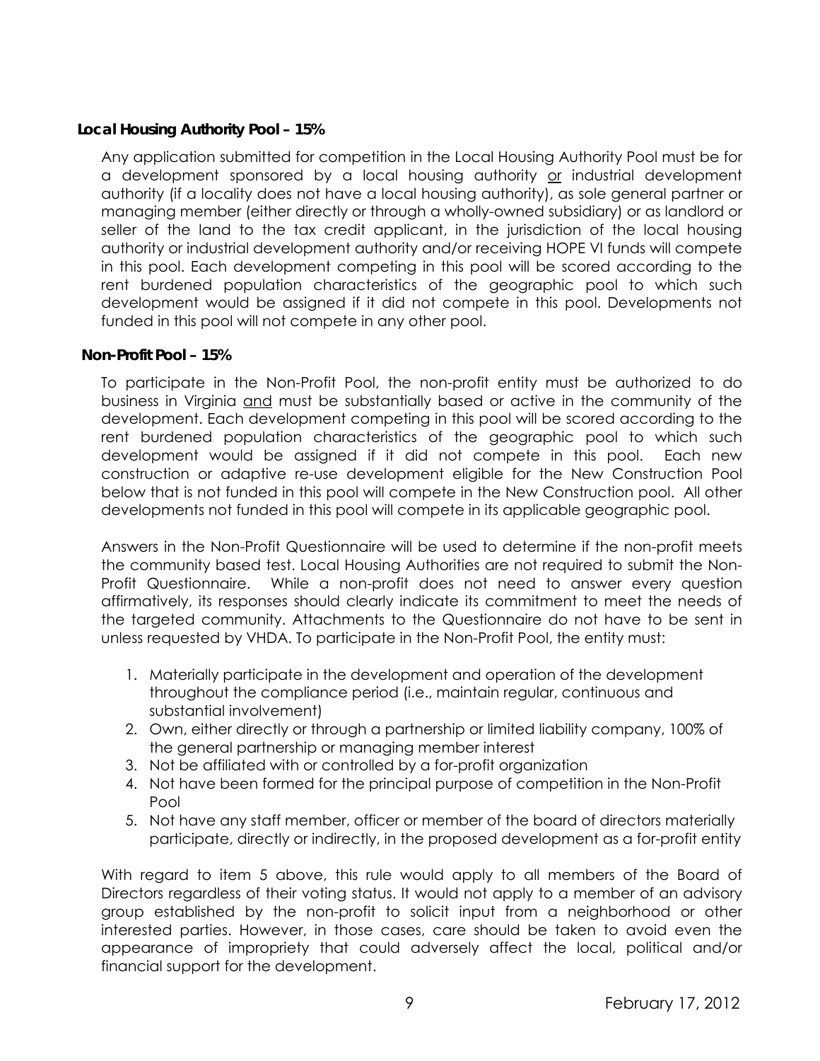**Local Housing Authority Pool – 15%**

Any application submitted for competition in the Local Housing Authority Pool must be for a development sponsored by a local housing authority or industrial development authority (if a locality does not have a local housing authority), as sole general partner or managing member (either directly or through a wholly-owned subsidiary) or as landlord or seller of the land to the tax credit applicant, in the jurisdiction of the local housing authority or industrial development authority and/or receiving HOPE VI funds will compete in this pool. Each development competing in this pool will be scored according to the rent burdened population characteristics of the geographic pool to which such development would be assigned if it did not compete in this pool. Developments not funded in this pool will not compete in any other pool.

**Non-Profit Pool – 15%**

To participate in the Non-Profit Pool, the non-profit entity must be authorized to do business in Virginia and must be substantially based or active in the community of the development. Each development competing in this pool will be scored according to the rent burdened population characteristics of the geographic pool to which such development would be assigned if it did not compete in this pool. Each new construction or adaptive re-use development eligible for the New Construction Pool below that is not funded in this pool will compete in the New Construction pool. All other developments not funded in this pool will compete in its applicable geographic pool.

Answers in the Non-Profit Questionnaire will be used to determine if the non-profit meets the community based test. Local Housing Authorities are not required to submit the Non-Profit Questionnaire. While a non-profit does not need to answer every question affirmatively, its responses should clearly indicate its commitment to meet the needs of the targeted community. Attachments to the Questionnaire do not have to be sent in unless requested by VHDA. To participate in the Non-Profit Pool, the entity must:

1. Materially participate in the development and operation of the development throughout the compliance period (i.e., maintain regular, continuous and substantial involvement)
2. Own, either directly or through a partnership or limited liability company, 100% of the general partnership or managing member interest
3. Not be affiliated with or controlled by a for-profit organization
4. Not have been formed for the principal purpose of competition in the Non-Profit Pool
5. Not have any staff member, officer or member of the board of directors materially participate, directly or indirectly, in the proposed development as a for-profit entity

With regard to item 5 above, this rule would apply to all members of the Board of Directors regardless of their voting status. It would not apply to a member of an advisory group established by the non-profit to solicit input from a neighborhood or other interested parties. However, in those cases, care should be taken to avoid even the appearance of impropriety that could adversely affect the local, political and/or financial support for the development.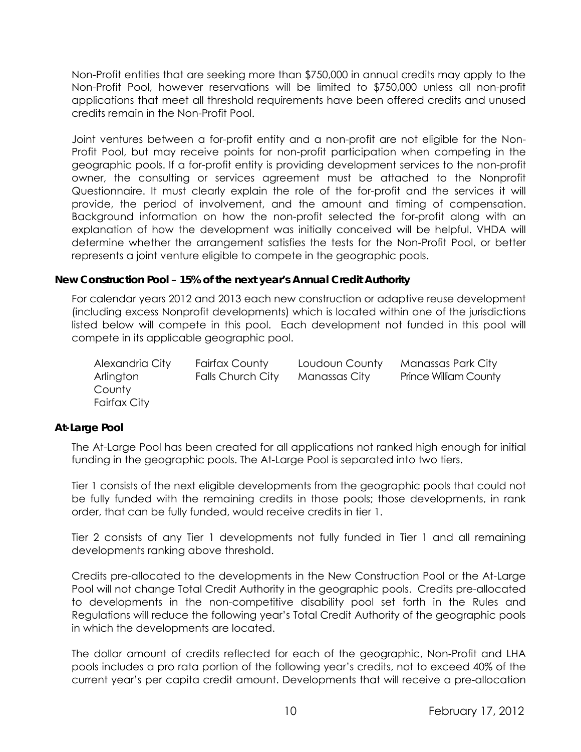Non-Profit entities that are seeking more than $750,000 in annual credits may apply to the Non-Profit Pool, however reservations will be limited to $750,000 unless all non-profit applications that meet all threshold requirements have been offered credits and unused credits remain in the Non-Profit Pool.

Joint ventures between a for-profit entity and a non-profit are not eligible for the Non-Profit Pool, but may receive points for non-profit participation when competing in the geographic pools. If a for-profit entity is providing development services to the non-profit owner, the consulting or services agreement must be attached to the Nonprofit Questionnaire. It must clearly explain the role of the for-profit and the services it will provide, the period of involvement, and the amount and timing of compensation. Background information on how the non-profit selected the for-profit along with an explanation of how the development was initially conceived will be helpful. VHDA will determine whether the arrangement satisfies the tests for the Non-Profit Pool, or better represents a joint venture eligible to compete in the geographic pools.

**New Construction Pool – 15% of the next year's Annual Credit Authority**

For calendar years 2012 and 2013 each new construction or adaptive reuse development (including excess Nonprofit developments) which is located within one of the jurisdictions listed below will compete in this pool. Each development not funded in this pool will compete in its applicable geographic pool.

| | | | |
|---|---|---|---|
| Alexandria City | Fairfax County | Loudoun County | Manassas Park City |
| Arlington County | Falls Church City | Manassas City | Prince William County |
| Fairfax City | | | |

**At-Large Pool**

The At-Large Pool has been created for all applications not ranked high enough for initial funding in the geographic pools. The At-Large Pool is separated into two tiers.

Tier 1 consists of the next eligible developments from the geographic pools that could not be fully funded with the remaining credits in those pools; those developments, in rank order, that can be fully funded, would receive credits in tier 1.

Tier 2 consists of any Tier 1 developments not fully funded in Tier 1 and all remaining developments ranking above threshold.

Credits pre-allocated to the developments in the New Construction Pool or the At-Large Pool will not change Total Credit Authority in the geographic pools. Credits pre-allocated to developments in the non-competitive disability pool set forth in the Rules and Regulations will reduce the following year's Total Credit Authority of the geographic pools in which the developments are located.

The dollar amount of credits reflected for each of the geographic, Non-Profit and LHA pools includes a pro rata portion of the following year's credits, not to exceed 40% of the current year's per capita credit amount. Developments that will receive a pre-allocation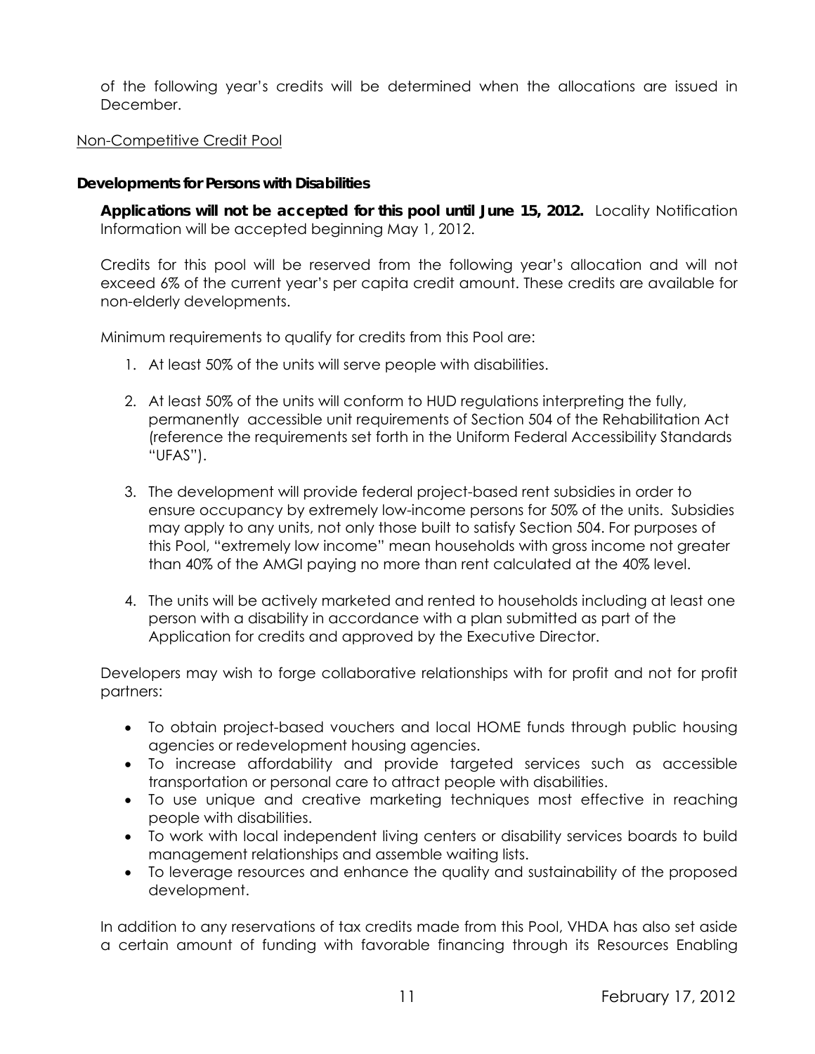of the following year's credits will be determined when the allocations are issued in December.

<u>Non-Competitive Credit Pool</u>

**Developments for Persons with Disabilities**

**Applications will not be accepted for this pool until June 15, 2012.** Locality Notification Information will be accepted beginning May 1, 2012.

Credits for this pool will be reserved from the following year's allocation and will not exceed 6% of the current year's per capita credit amount. These credits are available for non-elderly developments.

Minimum requirements to qualify for credits from this Pool are:

1. At least 50% of the units will serve people with disabilities.

2. At least 50% of the units will conform to HUD regulations interpreting the fully, permanently accessible unit requirements of Section 504 of the Rehabilitation Act (reference the requirements set forth in the Uniform Federal Accessibility Standards "UFAS").

3. The development will provide federal project-based rent subsidies in order to ensure occupancy by extremely low-income persons for 50% of the units. Subsidies may apply to any units, not only those built to satisfy Section 504. For purposes of this Pool, "extremely low income" mean households with gross income not greater than 40% of the AMGI paying no more than rent calculated at the 40% level.

4. The units will be actively marketed and rented to households including at least one person with a disability in accordance with a plan submitted as part of the Application for credits and approved by the Executive Director.

Developers may wish to forge collaborative relationships with for profit and not for profit partners:

- To obtain project-based vouchers and local HOME funds through public housing agencies or redevelopment housing agencies.
- To increase affordability and provide targeted services such as accessible transportation or personal care to attract people with disabilities.
- To use unique and creative marketing techniques most effective in reaching people with disabilities.
- To work with local independent living centers or disability services boards to build management relationships and assemble waiting lists.
- To leverage resources and enhance the quality and sustainability of the proposed development.

In addition to any reservations of tax credits made from this Pool, VHDA has also set aside a certain amount of funding with favorable financing through its Resources Enabling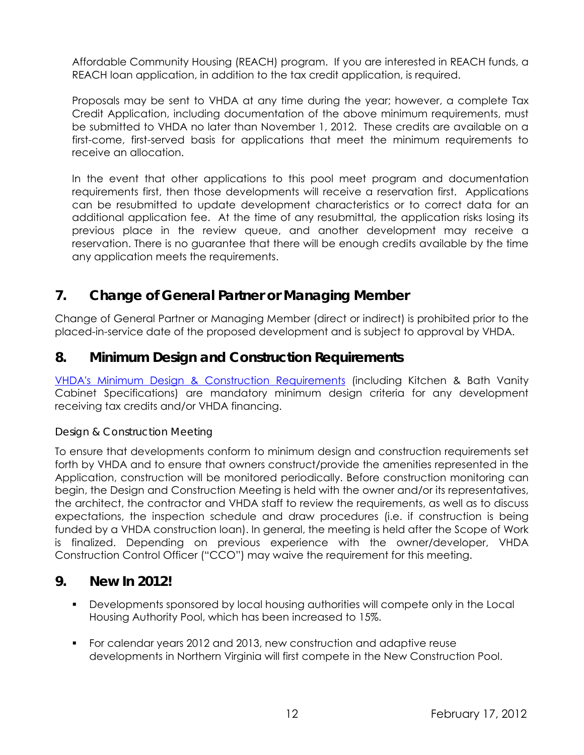Affordable Community Housing (REACH) program. If you are interested in REACH funds, a REACH loan application, in addition to the tax credit application, is required.

Proposals may be sent to VHDA at any time during the year; however, a complete Tax Credit Application, including documentation of the above minimum requirements, must be submitted to VHDA no later than November 1, 2012. These credits are available on a first-come, first-served basis for applications that meet the minimum requirements to receive an allocation.

In the event that other applications to this pool meet program and documentation requirements first, then those developments will receive a reservation first. Applications can be resubmitted to update development characteristics or to correct data for an additional application fee. At the time of any resubmittal, the application risks losing its previous place in the review queue, and another development may receive a reservation. There is no guarantee that there will be enough credits available by the time any application meets the requirements.

## 7. Change of General Partner or Managing Member

Change of General Partner or Managing Member (direct or indirect) is prohibited prior to the placed-in-service date of the proposed development and is subject to approval by VHDA.

## 8. Minimum Design and Construction Requirements

VHDA's Minimum Design & Construction Requirements (including Kitchen & Bath Vanity Cabinet Specifications) are mandatory minimum design criteria for any development receiving tax credits and/or VHDA financing.

### Design & Construction Meeting

To ensure that developments conform to minimum design and construction requirements set forth by VHDA and to ensure that owners construct/provide the amenities represented in the Application, construction will be monitored periodically. Before construction monitoring can begin, the Design and Construction Meeting is held with the owner and/or its representatives, the architect, the contractor and VHDA staff to review the requirements, as well as to discuss expectations, the inspection schedule and draw procedures (i.e. if construction is being funded by a VHDA construction loan). In general, the meeting is held after the Scope of Work is finalized. Depending on previous experience with the owner/developer, VHDA Construction Control Officer ("CCO") may waive the requirement for this meeting.

## 9. New In 2012!

- Developments sponsored by local housing authorities will compete only in the Local Housing Authority Pool, which has been increased to 15%.
- For calendar years 2012 and 2013, new construction and adaptive reuse developments in Northern Virginia will first compete in the New Construction Pool.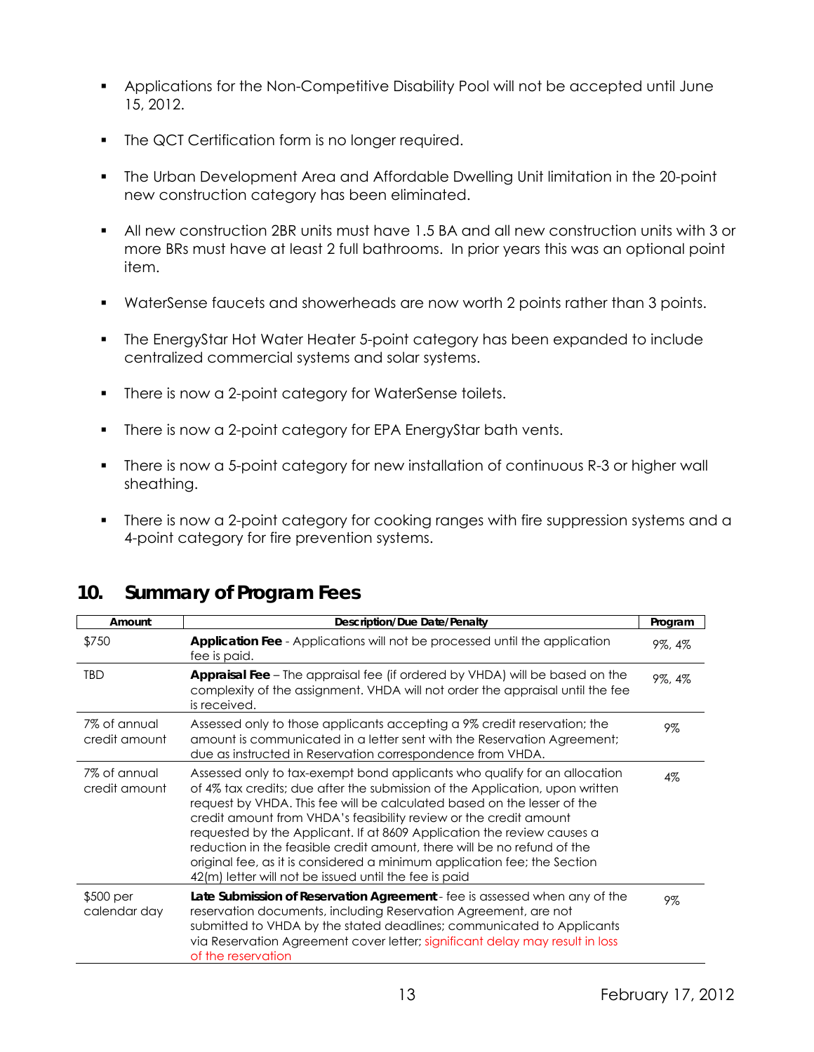- Applications for the Non-Competitive Disability Pool will not be accepted until June 15, 2012.
- The QCT Certification form is no longer required.
- The Urban Development Area and Affordable Dwelling Unit limitation in the 20-point new construction category has been eliminated.
- All new construction 2BR units must have 1.5 BA and all new construction units with 3 or more BRs must have at least 2 full bathrooms. In prior years this was an optional point item.
- WaterSense faucets and showerheads are now worth 2 points rather than 3 points.
- The EnergyStar Hot Water Heater 5-point category has been expanded to include centralized commercial systems and solar systems.
- There is now a 2-point category for WaterSense toilets.
- There is now a 2-point category for EPA EnergyStar bath vents.
- There is now a 5-point category for new installation of continuous R-3 or higher wall sheathing.
- There is now a 2-point category for cooking ranges with fire suppression systems and a 4-point category for fire prevention systems.

## 10. Summary of Program Fees

| Amount | Description/Due Date/Penalty | Program |
|---|---|---|
| $750 | **Application Fee** - Applications will not be processed until the application fee is paid. | 9%, 4% |
| TBD | **Appraisal Fee** – The appraisal fee (if ordered by VHDA) will be based on the complexity of the assignment. VHDA will not order the appraisal until the fee is received. | 9%, 4% |
| 7% of annual credit amount | Assessed only to those applicants accepting a 9% credit reservation; the amount is communicated in a letter sent with the Reservation Agreement; due as instructed in Reservation correspondence from VHDA. | 9% |
| 7% of annual credit amount | Assessed only to tax-exempt bond applicants who qualify for an allocation of 4% tax credits; due after the submission of the Application, upon written request by VHDA. This fee will be calculated based on the lesser of the credit amount from VHDA's feasibility review or the credit amount requested by the Applicant. If at 8609 Application the review causes a reduction in the feasible credit amount, there will be no refund of the original fee, as it is considered a minimum application fee; the Section 42(m) letter will not be issued until the fee is paid | 4% |
| $500 per calendar day | **Late Submission of Reservation Agreement** - fee is assessed when any of the reservation documents, including Reservation Agreement, are not submitted to VHDA by the stated deadlines; communicated to Applicants via Reservation Agreement cover letter; significant delay may result in loss of the reservation | 9% |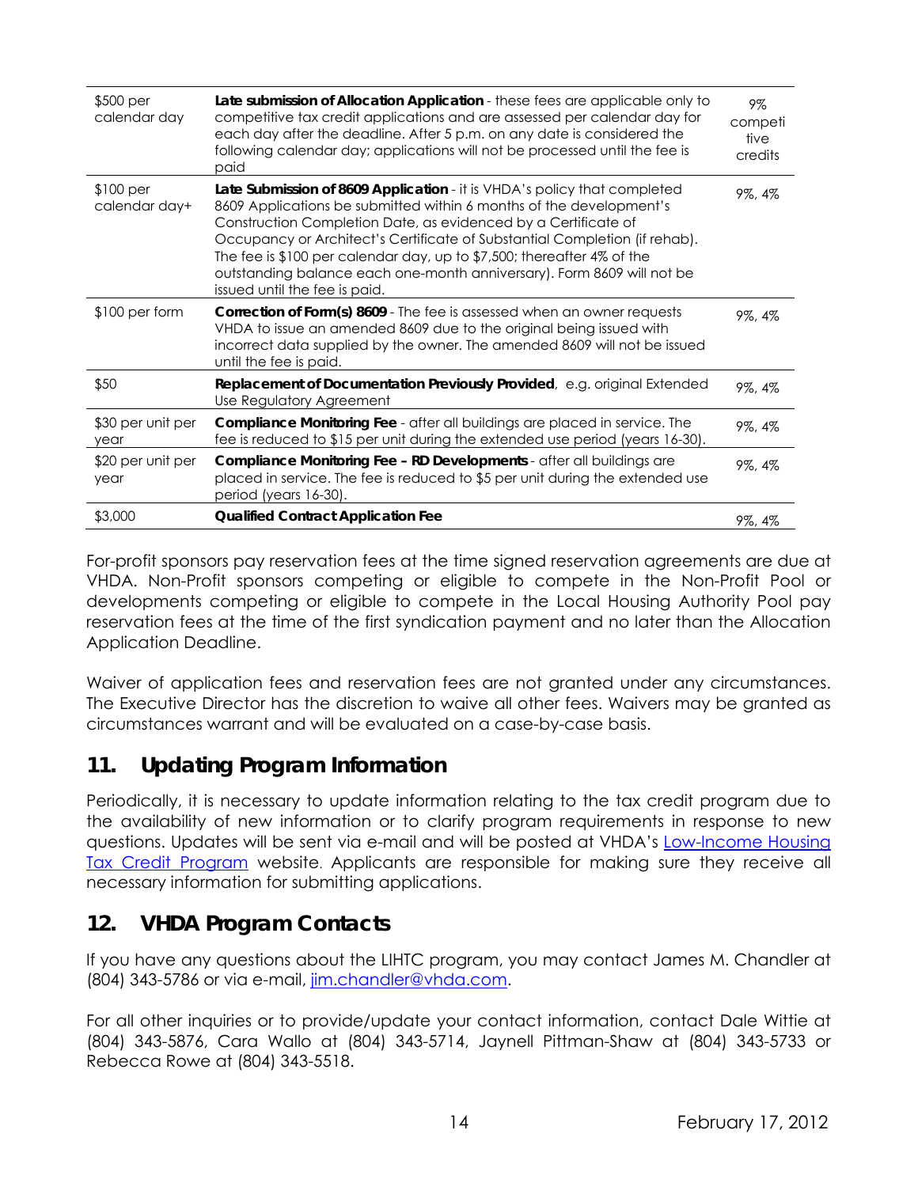| | | |
|---|---|---|
| $500 per calendar day | **Late submission of Allocation Application** - these fees are applicable only to competitive tax credit applications and are assessed per calendar day for each day after the deadline. After 5 p.m. on any date is considered the following calendar day; applications will not be processed until the fee is paid | 9% competitive credits |
| $100 per calendar day+ | **Late Submission of 8609 Application** - it is VHDA's policy that completed 8609 Applications be submitted within 6 months of the development's Construction Completion Date, as evidenced by a Certificate of Occupancy or Architect's Certificate of Substantial Completion (if rehab). The fee is $100 per calendar day, up to $7,500; thereafter 4% of the outstanding balance each one-month anniversary). Form 8609 will not be issued until the fee is paid. | 9%, 4% |
| $100 per form | **Correction of Form(s) 8609** - The fee is assessed when an owner requests VHDA to issue an amended 8609 due to the original being issued with incorrect data supplied by the owner. The amended 8609 will not be issued until the fee is paid. | 9%, 4% |
| $50 | **Replacement of Documentation Previously Provided**, e.g. original Extended Use Regulatory Agreement | 9%, 4% |
| $30 per unit per year | **Compliance Monitoring Fee** - after all buildings are placed in service. The fee is reduced to $15 per unit during the extended use period (years 16-30). | 9%, 4% |
| $20 per unit per year | **Compliance Monitoring Fee – RD Developments** - after all buildings are placed in service. The fee is reduced to $5 per unit during the extended use period (years 16-30). | 9%, 4% |
| $3,000 | **Qualified Contract Application Fee** | 9%, 4% |

For-profit sponsors pay reservation fees at the time signed reservation agreements are due at VHDA. Non-Profit sponsors competing or eligible to compete in the Non-Profit Pool or developments competing or eligible to compete in the Local Housing Authority Pool pay reservation fees at the time of the first syndication payment and no later than the Allocation Application Deadline.

Waiver of application fees and reservation fees are not granted under any circumstances. The Executive Director has the discretion to waive all other fees. Waivers may be granted as circumstances warrant and will be evaluated on a case-by-case basis.

## 11. Updating Program Information

Periodically, it is necessary to update information relating to the tax credit program due to the availability of new information or to clarify program requirements in response to new questions. Updates will be sent via e-mail and will be posted at VHDA's Low-Income Housing Tax Credit Program website. Applicants are responsible for making sure they receive all necessary information for submitting applications.

## 12. VHDA Program Contacts

If you have any questions about the LIHTC program, you may contact James M. Chandler at (804) 343-5786 or via e-mail, jim.chandler@vhda.com.

For all other inquiries or to provide/update your contact information, contact Dale Wittie at (804) 343-5876, Cara Wallo at (804) 343-5714, Jaynell Pittman-Shaw at (804) 343-5733 or Rebecca Rowe at (804) 343-5518.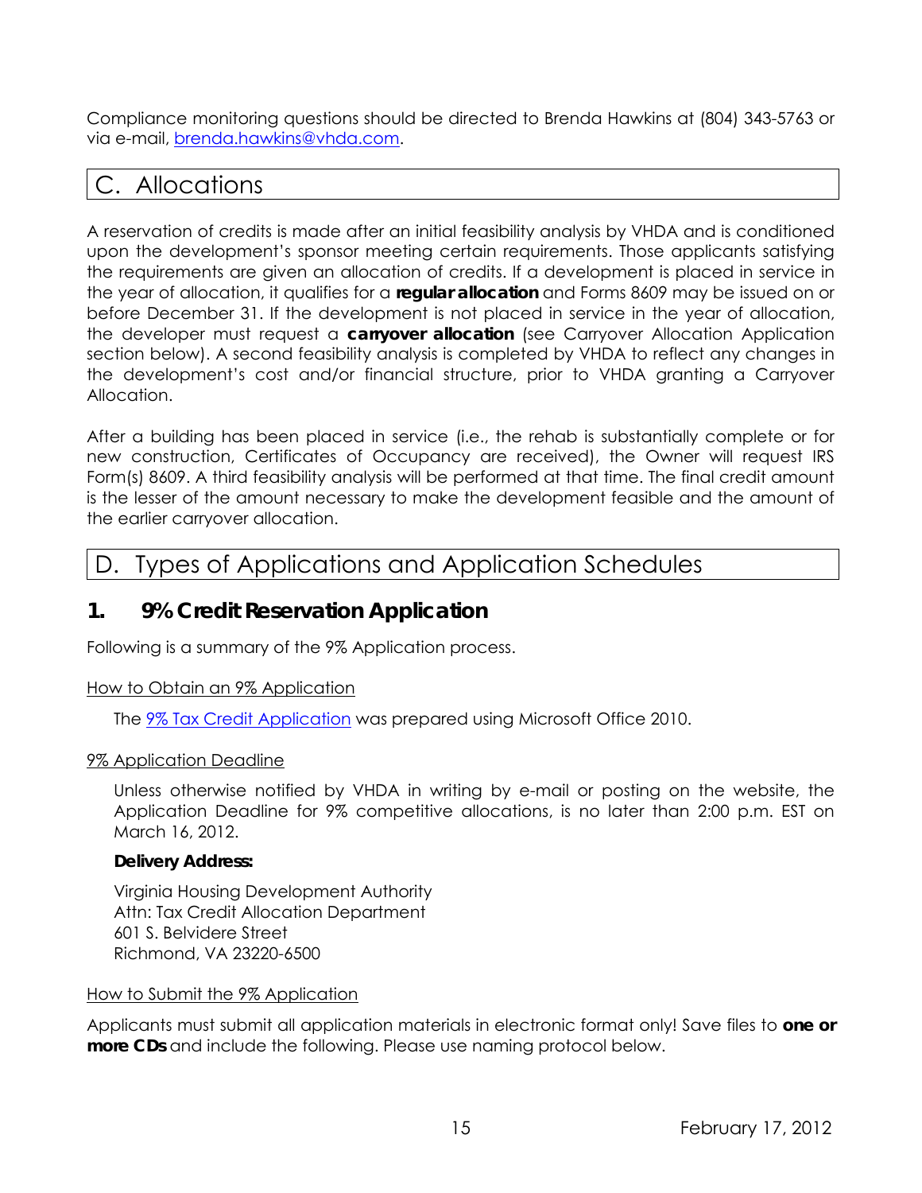Compliance monitoring questions should be directed to Brenda Hawkins at (804) 343-5763 or via e-mail, brenda.hawkins@vhda.com.

## C. Allocations

A reservation of credits is made after an initial feasibility analysis by VHDA and is conditioned upon the development's sponsor meeting certain requirements. Those applicants satisfying the requirements are given an allocation of credits. If a development is placed in service in the year of allocation, it qualifies for a **regular allocation** and Forms 8609 may be issued on or before December 31. If the development is not placed in service in the year of allocation, the developer must request a **carryover allocation** (see Carryover Allocation Application section below). A second feasibility analysis is completed by VHDA to reflect any changes in the development's cost and/or financial structure, prior to VHDA granting a Carryover Allocation.

After a building has been placed in service (i.e., the rehab is substantially complete or for new construction, Certificates of Occupancy are received), the Owner will request IRS Form(s) 8609. A third feasibility analysis will be performed at that time. The final credit amount is the lesser of the amount necessary to make the development feasible and the amount of the earlier carryover allocation.

## D. Types of Applications and Application Schedules

### 1. 9% Credit Reservation Application

Following is a summary of the 9% Application process.

How to Obtain an 9% Application

The 9% Tax Credit Application was prepared using Microsoft Office 2010.

9% Application Deadline

Unless otherwise notified by VHDA in writing by e-mail or posting on the website, the Application Deadline for 9% competitive allocations, is no later than 2:00 p.m. EST on March 16, 2012.

**Delivery Address:**

Virginia Housing Development Authority
Attn: Tax Credit Allocation Department
601 S. Belvidere Street
Richmond, VA 23220-6500

How to Submit the 9% Application

Applicants must submit all application materials in electronic format only! Save files to **one or more CDs** and include the following. Please use naming protocol below.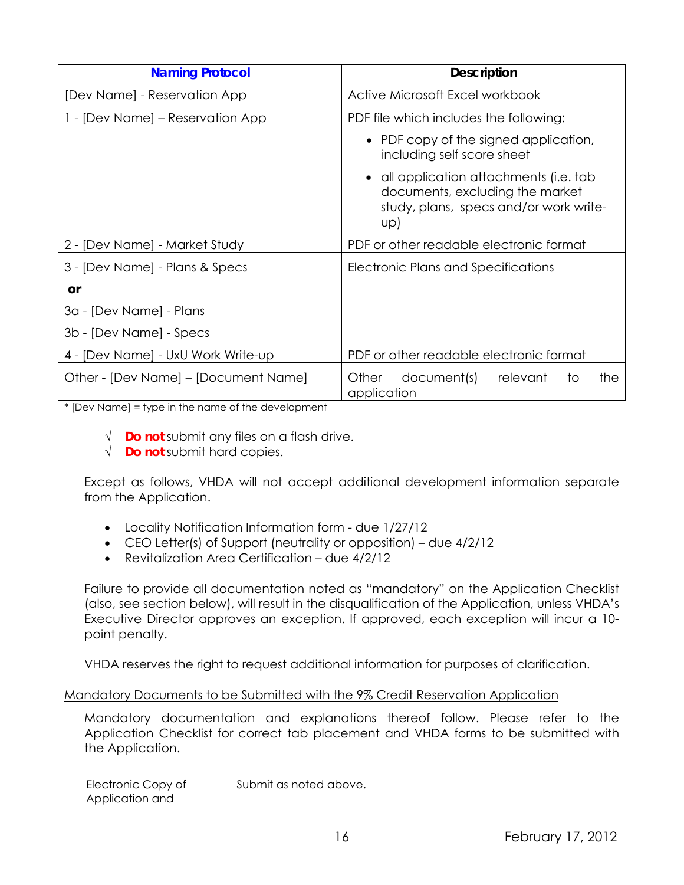| **Naming Protocol** | **Description** |
|---|---|
| [Dev Name] - Reservation App | Active Microsoft Excel workbook |
| 1 - [Dev Name] – Reservation App | PDF file which includes the following:<br>• PDF copy of the signed application, including self score sheet<br>• all application attachments (i.e. tab documents, excluding the market study, plans, specs and/or work write-up) |
| 2 - [Dev Name] - Market Study | PDF or other readable electronic format |
| 3 - [Dev Name] - Plans & Specs<br>**or**<br>3a - [Dev Name] - Plans<br>3b - [Dev Name] - Specs | Electronic Plans and Specifications |
| 4 - [Dev Name] - UxU Work Write-up | PDF or other readable electronic format |
| Other - [Dev Name] – [Document Name] | Other document(s) relevant to the application |

* [Dev Name] = type in the name of the development

- √ **Do not** submit any files on a flash drive.
- √ **Do not** submit hard copies.

Except as follows, VHDA will not accept additional development information separate from the Application.

- Locality Notification Information form - due 1/27/12
- CEO Letter(s) of Support (neutrality or opposition) – due 4/2/12
- Revitalization Area Certification – due 4/2/12

Failure to provide all documentation noted as "mandatory" on the Application Checklist (also, see section below), will result in the disqualification of the Application, unless VHDA's Executive Director approves an exception. If approved, each exception will incur a 10-point penalty.

VHDA reserves the right to request additional information for purposes of clarification.

<u>Mandatory Documents to be Submitted with the 9% Credit Reservation Application</u>

Mandatory documentation and explanations thereof follow. Please refer to the Application Checklist for correct tab placement and VHDA forms to be submitted with the Application.

| | |
|---|---|
| Electronic Copy of Application and | Submit as noted above. |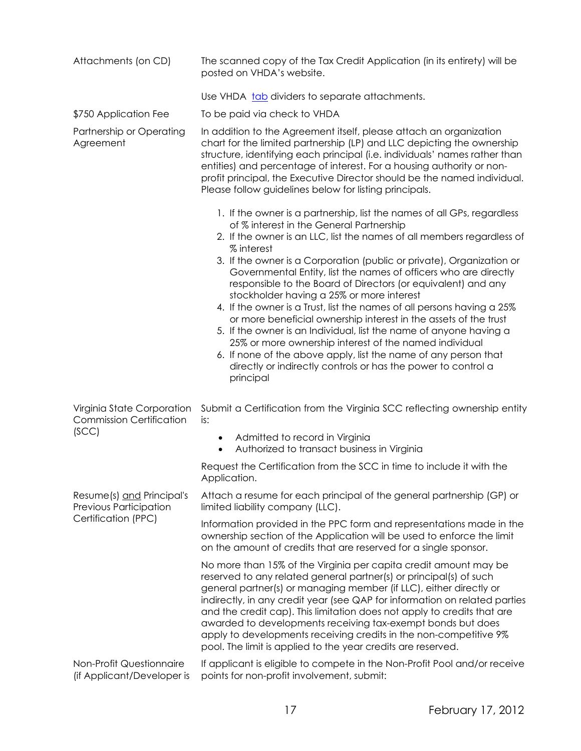| | |
|---|---|
| Attachments (on CD) | The scanned copy of the Tax Credit Application (in its entirety) will be posted on VHDA's website.<br><br>Use VHDA tab dividers to separate attachments. |
| $750 Application Fee | To be paid via check to VHDA |
| Partnership or Operating Agreement | In addition to the Agreement itself, please attach an organization chart for the limited partnership (LP) and LLC depicting the ownership structure, identifying each principal (i.e. individuals' names rather than entities) and percentage of interest. For a housing authority or non-profit principal, the Executive Director should be the named individual. Please follow guidelines below for listing principals.<br><br>1. If the owner is a partnership, list the names of all GPs, regardless of % interest in the General Partnership<br>2. If the owner is an LLC, list the names of all members regardless of % interest<br>3. If the owner is a Corporation (public or private), Organization or Governmental Entity, list the names of officers who are directly responsible to the Board of Directors (or equivalent) and any stockholder having a 25% or more interest<br>4. If the owner is a Trust, list the names of all persons having a 25% or more beneficial ownership interest in the assets of the trust<br>5. If the owner is an Individual, list the name of anyone having a 25% or more ownership interest of the named individual<br>6. If none of the above apply, list the name of any person that directly or indirectly controls or has the power to control a principal |
| Virginia State Corporation Commission Certification (SCC) | Submit a Certification from the Virginia SCC reflecting ownership entity is:<br><br>• Admitted to record in Virginia<br>• Authorized to transact business in Virginia<br><br>Request the Certification from the SCC in time to include it with the Application. |
| Resume(s) and Principal's Previous Participation Certification (PPC) | Attach a resume for each principal of the general partnership (GP) or limited liability company (LLC).<br><br>Information provided in the PPC form and representations made in the ownership section of the Application will be used to enforce the limit on the amount of credits that are reserved for a single sponsor.<br><br>No more than 15% of the Virginia per capita credit amount may be reserved to any related general partner(s) or principal(s) of such general partner(s) or managing member (if LLC), either directly or indirectly, in any credit year (see QAP for information on related parties and the credit cap). This limitation does not apply to credits that are awarded to developments receiving tax-exempt bonds but does apply to developments receiving credits in the non-competitive 9% pool. The limit is applied to the year credits are reserved. |
| Non-Profit Questionnaire (if Applicant/Developer is | If applicant is eligible to compete in the Non-Profit Pool and/or receive points for non-profit involvement, submit: |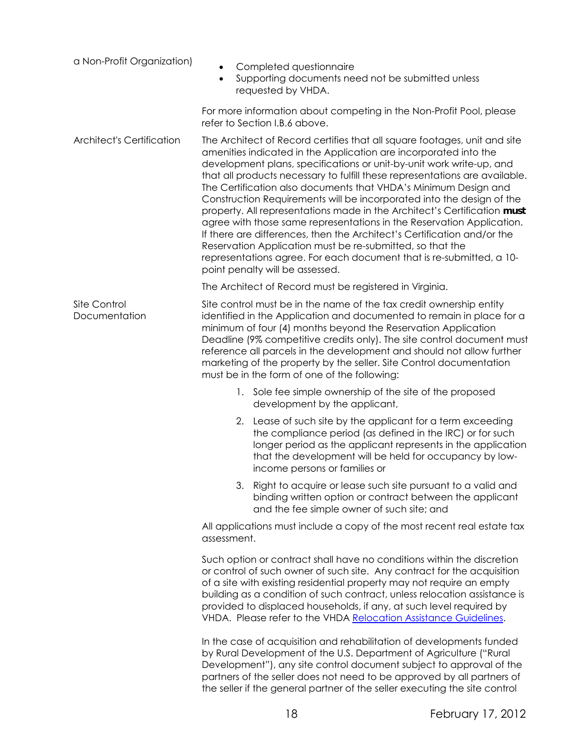a Non-Profit Organization)

- Completed questionnaire
- Supporting documents need not be submitted unless requested by VHDA.

For more information about competing in the Non-Profit Pool, please refer to Section I.B.6 above.

**Architect's Certification**

The Architect of Record certifies that all square footages, unit and site amenities indicated in the Application are incorporated into the development plans, specifications or unit-by-unit work write-up, and that all products necessary to fulfill these representations are available. The Certification also documents that VHDA's Minimum Design and Construction Requirements will be incorporated into the design of the property. All representations made in the Architect's Certification **must** agree with those same representations in the Reservation Application. If there are differences, then the Architect's Certification and/or the Reservation Application must be re-submitted, so that the representations agree. For each document that is re-submitted, a 10-point penalty will be assessed.

The Architect of Record must be registered in Virginia.

**Site Control Documentation**

Site control must be in the name of the tax credit ownership entity identified in the Application and documented to remain in place for a minimum of four (4) months beyond the Reservation Application Deadline (9% competitive credits only). The site control document must reference all parcels in the development and should not allow further marketing of the property by the seller. Site Control documentation must be in the form of one of the following:

1. Sole fee simple ownership of the site of the proposed development by the applicant,
2. Lease of such site by the applicant for a term exceeding the compliance period (as defined in the IRC) or for such longer period as the applicant represents in the application that the development will be held for occupancy by low-income persons or families or
3. Right to acquire or lease such site pursuant to a valid and binding written option or contract between the applicant and the fee simple owner of such site; and

All applications must include a copy of the most recent real estate tax assessment.

Such option or contract shall have no conditions within the discretion or control of such owner of such site. Any contract for the acquisition of a site with existing residential property may not require an empty building as a condition of such contract, unless relocation assistance is provided to displaced households, if any, at such level required by VHDA. Please refer to the VHDA Relocation Assistance Guidelines.

In the case of acquisition and rehabilitation of developments funded by Rural Development of the U.S. Department of Agriculture ("Rural Development"), any site control document subject to approval of the partners of the seller does not need to be approved by all partners of the seller if the general partner of the seller executing the site control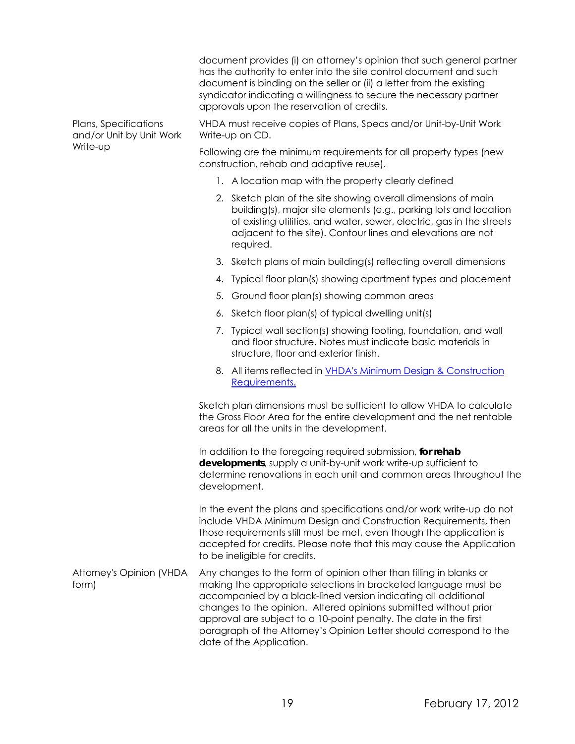document provides (i) an attorney's opinion that such general partner has the authority to enter into the site control document and such document is binding on the seller or (ii) a letter from the existing syndicator indicating a willingness to secure the necessary partner approvals upon the reservation of credits.

**Plans, Specifications and/or Unit by Unit Work Write-up**

VHDA must receive copies of Plans, Specs and/or Unit-by-Unit Work Write-up on CD.

Following are the minimum requirements for all property types (new construction, rehab and adaptive reuse).

1. A location map with the property clearly defined
2. Sketch plan of the site showing overall dimensions of main building(s), major site elements (e.g., parking lots and location of existing utilities, and water, sewer, electric, gas in the streets adjacent to the site). Contour lines and elevations are not required.
3. Sketch plans of main building(s) reflecting overall dimensions
4. Typical floor plan(s) showing apartment types and placement
5. Ground floor plan(s) showing common areas
6. Sketch floor plan(s) of typical dwelling unit(s)
7. Typical wall section(s) showing footing, foundation, and wall and floor structure. Notes must indicate basic materials in structure, floor and exterior finish.
8. All items reflected in [VHDA's Minimum Design & Construction Requirements.]()

Sketch plan dimensions must be sufficient to allow VHDA to calculate the Gross Floor Area for the entire development and the net rentable areas for all the units in the development.

In addition to the foregoing required submission, ***for rehab developments***, supply a unit-by-unit work write-up sufficient to determine renovations in each unit and common areas throughout the development.

In the event the plans and specifications and/or work write-up do not include VHDA Minimum Design and Construction Requirements, then those requirements still must be met, even though the application is accepted for credits. Please note that this may cause the Application to be ineligible for credits.

**Attorney's Opinion (VHDA form)**

Any changes to the form of opinion other than filling in blanks or making the appropriate selections in bracketed language must be accompanied by a black-lined version indicating all additional changes to the opinion. Altered opinions submitted without prior approval are subject to a 10-point penalty. The date in the first paragraph of the Attorney's Opinion Letter should correspond to the date of the Application.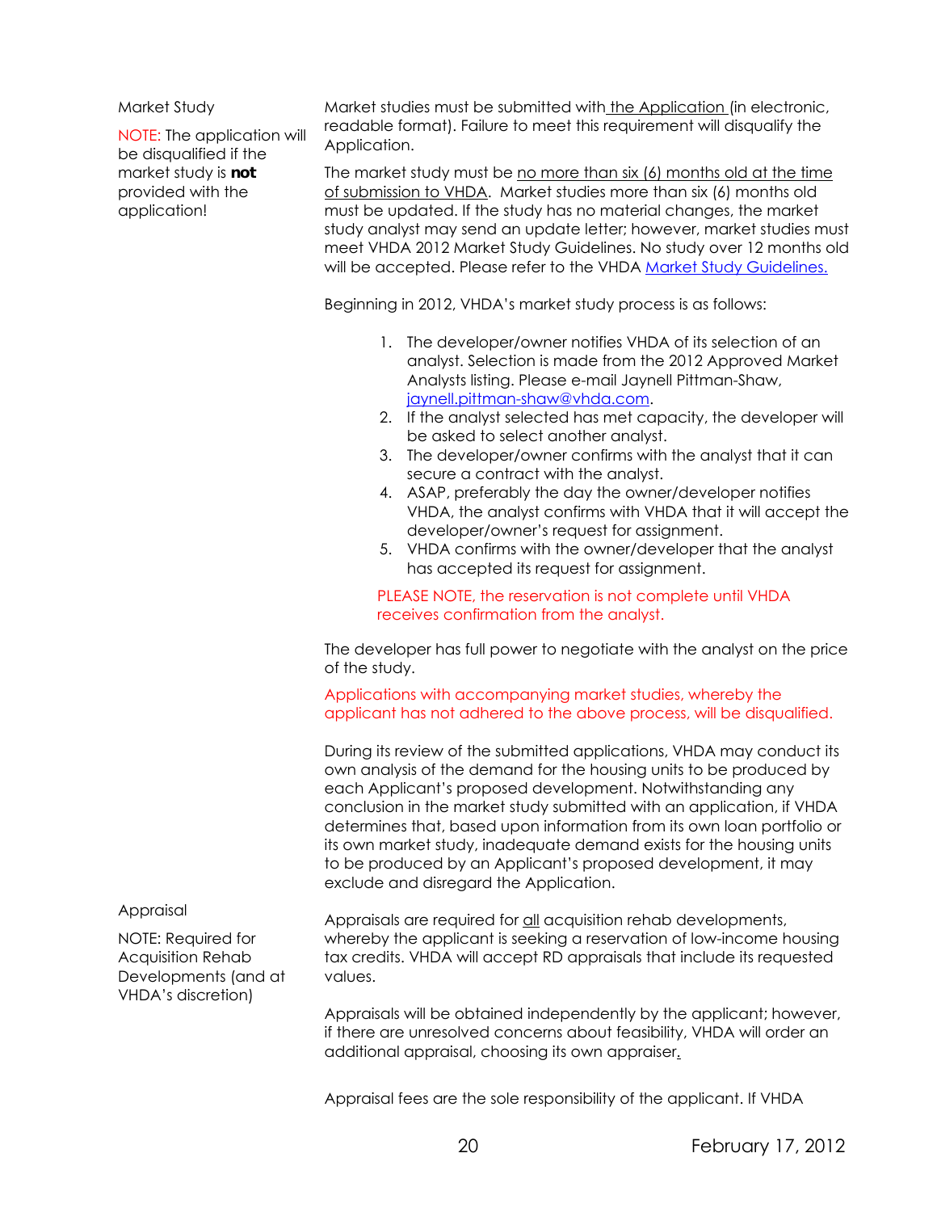### Market Study

NOTE: The application will be disqualified if the market study is **not** provided with the application!

Market studies must be submitted with the Application (in electronic, readable format). Failure to meet this requirement will disqualify the Application.

The market study must be no more than six (6) months old at the time of submission to VHDA. Market studies more than six (6) months old must be updated. If the study has no material changes, the market study analyst may send an update letter; however, market studies must meet VHDA 2012 Market Study Guidelines. No study over 12 months old will be accepted. Please refer to the VHDA [Market Study Guidelines.](#)

Beginning in 2012, VHDA's market study process is as follows:

1. The developer/owner notifies VHDA of its selection of an analyst. Selection is made from the 2012 Approved Market Analysts listing. Please e-mail Jaynell Pittman-Shaw, jaynell.pittman-shaw@vhda.com.
2. If the analyst selected has met capacity, the developer will be asked to select another analyst.
3. The developer/owner confirms with the analyst that it can secure a contract with the analyst.
4. ASAP, preferably the day the owner/developer notifies VHDA, the analyst confirms with VHDA that it will accept the developer/owner's request for assignment.
5. VHDA confirms with the owner/developer that the analyst has accepted its request for assignment.

PLEASE NOTE, the reservation is not complete until VHDA receives confirmation from the analyst.

The developer has full power to negotiate with the analyst on the price of the study.

Applications with accompanying market studies, whereby the applicant has not adhered to the above process, will be disqualified.

During its review of the submitted applications, VHDA may conduct its own analysis of the demand for the housing units to be produced by each Applicant's proposed development. Notwithstanding any conclusion in the market study submitted with an application, if VHDA determines that, based upon information from its own loan portfolio or its own market study, inadequate demand exists for the housing units to be produced by an Applicant's proposed development, it may exclude and disregard the Application.

### Appraisal

NOTE: Required for Acquisition Rehab Developments (and at VHDA's discretion)

Appraisals are required for all acquisition rehab developments, whereby the applicant is seeking a reservation of low-income housing tax credits. VHDA will accept RD appraisals that include its requested values.

Appraisals will be obtained independently by the applicant; however, if there are unresolved concerns about feasibility, VHDA will order an additional appraisal, choosing its own appraiser.

Appraisal fees are the sole responsibility of the applicant. If VHDA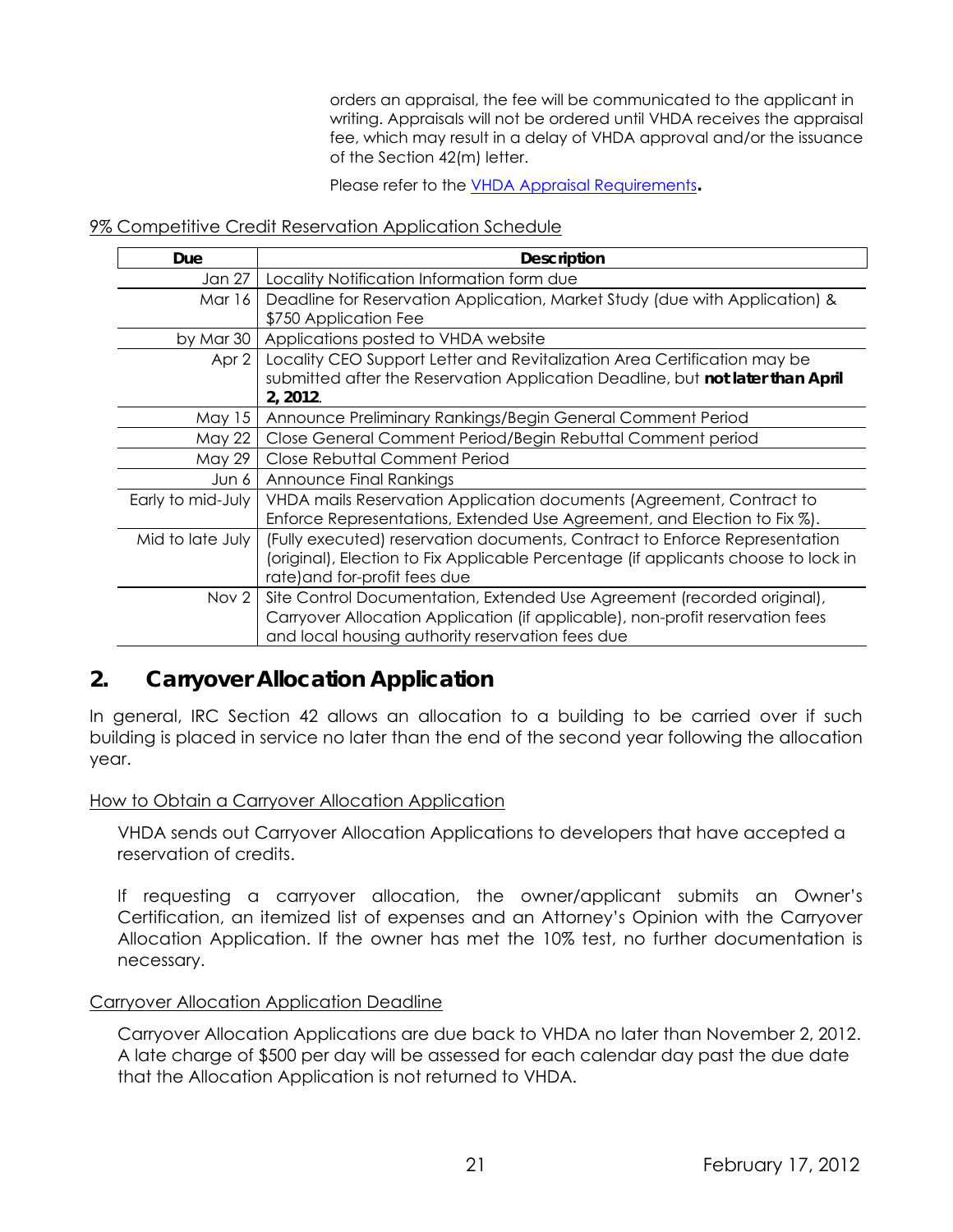orders an appraisal, the fee will be communicated to the applicant in writing. Appraisals will not be ordered until VHDA receives the appraisal fee, which may result in a delay of VHDA approval and/or the issuance of the Section 42(m) letter.

Please refer to the VHDA Appraisal Requirements**.**

9% Competitive Credit Reservation Application Schedule

| Due | Description |
|---|---|
| Jan 27 | Locality Notification Information form due |
| Mar 16 | Deadline for Reservation Application, Market Study (due with Application) & $750 Application Fee |
| by Mar 30 | Applications posted to VHDA website |
| Apr 2 | Locality CEO Support Letter and Revitalization Area Certification may be submitted after the Reservation Application Deadline, but **not later than April 2, 2012**. |
| May 15 | Announce Preliminary Rankings/Begin General Comment Period |
| May 22 | Close General Comment Period/Begin Rebuttal Comment period |
| May 29 | Close Rebuttal Comment Period |
| Jun 6 | Announce Final Rankings |
| Early to mid-July | VHDA mails Reservation Application documents (Agreement, Contract to Enforce Representations, Extended Use Agreement, and Election to Fix %). |
| Mid to late July | (Fully executed) reservation documents, Contract to Enforce Representation (original), Election to Fix Applicable Percentage (if applicants choose to lock in rate)and for-profit fees due |
| Nov 2 | Site Control Documentation, Extended Use Agreement (recorded original), Carryover Allocation Application (if applicable), non-profit reservation fees and local housing authority reservation fees due |

## 2. Carryover Allocation Application

In general, IRC Section 42 allows an allocation to a building to be carried over if such building is placed in service no later than the end of the second year following the allocation year.

How to Obtain a Carryover Allocation Application

VHDA sends out Carryover Allocation Applications to developers that have accepted a reservation of credits.

If requesting a carryover allocation, the owner/applicant submits an Owner's Certification, an itemized list of expenses and an Attorney's Opinion with the Carryover Allocation Application. If the owner has met the 10% test, no further documentation is necessary.

Carryover Allocation Application Deadline

Carryover Allocation Applications are due back to VHDA no later than November 2, 2012. A late charge of $500 per day will be assessed for each calendar day past the due date that the Allocation Application is not returned to VHDA.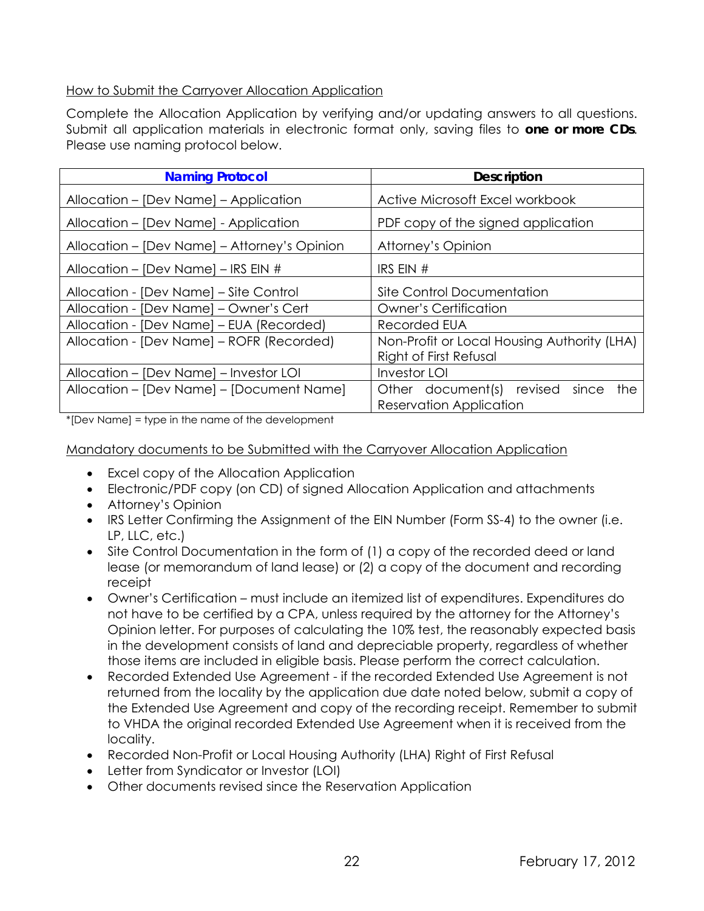How to Submit the Carryover Allocation Application

Complete the Allocation Application by verifying and/or updating answers to all questions. Submit all application materials in electronic format only, saving files to **one or more CDs**. Please use naming protocol below.

| Naming Protocol | Description |
|---|---|
| Allocation – [Dev Name] – Application | Active Microsoft Excel workbook |
| Allocation – [Dev Name] - Application | PDF copy of the signed application |
| Allocation – [Dev Name] – Attorney's Opinion | Attorney's Opinion |
| Allocation – [Dev Name] – IRS EIN # | IRS EIN # |
| Allocation - [Dev Name] – Site Control | Site Control Documentation |
| Allocation - [Dev Name] – Owner's Cert | Owner's Certification |
| Allocation - [Dev Name] – EUA (Recorded) | Recorded EUA |
| Allocation - [Dev Name] – ROFR (Recorded) | Non-Profit or Local Housing Authority (LHA) Right of First Refusal |
| Allocation – [Dev Name] – Investor LOI | Investor LOI |
| Allocation – [Dev Name] – [Document Name] | Other document(s) revised since the Reservation Application |

*[Dev Name] = type in the name of the development

Mandatory documents to be Submitted with the Carryover Allocation Application

- Excel copy of the Allocation Application
- Electronic/PDF copy (on CD) of signed Allocation Application and attachments
- Attorney's Opinion
- IRS Letter Confirming the Assignment of the EIN Number (Form SS-4) to the owner (i.e. LP, LLC, etc.)
- Site Control Documentation in the form of (1) a copy of the recorded deed or land lease (or memorandum of land lease) or (2) a copy of the document and recording receipt
- Owner's Certification – must include an itemized list of expenditures. Expenditures do not have to be certified by a CPA, unless required by the attorney for the Attorney's Opinion letter. For purposes of calculating the 10% test, the reasonably expected basis in the development consists of land and depreciable property, regardless of whether those items are included in eligible basis. Please perform the correct calculation.
- Recorded Extended Use Agreement - if the recorded Extended Use Agreement is not returned from the locality by the application due date noted below, submit a copy of the Extended Use Agreement and copy of the recording receipt. Remember to submit to VHDA the original recorded Extended Use Agreement when it is received from the locality.
- Recorded Non-Profit or Local Housing Authority (LHA) Right of First Refusal
- Letter from Syndicator or Investor (LOI)
- Other documents revised since the Reservation Application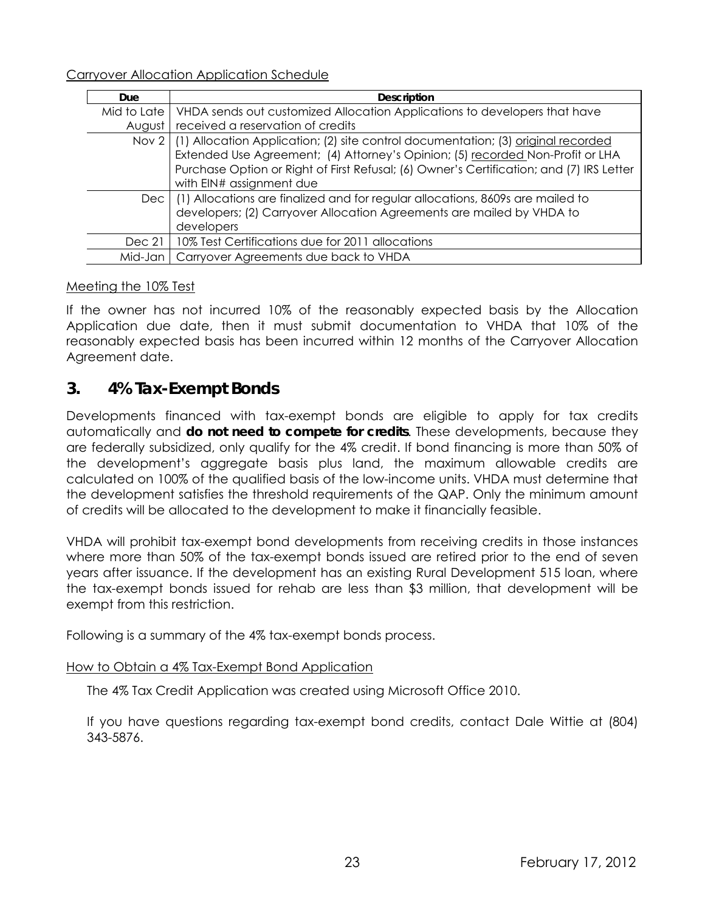Carryover Allocation Application Schedule

| Due | Description |
|---|---|
| Mid to Late August | VHDA sends out customized Allocation Applications to developers that have received a reservation of credits |
| Nov 2 | (1) Allocation Application; (2) site control documentation; (3) original recorded Extended Use Agreement; (4) Attorney's Opinion; (5) recorded Non-Profit or LHA Purchase Option or Right of First Refusal; (6) Owner's Certification; and (7) IRS Letter with EIN# assignment due |
| Dec | (1) Allocations are finalized and for regular allocations, 8609s are mailed to developers; (2) Carryover Allocation Agreements are mailed by VHDA to developers |
| Dec 21 | 10% Test Certifications due for 2011 allocations |
| Mid-Jan | Carryover Agreements due back to VHDA |

Meeting the 10% Test

If the owner has not incurred 10% of the reasonably expected basis by the Allocation Application due date, then it must submit documentation to VHDA that 10% of the reasonably expected basis has been incurred within 12 months of the Carryover Allocation Agreement date.

## 3. 4% Tax-Exempt Bonds

Developments financed with tax-exempt bonds are eligible to apply for tax credits automatically and **do not need to compete for credits**. These developments, because they are federally subsidized, only qualify for the 4% credit. If bond financing is more than 50% of the development's aggregate basis plus land, the maximum allowable credits are calculated on 100% of the qualified basis of the low-income units. VHDA must determine that the development satisfies the threshold requirements of the QAP. Only the minimum amount of credits will be allocated to the development to make it financially feasible.

VHDA will prohibit tax-exempt bond developments from receiving credits in those instances where more than 50% of the tax-exempt bonds issued are retired prior to the end of seven years after issuance. If the development has an existing Rural Development 515 loan, where the tax-exempt bonds issued for rehab are less than $3 million, that development will be exempt from this restriction.

Following is a summary of the 4% tax-exempt bonds process.

How to Obtain a 4% Tax-Exempt Bond Application

The 4% Tax Credit Application was created using Microsoft Office 2010.

If you have questions regarding tax-exempt bond credits, contact Dale Wittie at (804) 343-5876.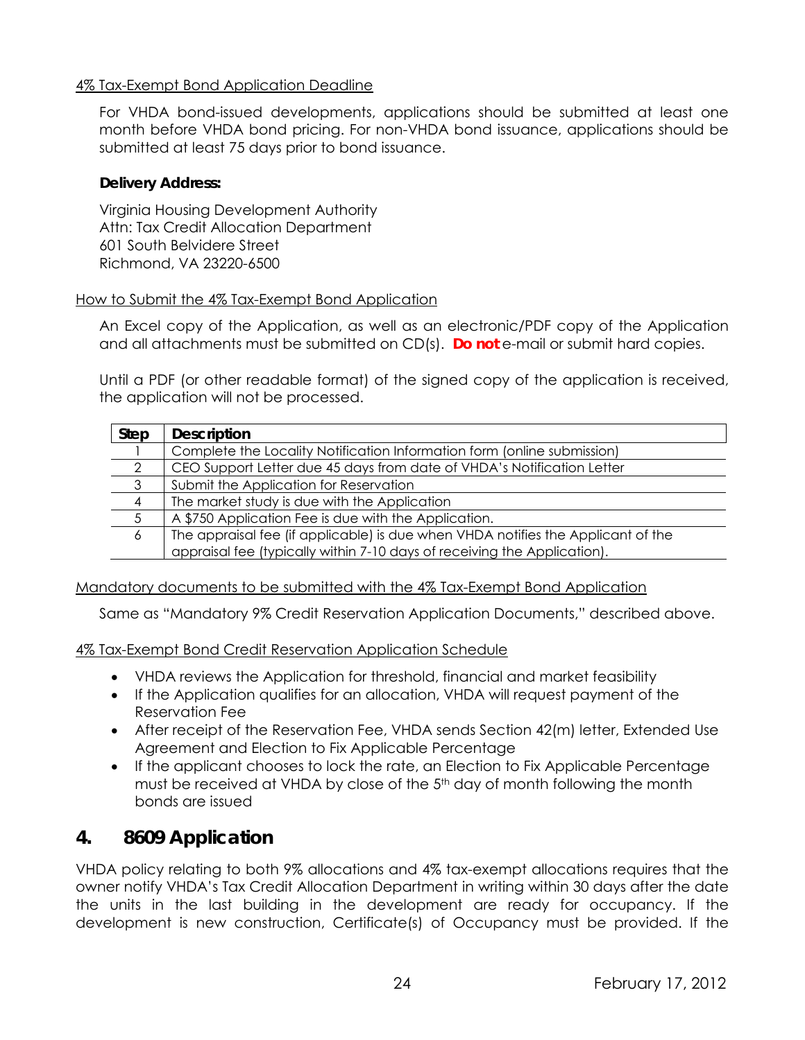4% Tax-Exempt Bond Application Deadline

For VHDA bond-issued developments, applications should be submitted at least one month before VHDA bond pricing. For non-VHDA bond issuance, applications should be submitted at least 75 days prior to bond issuance.

**Delivery Address:**

Virginia Housing Development Authority
Attn: Tax Credit Allocation Department
601 South Belvidere Street
Richmond, VA 23220-6500

How to Submit the 4% Tax-Exempt Bond Application

An Excel copy of the Application, as well as an electronic/PDF copy of the Application and all attachments must be submitted on CD(s). **Do not** e-mail or submit hard copies.

Until a PDF (or other readable format) of the signed copy of the application is received, the application will not be processed.

| Step | Description |
|---|---|
| 1 | Complete the Locality Notification Information form (online submission) |
| 2 | CEO Support Letter due 45 days from date of VHDA's Notification Letter |
| 3 | Submit the Application for Reservation |
| 4 | The market study is due with the Application |
| 5 | A $750 Application Fee is due with the Application. |
| 6 | The appraisal fee (if applicable) is due when VHDA notifies the Applicant of the appraisal fee (typically within 7-10 days of receiving the Application). |

Mandatory documents to be submitted with the 4% Tax-Exempt Bond Application

Same as "Mandatory 9% Credit Reservation Application Documents," described above.

4% Tax-Exempt Bond Credit Reservation Application Schedule

- VHDA reviews the Application for threshold, financial and market feasibility
- If the Application qualifies for an allocation, VHDA will request payment of the Reservation Fee
- After receipt of the Reservation Fee, VHDA sends Section 42(m) letter, Extended Use Agreement and Election to Fix Applicable Percentage
- If the applicant chooses to lock the rate, an Election to Fix Applicable Percentage must be received at VHDA by close of the 5th day of month following the month bonds are issued

## 4. 8609 Application

VHDA policy relating to both 9% allocations and 4% tax-exempt allocations requires that the owner notify VHDA's Tax Credit Allocation Department in writing within 30 days after the date the units in the last building in the development are ready for occupancy. If the development is new construction, Certificate(s) of Occupancy must be provided. If the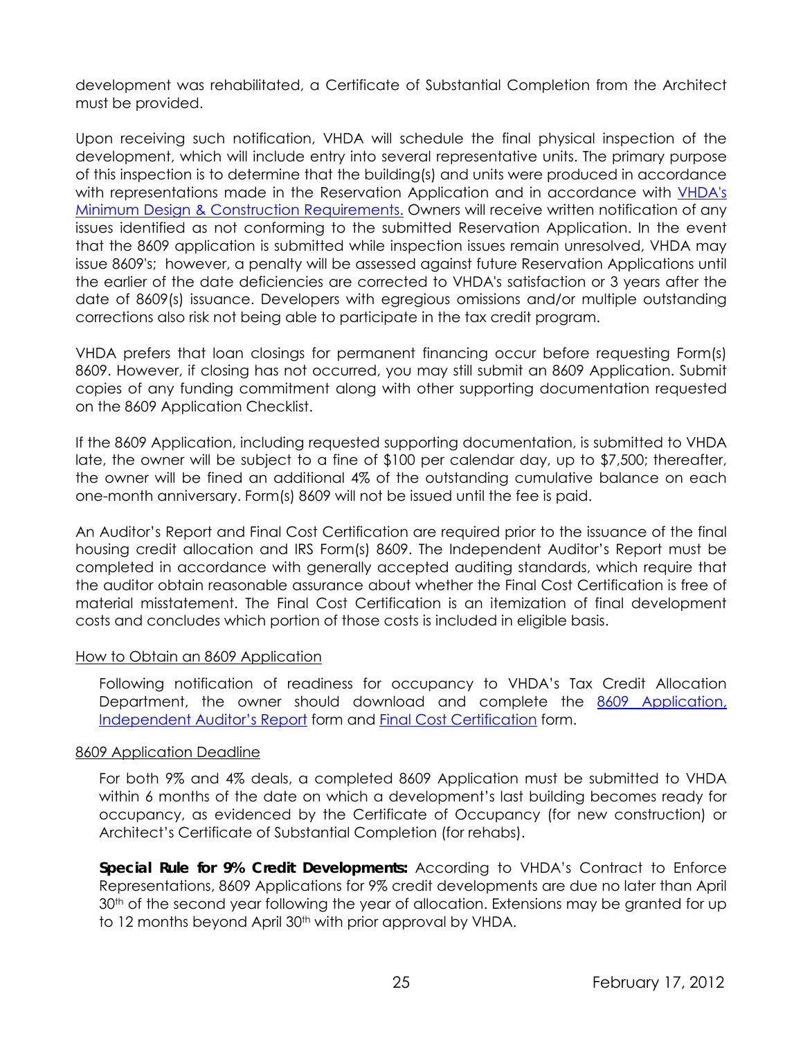development was rehabilitated, a Certificate of Substantial Completion from the Architect must be provided.

Upon receiving such notification, VHDA will schedule the final physical inspection of the development, which will include entry into several representative units. The primary purpose of this inspection is to determine that the building(s) and units were produced in accordance with representations made in the Reservation Application and in accordance with VHDA's Minimum Design & Construction Requirements. Owners will receive written notification of any issues identified as not conforming to the submitted Reservation Application. In the event that the 8609 application is submitted while inspection issues remain unresolved, VHDA may issue 8609's; however, a penalty will be assessed against future Reservation Applications until the earlier of the date deficiencies are corrected to VHDA's satisfaction or 3 years after the date of 8609(s) issuance. Developers with egregious omissions and/or multiple outstanding corrections also risk not being able to participate in the tax credit program.

VHDA prefers that loan closings for permanent financing occur before requesting Form(s) 8609. However, if closing has not occurred, you may still submit an 8609 Application. Submit copies of any funding commitment along with other supporting documentation requested on the 8609 Application Checklist.

If the 8609 Application, including requested supporting documentation, is submitted to VHDA late, the owner will be subject to a fine of $100 per calendar day, up to $7,500; thereafter, the owner will be fined an additional 4% of the outstanding cumulative balance on each one-month anniversary. Form(s) 8609 will not be issued until the fee is paid.

An Auditor's Report and Final Cost Certification are required prior to the issuance of the final housing credit allocation and IRS Form(s) 8609. The Independent Auditor's Report must be completed in accordance with generally accepted auditing standards, which require that the auditor obtain reasonable assurance about whether the Final Cost Certification is free of material misstatement. The Final Cost Certification is an itemization of final development costs and concludes which portion of those costs is included in eligible basis.

How to Obtain an 8609 Application

Following notification of readiness for occupancy to VHDA's Tax Credit Allocation Department, the owner should download and complete the 8609 Application, Independent Auditor's Report form and Final Cost Certification form.

8609 Application Deadline

For both 9% and 4% deals, a completed 8609 Application must be submitted to VHDA within 6 months of the date on which a development's last building becomes ready for occupancy, as evidenced by the Certificate of Occupancy (for new construction) or Architect's Certificate of Substantial Completion (for rehabs).

**Special Rule for 9% Credit Developments:** According to VHDA's Contract to Enforce Representations, 8609 Applications for 9% credit developments are due no later than April 30th of the second year following the year of allocation. Extensions may be granted for up to 12 months beyond April 30th with prior approval by VHDA.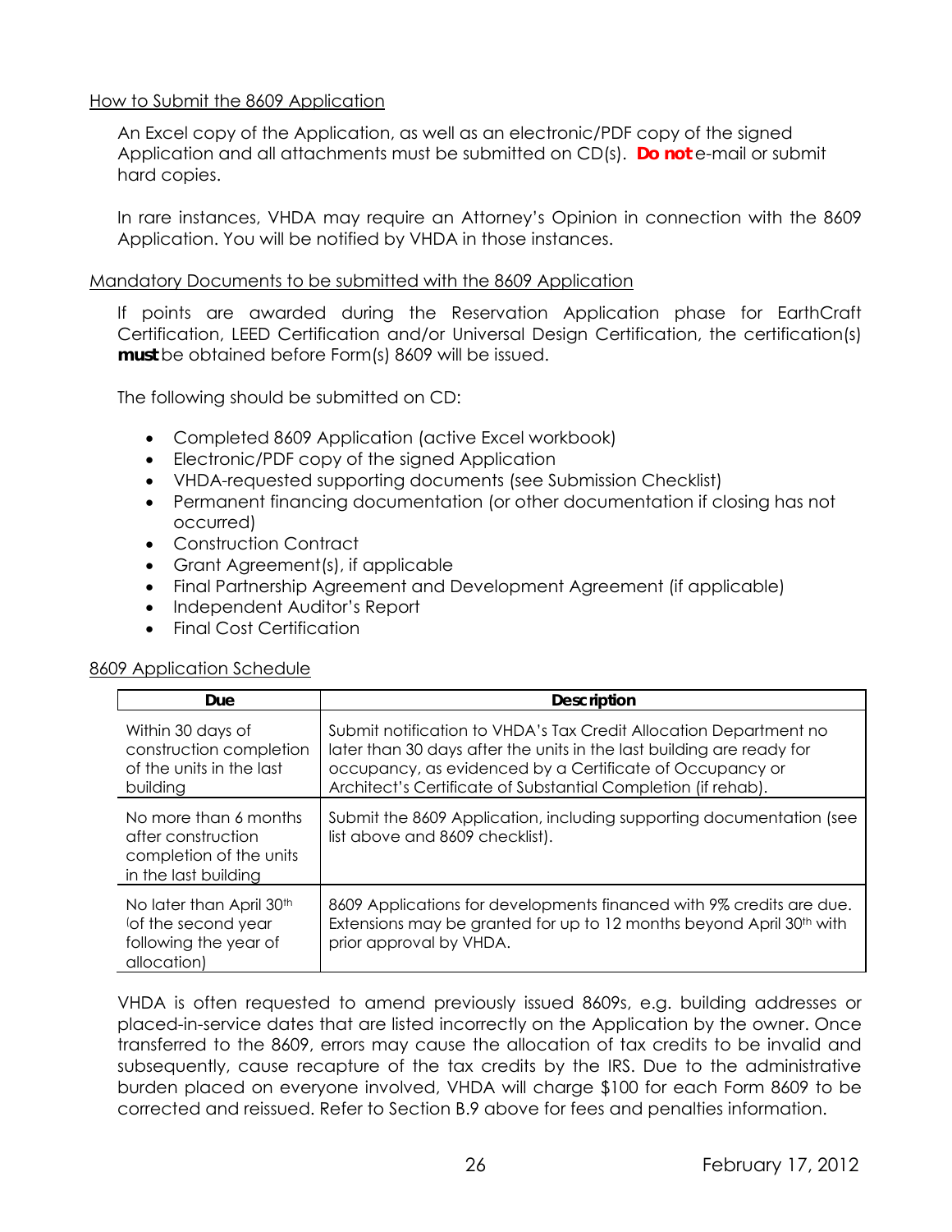How to Submit the 8609 Application

An Excel copy of the Application, as well as an electronic/PDF copy of the signed Application and all attachments must be submitted on CD(s). **Do not** e-mail or submit hard copies.

In rare instances, VHDA may require an Attorney's Opinion in connection with the 8609 Application. You will be notified by VHDA in those instances.

Mandatory Documents to be submitted with the 8609 Application

If points are awarded during the Reservation Application phase for EarthCraft Certification, LEED Certification and/or Universal Design Certification, the certification(s) **must** be obtained before Form(s) 8609 will be issued.

The following should be submitted on CD:

- Completed 8609 Application (active Excel workbook)
- Electronic/PDF copy of the signed Application
- VHDA-requested supporting documents (see Submission Checklist)
- Permanent financing documentation (or other documentation if closing has not occurred)
- Construction Contract
- Grant Agreement(s), if applicable
- Final Partnership Agreement and Development Agreement (if applicable)
- Independent Auditor's Report
- Final Cost Certification

8609 Application Schedule

| Due | Description |
|---|---|
| Within 30 days of construction completion of the units in the last building | Submit notification to VHDA's Tax Credit Allocation Department no later than 30 days after the units in the last building are ready for occupancy, as evidenced by a Certificate of Occupancy or Architect's Certificate of Substantial Completion (if rehab). |
| No more than 6 months after construction completion of the units in the last building | Submit the 8609 Application, including supporting documentation (see list above and 8609 checklist). |
| No later than April 30th (of the second year following the year of allocation) | 8609 Applications for developments financed with 9% credits are due. Extensions may be granted for up to 12 months beyond April 30th with prior approval by VHDA. |

VHDA is often requested to amend previously issued 8609s, e.g. building addresses or placed-in-service dates that are listed incorrectly on the Application by the owner. Once transferred to the 8609, errors may cause the allocation of tax credits to be invalid and subsequently, cause recapture of the tax credits by the IRS. Due to the administrative burden placed on everyone involved, VHDA will charge $100 for each Form 8609 to be corrected and reissued. Refer to Section B.9 above for fees and penalties information.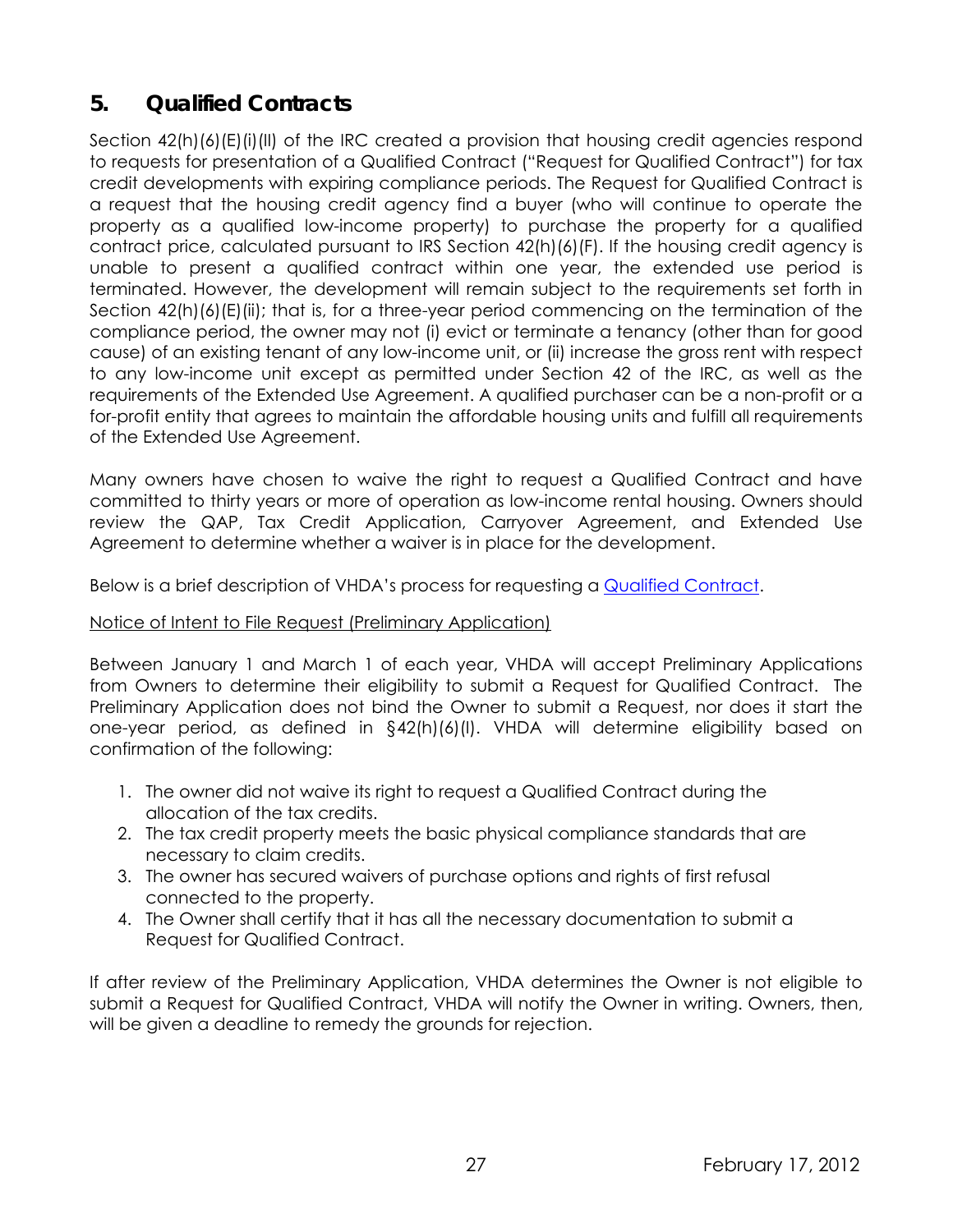## 5. Qualified Contracts

Section 42(h)(6)(E)(i)(II) of the IRC created a provision that housing credit agencies respond to requests for presentation of a Qualified Contract ("Request for Qualified Contract") for tax credit developments with expiring compliance periods. The Request for Qualified Contract is a request that the housing credit agency find a buyer (who will continue to operate the property as a qualified low-income property) to purchase the property for a qualified contract price, calculated pursuant to IRS Section 42(h)(6)(F). If the housing credit agency is unable to present a qualified contract within one year, the extended use period is terminated. However, the development will remain subject to the requirements set forth in Section 42(h)(6)(E)(ii); that is, for a three-year period commencing on the termination of the compliance period, the owner may not (i) evict or terminate a tenancy (other than for good cause) of an existing tenant of any low-income unit, or (ii) increase the gross rent with respect to any low-income unit except as permitted under Section 42 of the IRC, as well as the requirements of the Extended Use Agreement. A qualified purchaser can be a non-profit or a for-profit entity that agrees to maintain the affordable housing units and fulfill all requirements of the Extended Use Agreement.

Many owners have chosen to waive the right to request a Qualified Contract and have committed to thirty years or more of operation as low-income rental housing. Owners should review the QAP, Tax Credit Application, Carryover Agreement, and Extended Use Agreement to determine whether a waiver is in place for the development.

Below is a brief description of VHDA's process for requesting a Qualified Contract.

Notice of Intent to File Request (Preliminary Application)

Between January 1 and March 1 of each year, VHDA will accept Preliminary Applications from Owners to determine their eligibility to submit a Request for Qualified Contract. The Preliminary Application does not bind the Owner to submit a Request, nor does it start the one-year period, as defined in §42(h)(6)(I). VHDA will determine eligibility based on confirmation of the following:

1. The owner did not waive its right to request a Qualified Contract during the allocation of the tax credits.
2. The tax credit property meets the basic physical compliance standards that are necessary to claim credits.
3. The owner has secured waivers of purchase options and rights of first refusal connected to the property.
4. The Owner shall certify that it has all the necessary documentation to submit a Request for Qualified Contract.

If after review of the Preliminary Application, VHDA determines the Owner is not eligible to submit a Request for Qualified Contract, VHDA will notify the Owner in writing. Owners, then, will be given a deadline to remedy the grounds for rejection.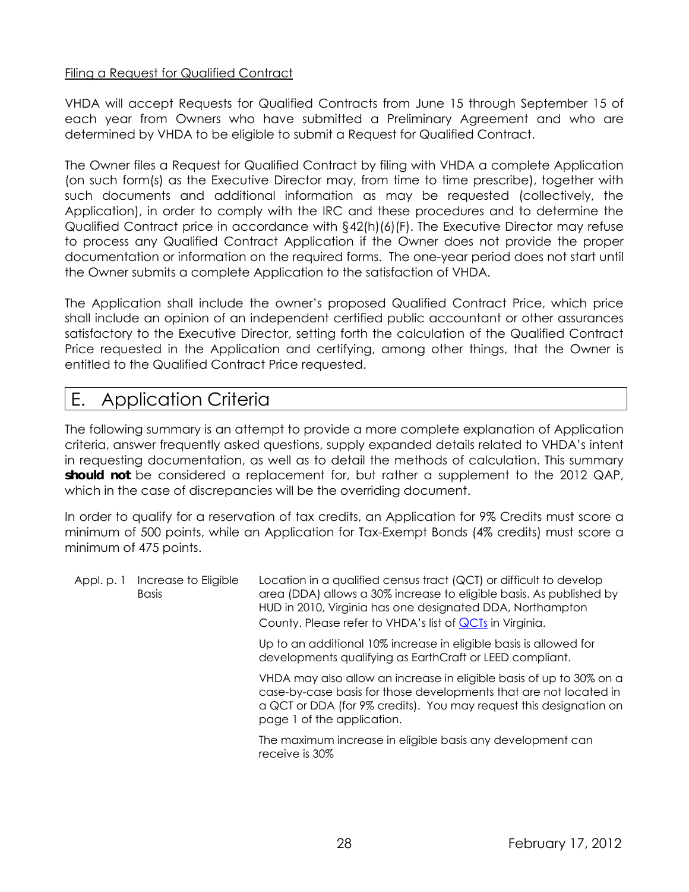Filing a Request for Qualified Contract

VHDA will accept Requests for Qualified Contracts from June 15 through September 15 of each year from Owners who have submitted a Preliminary Agreement and who are determined by VHDA to be eligible to submit a Request for Qualified Contract.

The Owner files a Request for Qualified Contract by filing with VHDA a complete Application (on such form(s) as the Executive Director may, from time to time prescribe), together with such documents and additional information as may be requested (collectively, the Application), in order to comply with the IRC and these procedures and to determine the Qualified Contract price in accordance with §42(h)(6)(F). The Executive Director may refuse to process any Qualified Contract Application if the Owner does not provide the proper documentation or information on the required forms. The one-year period does not start until the Owner submits a complete Application to the satisfaction of VHDA.

The Application shall include the owner's proposed Qualified Contract Price, which price shall include an opinion of an independent certified public accountant or other assurances satisfactory to the Executive Director, setting forth the calculation of the Qualified Contract Price requested in the Application and certifying, among other things, that the Owner is entitled to the Qualified Contract Price requested.

## E. Application Criteria

The following summary is an attempt to provide a more complete explanation of Application criteria, answer frequently asked questions, supply expanded details related to VHDA's intent in requesting documentation, as well as to detail the methods of calculation. This summary **should not** be considered a replacement for, but rather a supplement to the 2012 QAP, which in the case of discrepancies will be the overriding document.

In order to qualify for a reservation of tax credits, an Application for 9% Credits must score a minimum of 500 points, while an Application for Tax-Exempt Bonds (4% credits) must score a minimum of 475 points.

| | | |
|---|---|---|
| Appl. p. 1 | Increase to Eligible Basis | Location in a qualified census tract (QCT) or difficult to develop area (DDA) allows a 30% increase to eligible basis. As published by HUD in 2010, Virginia has one designated DDA, Northampton County. Please refer to VHDA's list of QCTs in Virginia.<br><br>Up to an additional 10% increase in eligible basis is allowed for developments qualifying as EarthCraft or LEED compliant.<br><br>VHDA may also allow an increase in eligible basis of up to 30% on a case-by-case basis for those developments that are not located in a QCT or DDA (for 9% credits). You may request this designation on page 1 of the application.<br><br>The maximum increase in eligible basis any development can receive is 30% |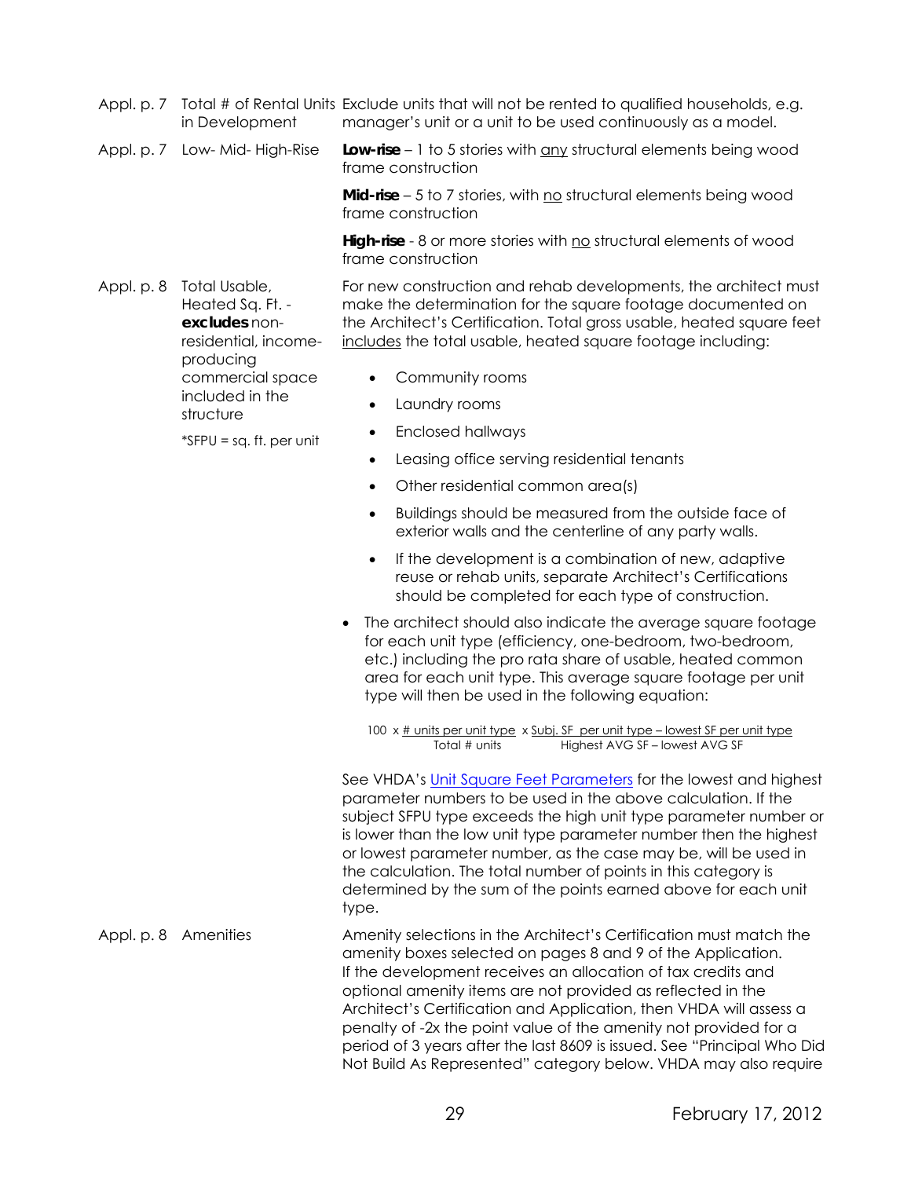| | | |
|---|---|---|
| Appl. p. 7 | Total # of Rental Units in Development | Exclude units that will not be rented to qualified households, e.g. manager's unit or a unit to be used continuously as a model. |
| Appl. p. 7 | Low- Mid- High-Rise | **Low-rise** – 1 to 5 stories with <u>any</u> structural elements being wood frame construction<br><br>**Mid-rise** – 5 to 7 stories, with <u>no</u> structural elements being wood frame construction<br><br>**High-rise** - 8 or more stories with <u>no</u> structural elements of wood frame construction |
| Appl. p. 8 | Total Usable, Heated Sq. Ft. - **excludes** non-residential, income-producing commercial space included in the structure<br><br>*SFPU = sq. ft. per unit | For new construction and rehab developments, the architect must make the determination for the square footage documented on the Architect's Certification. Total gross usable, heated square feet <u>includes</u> the total usable, heated square footage including: |

- Community rooms
- Laundry rooms
- Enclosed hallways
- Leasing office serving residential tenants
- Other residential common area(s)
- Buildings should be measured from the outside face of exterior walls and the centerline of any party walls.
- If the development is a combination of new, adaptive reuse or rehab units, separate Architect's Certifications should be completed for each type of construction.

- The architect should also indicate the average square footage for each unit type (efficiency, one-bedroom, two-bedroom, etc.) including the pro rata share of usable, heated common area for each unit type. This average square footage per unit type will then be used in the following equation:

$$100 \times \frac{\text{\# units per unit type}}{\text{Total \# units}} \times \frac{\text{Subj. SF per unit type} - \text{lowest SF per unit type}}{\text{Highest AVG SF} - \text{lowest AVG SF}}$$

See VHDA's Unit Square Feet Parameters for the lowest and highest parameter numbers to be used in the above calculation. If the subject SFPU type exceeds the high unit type parameter number or is lower than the low unit type parameter number then the highest or lowest parameter number, as the case may be, will be used in the calculation. The total number of points in this category is determined by the sum of the points earned above for each unit type.

| | | |
|---|---|---|
| Appl. p. 8 | Amenities | Amenity selections in the Architect's Certification must match the amenity boxes selected on pages 8 and 9 of the Application. If the development receives an allocation of tax credits and optional amenity items are not provided as reflected in the Architect's Certification and Application, then VHDA will assess a penalty of -2x the point value of the amenity not provided for a period of 3 years after the last 8609 is issued. See "Principal Who Did Not Build As Represented" category below. VHDA may also require |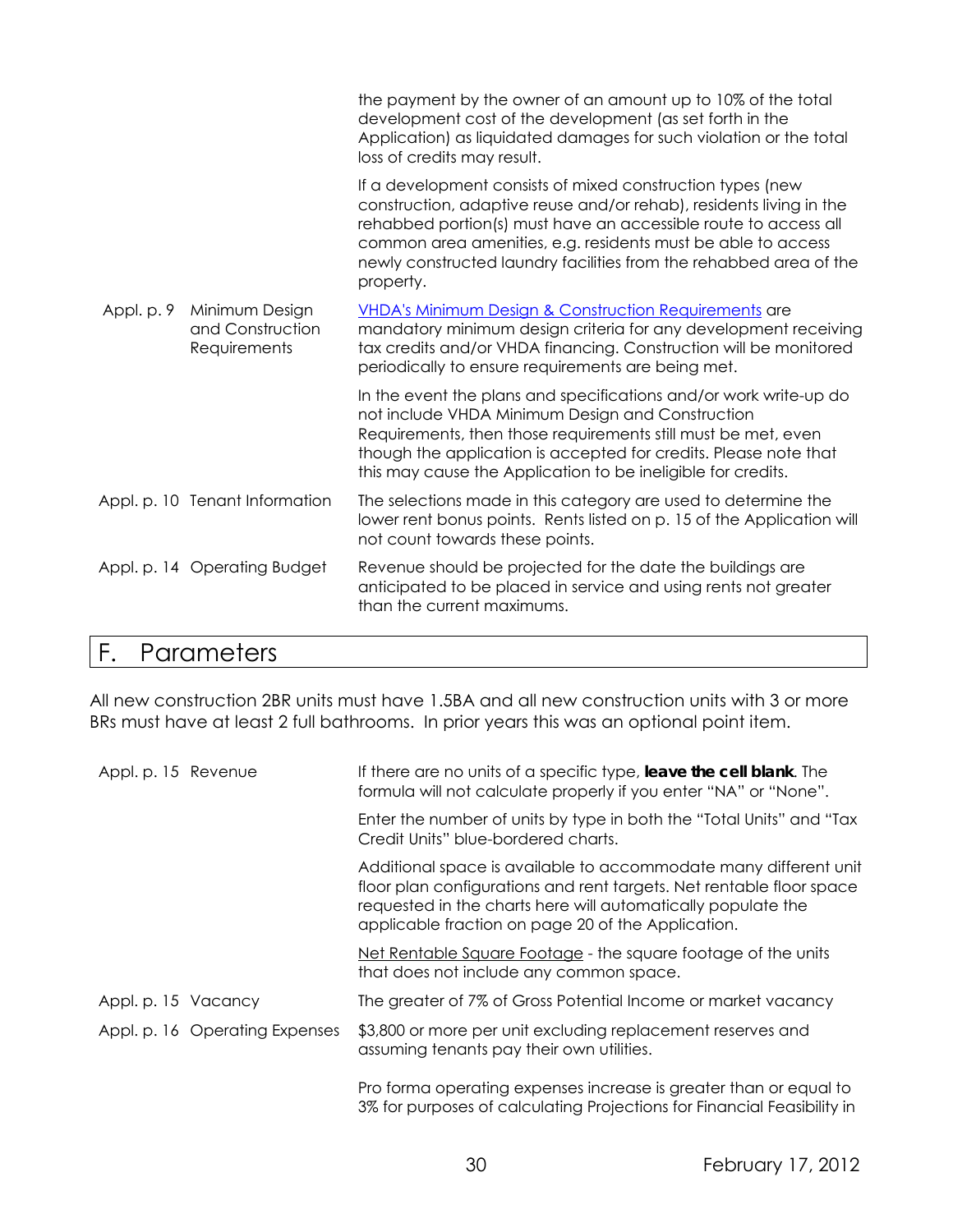| | | |
|---|---|---|
| | | the payment by the owner of an amount up to 10% of the total development cost of the development (as set forth in the Application) as liquidated damages for such violation or the total loss of credits may result. |
| | | If a development consists of mixed construction types (new construction, adaptive reuse and/or rehab), residents living in the rehabbed portion(s) must have an accessible route to access all common area amenities, e.g. residents must be able to access newly constructed laundry facilities from the rehabbed area of the property. |
| Appl. p. 9 | Minimum Design and Construction Requirements | VHDA's Minimum Design & Construction Requirements are mandatory minimum design criteria for any development receiving tax credits and/or VHDA financing. Construction will be monitored periodically to ensure requirements are being met. |
| | | In the event the plans and specifications and/or work write-up do not include VHDA Minimum Design and Construction Requirements, then those requirements still must be met, even though the application is accepted for credits. Please note that this may cause the Application to be ineligible for credits. |
| Appl. p. 10 | Tenant Information | The selections made in this category are used to determine the lower rent bonus points. Rents listed on p. 15 of the Application will not count towards these points. |
| Appl. p. 14 | Operating Budget | Revenue should be projected for the date the buildings are anticipated to be placed in service and using rents not greater than the current maximums. |

## F. Parameters

All new construction 2BR units must have 1.5BA and all new construction units with 3 or more BRs must have at least 2 full bathrooms. In prior years this was an optional point item.

| | | |
|---|---|---|
| Appl. p. 15 | Revenue | If there are no units of a specific type, **leave the cell blank**. The formula will not calculate properly if you enter "NA" or "None". |
| | | Enter the number of units by type in both the "Total Units" and "Tax Credit Units" blue-bordered charts. |
| | | Additional space is available to accommodate many different unit floor plan configurations and rent targets. Net rentable floor space requested in the charts here will automatically populate the applicable fraction on page 20 of the Application. |
| | | Net Rentable Square Footage - the square footage of the units that does not include any common space. |
| Appl. p. 15 | Vacancy | The greater of 7% of Gross Potential Income or market vacancy |
| Appl. p. 16 | Operating Expenses | $3,800 or more per unit excluding replacement reserves and assuming tenants pay their own utilities. |
| | | Pro forma operating expenses increase is greater than or equal to 3% for purposes of calculating Projections for Financial Feasibility in |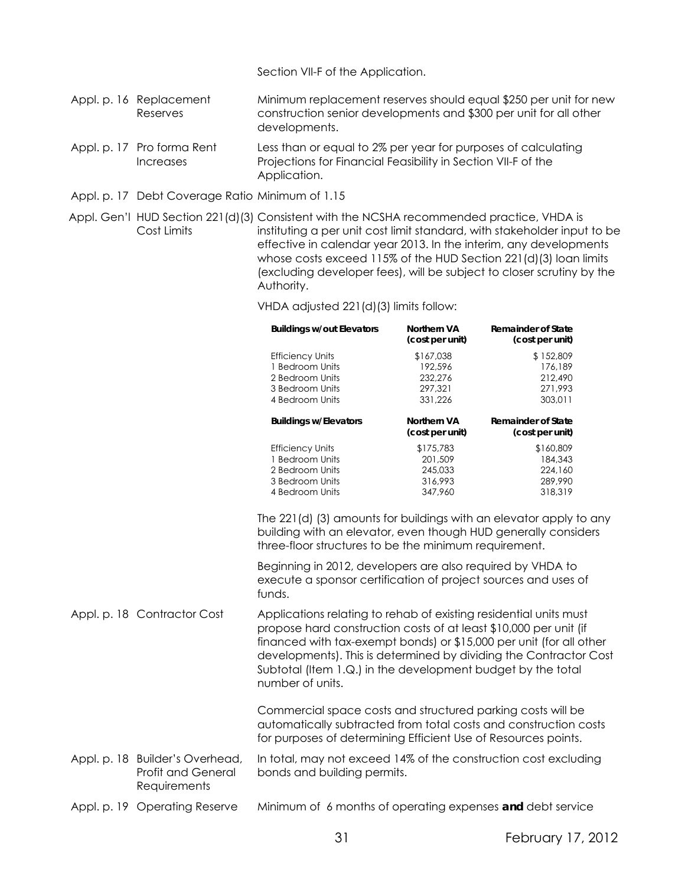Section VII-F of the Application.

| Reference | Item | Requirement |
|---|---|---|
| Appl. p. 16 | Replacement Reserves | Minimum replacement reserves should equal $250 per unit for new construction senior developments and $300 per unit for all other developments. |
| Appl. p. 17 | Pro forma Rent Increases | Less than or equal to 2% per year for purposes of calculating Projections for Financial Feasibility in Section VII-F of the Application. |
| Appl. p. 17 | Debt Coverage Ratio | Minimum of 1.15 |
| Appl. Gen'l | HUD Section 221(d)(3) Cost Limits | Consistent with the NCSHA recommended practice, VHDA is instituting a per unit cost limit standard, with stakeholder input to be effective in calendar year 2013. In the interim, any developments whose costs exceed 115% of the HUD Section 221(d)(3) loan limits (excluding developer fees), will be subject to closer scrutiny by the Authority. |

VHDA adjusted 221(d)(3) limits follow:

| **Buildings w/out Elevators** | **Northern VA (cost per unit)** | **Remainder of State (cost per unit)** |
|---|---|---|
| Efficiency Units | $167,038 | $ 152,809 |
| 1 Bedroom Units | 192,596 | 176,189 |
| 2 Bedroom Units | 232,276 | 212,490 |
| 3 Bedroom Units | 297,321 | 271,993 |
| 4 Bedroom Units | 331,226 | 303,011 |

| **Buildings w/Elevators** | **Northern VA (cost per unit)** | **Remainder of State (cost per unit)** |
|---|---|---|
| Efficiency Units | $175,783 | $160,809 |
| 1 Bedroom Units | 201,509 | 184,343 |
| 2 Bedroom Units | 245,033 | 224,160 |
| 3 Bedroom Units | 316,993 | 289,990 |
| 4 Bedroom Units | 347,960 | 318,319 |

The 221(d) (3) amounts for buildings with an elevator apply to any building with an elevator, even though HUD generally considers three-floor structures to be the minimum requirement.

Beginning in 2012, developers are also required by VHDA to execute a sponsor certification of project sources and uses of funds.

| Reference | Item | Requirement |
|---|---|---|
| Appl. p. 18 | Contractor Cost | Applications relating to rehab of existing residential units must propose hard construction costs of at least $10,000 per unit (if financed with tax-exempt bonds) or $15,000 per unit (for all other developments). This is determined by dividing the Contractor Cost Subtotal (Item 1.Q.) in the development budget by the total number of units. |

Commercial space costs and structured parking costs will be automatically subtracted from total costs and construction costs for purposes of determining Efficient Use of Resources points.

| Reference | Item | Requirement |
|---|---|---|
| Appl. p. 18 | Builder's Overhead, Profit and General Requirements | In total, may not exceed 14% of the construction cost excluding bonds and building permits. |
| Appl. p. 19 | Operating Reserve | Minimum of 6 months of operating expenses **and** debt service |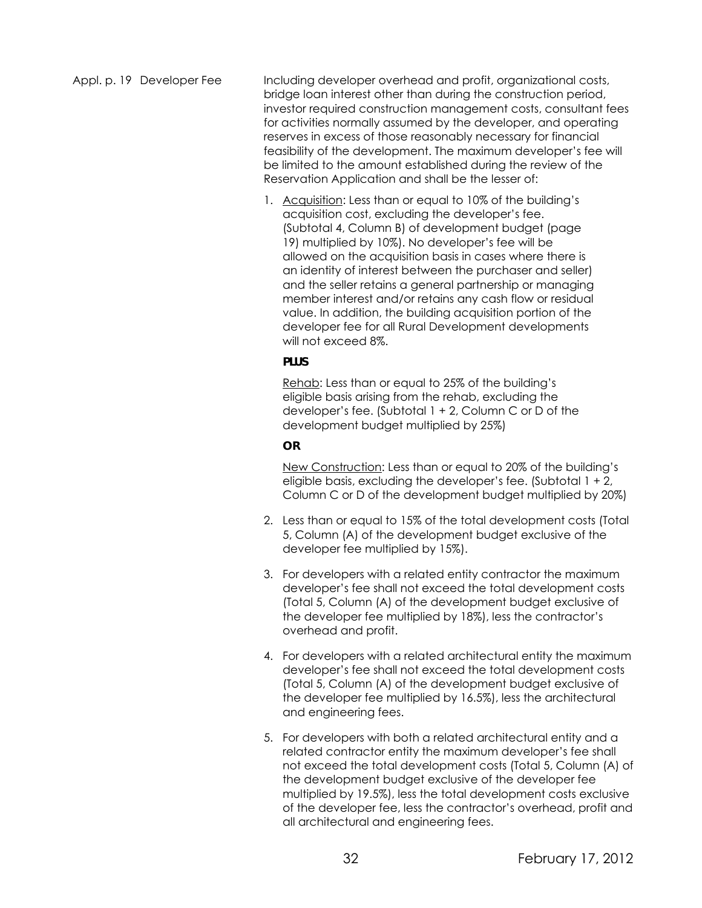Appl. p. 19 Developer Fee

Including developer overhead and profit, organizational costs, bridge loan interest other than during the construction period, investor required construction management costs, consultant fees for activities normally assumed by the developer, and operating reserves in excess of those reasonably necessary for financial feasibility of the development. The maximum developer's fee will be limited to the amount established during the review of the Reservation Application and shall be the lesser of:

1. Acquisition: Less than or equal to 10% of the building's acquisition cost, excluding the developer's fee. (Subtotal 4, Column B) of development budget (page 19) multiplied by 10%). No developer's fee will be allowed on the acquisition basis in cases where there is an identity of interest between the purchaser and seller) and the seller retains a general partnership or managing member interest and/or retains any cash flow or residual value. In addition, the building acquisition portion of the developer fee for all Rural Development developments will not exceed 8%.

   **PLUS**

   Rehab: Less than or equal to 25% of the building's eligible basis arising from the rehab, excluding the developer's fee. (Subtotal 1 + 2, Column C or D of the development budget multiplied by 25%)

   **OR**

   New Construction: Less than or equal to 20% of the building's eligible basis, excluding the developer's fee. (Subtotal 1 + 2, Column C or D of the development budget multiplied by 20%)

2. Less than or equal to 15% of the total development costs (Total 5, Column (A) of the development budget exclusive of the developer fee multiplied by 15%).

3. For developers with a related entity contractor the maximum developer's fee shall not exceed the total development costs (Total 5, Column (A) of the development budget exclusive of the developer fee multiplied by 18%), less the contractor's overhead and profit.

4. For developers with a related architectural entity the maximum developer's fee shall not exceed the total development costs (Total 5, Column (A) of the development budget exclusive of the developer fee multiplied by 16.5%), less the architectural and engineering fees.

5. For developers with both a related architectural entity and a related contractor entity the maximum developer's fee shall not exceed the total development costs (Total 5, Column (A) of the development budget exclusive of the developer fee multiplied by 19.5%), less the total development costs exclusive of the developer fee, less the contractor's overhead, profit and all architectural and engineering fees.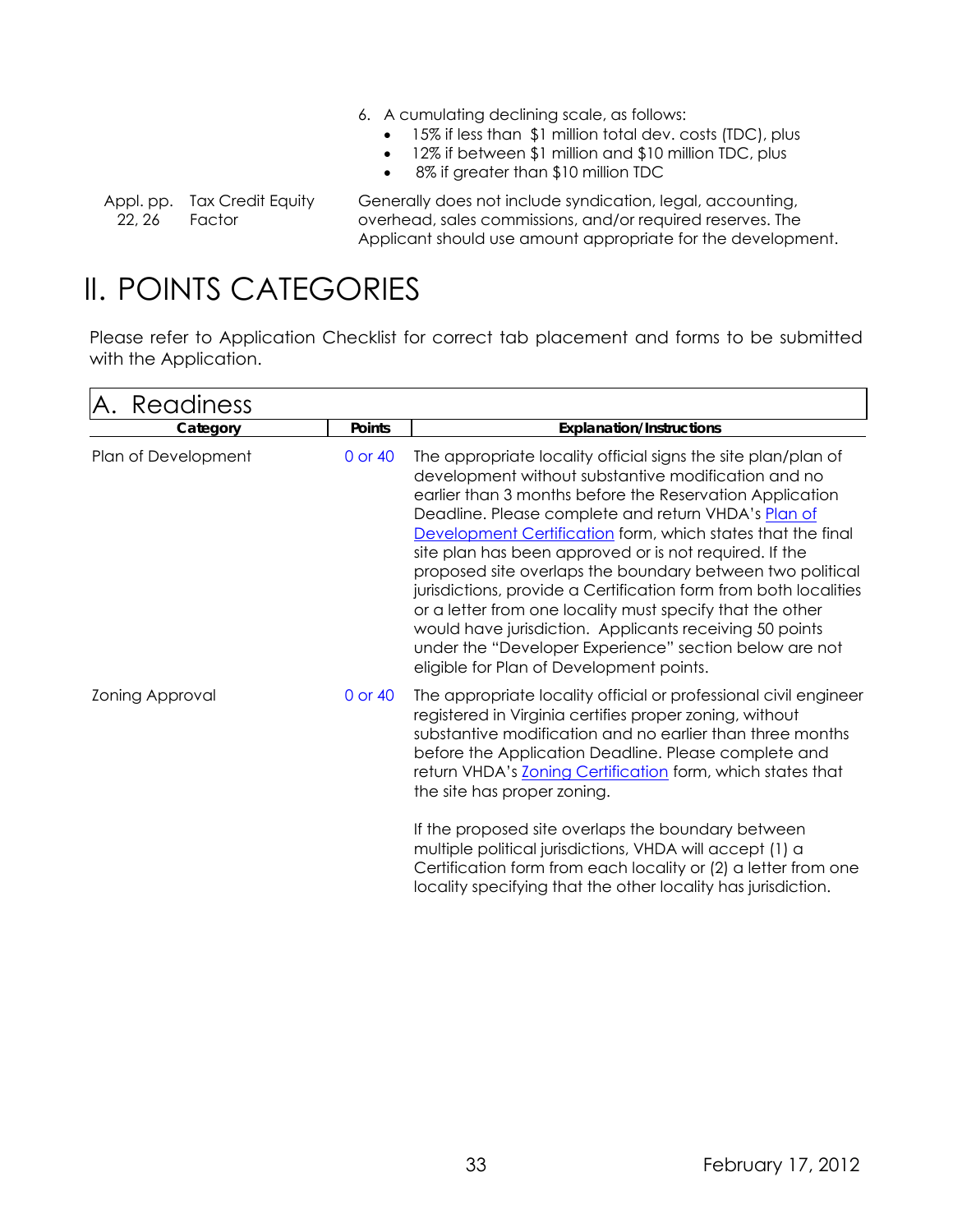6. A cumulating declining scale, as follows:
    - 15% if less than $1 million total dev. costs (TDC), plus
    - 12% if between $1 million and $10 million TDC, plus
    - 8% if greater than $10 million TDC

| Appl. pp. | | |
|---|---|---|
| 22, 26 | Tax Credit Equity Factor | Generally does not include syndication, legal, accounting, overhead, sales commissions, and/or required reserves. The Applicant should use amount appropriate for the development. |

# II. POINTS CATEGORIES

Please refer to Application Checklist for correct tab placement and forms to be submitted with the Application.

## A. Readiness

| Category | Points | Explanation/Instructions |
|---|---|---|
| Plan of Development | 0 or 40 | The appropriate locality official signs the site plan/plan of development without substantive modification and no earlier than 3 months before the Reservation Application Deadline. Please complete and return VHDA's Plan of Development Certification form, which states that the final site plan has been approved or is not required. If the proposed site overlaps the boundary between two political jurisdictions, provide a Certification form from both localities or a letter from one locality must specify that the other would have jurisdiction. Applicants receiving 50 points under the "Developer Experience" section below are not eligible for Plan of Development points. |
| Zoning Approval | 0 or 40 | The appropriate locality official or professional civil engineer registered in Virginia certifies proper zoning, without substantive modification and no earlier than three months before the Application Deadline. Please complete and return VHDA's Zoning Certification form, which states that the site has proper zoning.<br><br>If the proposed site overlaps the boundary between multiple political jurisdictions, VHDA will accept (1) a Certification form from each locality or (2) a letter from one locality specifying that the other locality has jurisdiction. |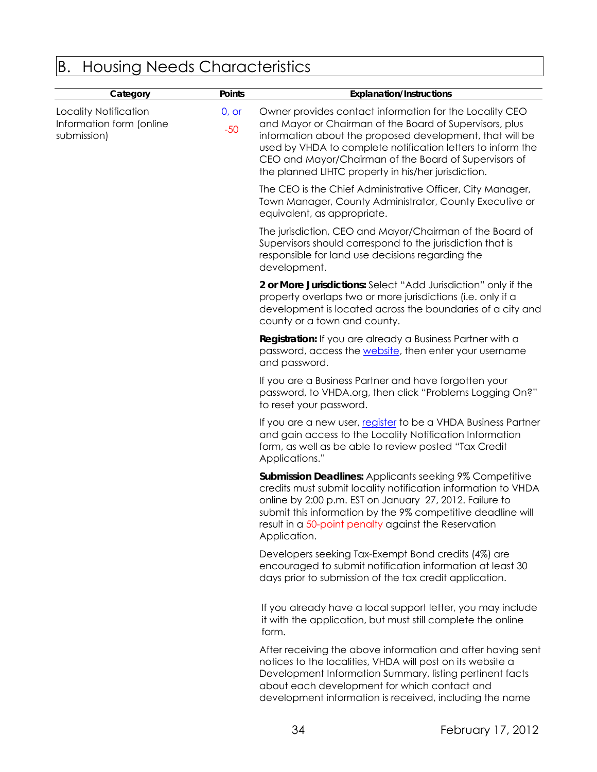# B. Housing Needs Characteristics

| Category | Points | Explanation/Instructions |
|---|---|---|
| Locality Notification Information form (online submission) | 0, or<br><br>-50 | Owner provides contact information for the Locality CEO and Mayor or Chairman of the Board of Supervisors, plus information about the proposed development, that will be used by VHDA to complete notification letters to inform the CEO and Mayor/Chairman of the Board of Supervisors of the planned LIHTC property in his/her jurisdiction.<br><br>The CEO is the Chief Administrative Officer, City Manager, Town Manager, County Administrator, County Executive or equivalent, as appropriate.<br><br>The jurisdiction, CEO and Mayor/Chairman of the Board of Supervisors should correspond to the jurisdiction that is responsible for land use decisions regarding the development.<br><br>**2 or More Jurisdictions:** Select "Add Jurisdiction" only if the property overlaps two or more jurisdictions (i.e. only if a development is located across the boundaries of a city and county or a town and county.<br><br>**Registration:** If you are already a Business Partner with a password, access the website, then enter your username and password.<br><br>If you are a Business Partner and have forgotten your password, to VHDA.org, then click "Problems Logging On?" to reset your password.<br><br>If you are a new user, register to be a VHDA Business Partner and gain access to the Locality Notification Information form, as well as be able to review posted "Tax Credit Applications."<br><br>**Submission Deadlines:** Applicants seeking 9% Competitive credits must submit locality notification information to VHDA online by 2:00 p.m. EST on January 27, 2012. Failure to submit this information by the 9% competitive deadline will result in a 50-point penalty against the Reservation Application.<br><br>Developers seeking Tax-Exempt Bond credits (4%) are encouraged to submit notification information at least 30 days prior to submission of the tax credit application.<br><br>If you already have a local support letter, you may include it with the application, but must still complete the online form.<br><br>After receiving the above information and after having sent notices to the localities, VHDA will post on its website a Development Information Summary, listing pertinent facts about each development for which contact and development information is received, including the name |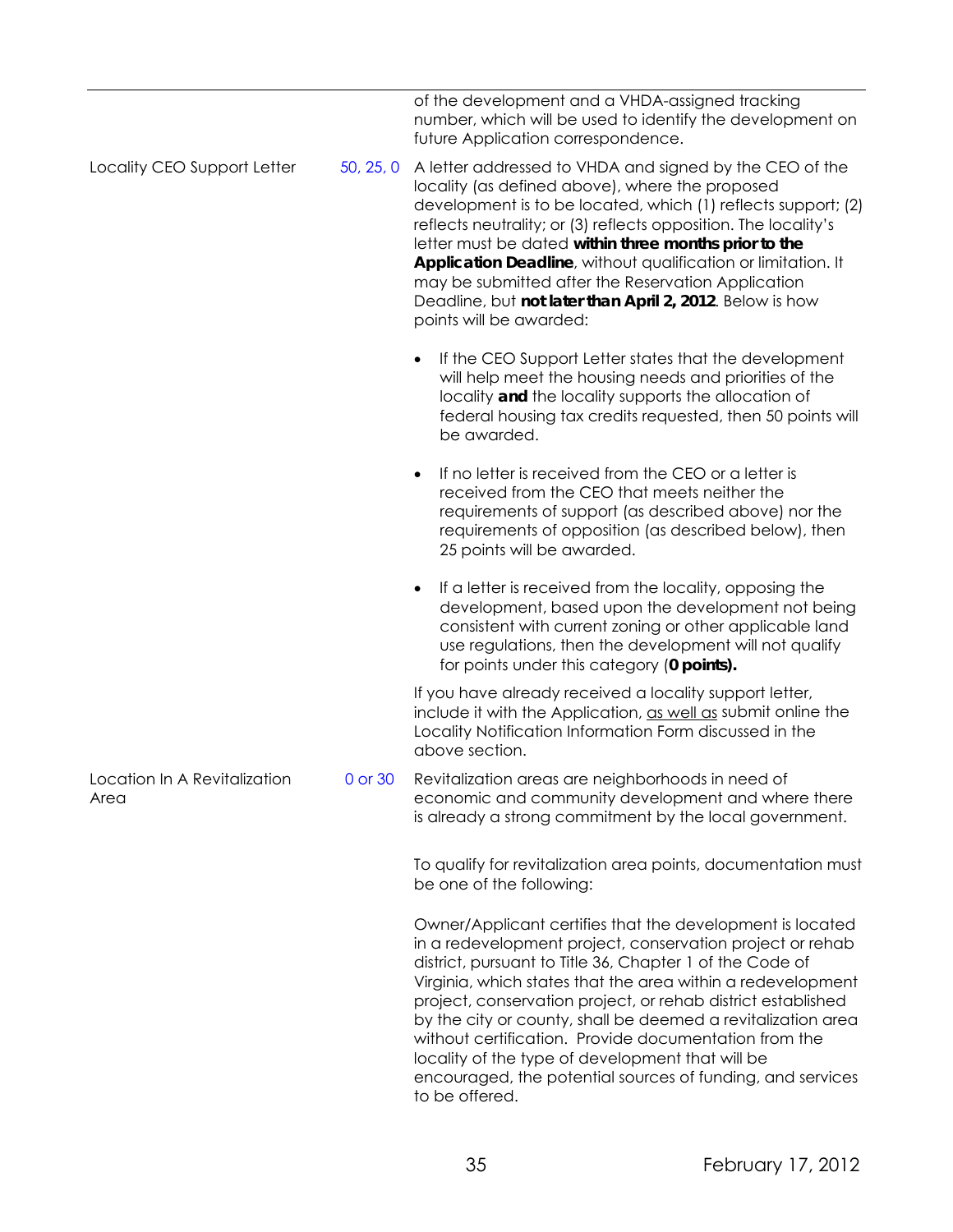| | | |
|---|---|---|
| | | of the development and a VHDA-assigned tracking number, which will be used to identify the development on future Application correspondence. |
| Locality CEO Support Letter | 50, 25, 0 | A letter addressed to VHDA and signed by the CEO of the locality (as defined above), where the proposed development is to be located, which (1) reflects support; (2) reflects neutrality; or (3) reflects opposition. The locality's letter must be dated **within three months prior to the Application Deadline**, without qualification or limitation. It may be submitted after the Reservation Application Deadline, but **not later than April 2, 2012**. Below is how points will be awarded:<br><br>• If the CEO Support Letter states that the development will help meet the housing needs and priorities of the locality ***and*** the locality supports the allocation of federal housing tax credits requested, then 50 points will be awarded.<br><br>• If no letter is received from the CEO or a letter is received from the CEO that meets neither the requirements of support (as described above) nor the requirements of opposition (as described below), then 25 points will be awarded.<br><br>• If a letter is received from the locality, opposing the development, based upon the development not being consistent with current zoning or other applicable land use regulations, then the development will not qualify for points under this category (**0 points).**<br><br>If you have already received a locality support letter, include it with the Application, as well as submit online the Locality Notification Information Form discussed in the above section. |
| Location In A Revitalization Area | 0 or 30 | Revitalization areas are neighborhoods in need of economic and community development and where there is already a strong commitment by the local government.<br><br>To qualify for revitalization area points, documentation must be one of the following:<br><br>Owner/Applicant certifies that the development is located in a redevelopment project, conservation project or rehab district, pursuant to Title 36, Chapter 1 of the Code of Virginia, which states that the area within a redevelopment project, conservation project, or rehab district established by the city or county, shall be deemed a revitalization area without certification. Provide documentation from the locality of the type of development that will be encouraged, the potential sources of funding, and services to be offered. |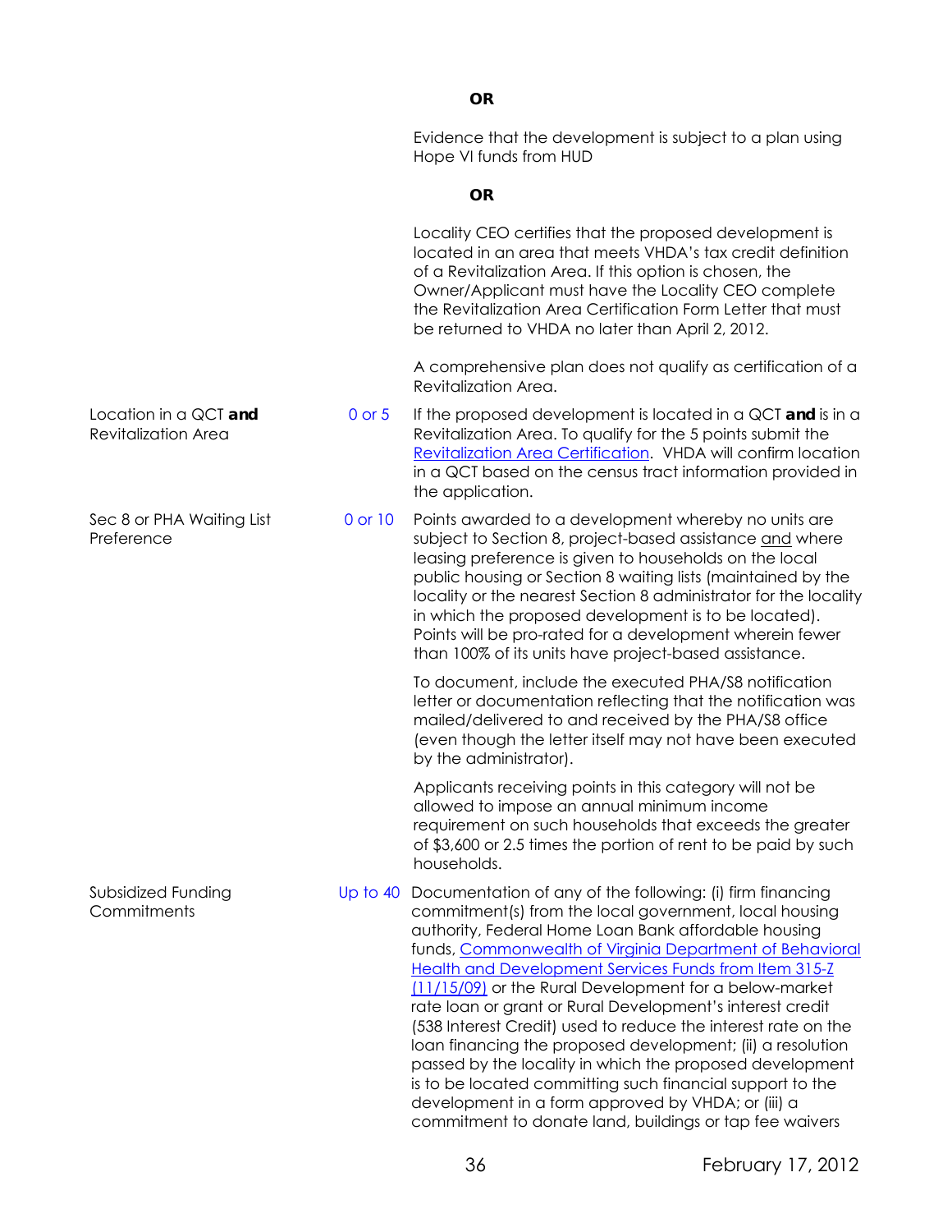| | | |
|---|---|---|
| | | **OR** |
| | | Evidence that the development is subject to a plan using Hope VI funds from HUD |
| | | **OR** |
| | | Locality CEO certifies that the proposed development is located in an area that meets VHDA's tax credit definition of a Revitalization Area. If this option is chosen, the Owner/Applicant must have the Locality CEO complete the Revitalization Area Certification Form Letter that must be returned to VHDA no later than April 2, 2012.<br><br>A comprehensive plan does not qualify as certification of a Revitalization Area. |
| Location in a QCT ***and*** Revitalization Area | 0 or 5 | If the proposed development is located in a QCT ***and*** is in a Revitalization Area. To qualify for the 5 points submit the Revitalization Area Certification. VHDA will confirm location in a QCT based on the census tract information provided in the application. |
| Sec 8 or PHA Waiting List Preference | 0 or 10 | Points awarded to a development whereby no units are subject to Section 8, project-based assistance and where leasing preference is given to households on the local public housing or Section 8 waiting lists (maintained by the locality or the nearest Section 8 administrator for the locality in which the proposed development is to be located). Points will be pro-rated for a development wherein fewer than 100% of its units have project-based assistance.<br><br>To document, include the executed PHA/S8 notification letter or documentation reflecting that the notification was mailed/delivered to and received by the PHA/S8 office (even though the letter itself may not have been executed by the administrator).<br><br>Applicants receiving points in this category will not be allowed to impose an annual minimum income requirement on such households that exceeds the greater of $3,600 or 2.5 times the portion of rent to be paid by such households. |
| Subsidized Funding Commitments | Up to 40 | Documentation of any of the following: (i) firm financing commitment(s) from the local government, local housing authority, Federal Home Loan Bank affordable housing funds, Commonwealth of Virginia Department of Behavioral Health and Development Services Funds from Item 315-Z (11/15/09) or the Rural Development for a below-market rate loan or grant or Rural Development's interest credit (538 Interest Credit) used to reduce the interest rate on the loan financing the proposed development; (ii) a resolution passed by the locality in which the proposed development is to be located committing such financial support to the development in a form approved by VHDA; or (iii) a commitment to donate land, buildings or tap fee waivers |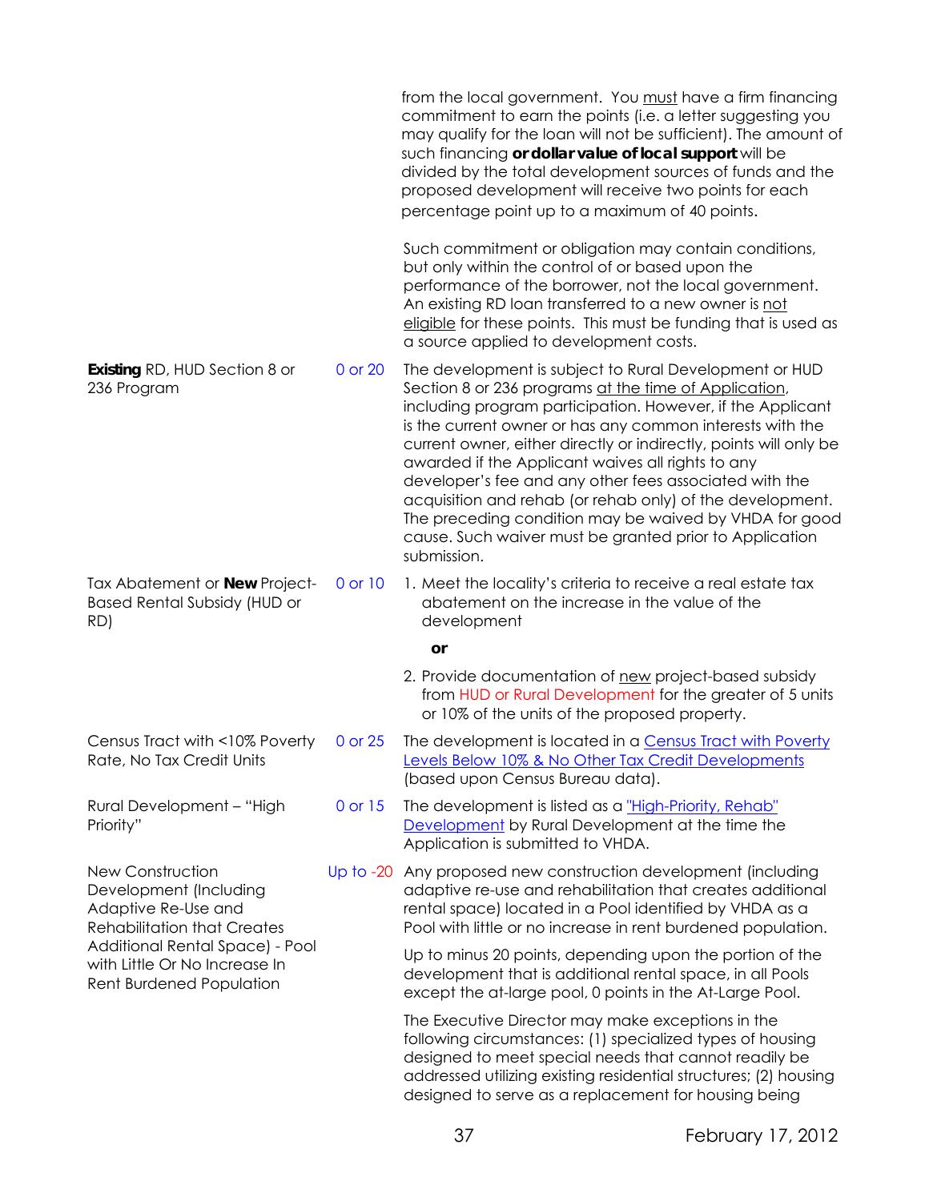| | | |
|---|---|---|
| | | from the local government. You <u>must</u> have a firm financing commitment to earn the points (i.e. a letter suggesting you may qualify for the loan will not be sufficient). The amount of such financing **or dollar value of local support** will be divided by the total development sources of funds and the proposed development will receive two points for each percentage point up to a maximum of 40 points.<br><br>Such commitment or obligation may contain conditions, but only within the control of or based upon the performance of the borrower, not the local government. An existing RD loan transferred to a new owner is <u>not eligible</u> for these points. This must be funding that is used as a source applied to development costs. |
| **Existing** RD, HUD Section 8 or 236 Program | 0 or 20 | The development is subject to Rural Development or HUD Section 8 or 236 programs <u>at the time of Application</u>, including program participation. However, if the Applicant is the current owner or has any common interests with the current owner, either directly or indirectly, points will only be awarded if the Applicant waives all rights to any developer's fee and any other fees associated with the acquisition and rehab (or rehab only) of the development. The preceding condition may be waived by VHDA for good cause. Such waiver must be granted prior to Application submission. |
| Tax Abatement or **New** Project-Based Rental Subsidy (HUD or RD) | 0 or 10 | 1. Meet the locality's criteria to receive a real estate tax abatement on the increase in the value of the development<br><br>**or**<br><br>2. Provide documentation of <u>new</u> project-based subsidy from HUD or Rural Development for the greater of 5 units or 10% of the units of the proposed property. |
| Census Tract with <10% Poverty Rate, No Tax Credit Units | 0 or 25 | The development is located in a [Census Tract with Poverty Levels Below 10% & No Other Tax Credit Developments]() (based upon Census Bureau data). |
| Rural Development – "High Priority" | 0 or 15 | The development is listed as a ["High-Priority, Rehab" Development]() by Rural Development at the time the Application is submitted to VHDA. |
| New Construction Development (Including Adaptive Re-Use and Rehabilitation that Creates Additional Rental Space) - Pool with Little Or No Increase In Rent Burdened Population | Up to -20 | Any proposed new construction development (including adaptive re-use and rehabilitation that creates additional rental space) located in a Pool identified by VHDA as a Pool with little or no increase in rent burdened population.<br><br>Up to minus 20 points, depending upon the portion of the development that is additional rental space, in all Pools except the at-large pool, 0 points in the At-Large Pool.<br><br>The Executive Director may make exceptions in the following circumstances: (1) specialized types of housing designed to meet special needs that cannot readily be addressed utilizing existing residential structures; (2) housing designed to serve as a replacement for housing being |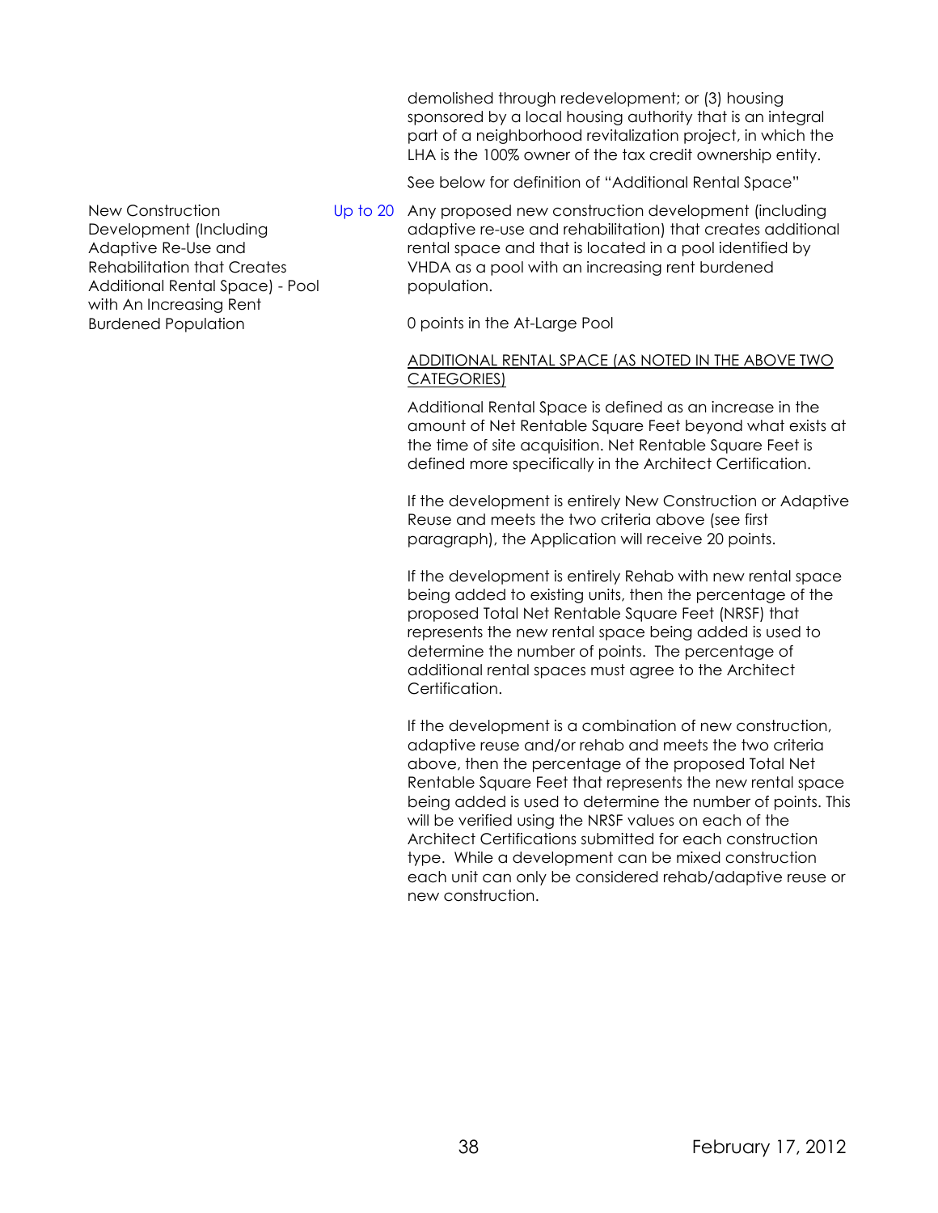demolished through redevelopment; or (3) housing sponsored by a local housing authority that is an integral part of a neighborhood revitalization project, in which the LHA is the 100% owner of the tax credit ownership entity.

See below for definition of "Additional Rental Space"

| | | |
|---|---|---|
| New Construction Development (Including Adaptive Re-Use and Rehabilitation that Creates Additional Rental Space) - Pool with An Increasing Rent Burdened Population | Up to 20 | Any proposed new construction development (including adaptive re-use and rehabilitation) that creates additional rental space and that is located in a pool identified by VHDA as a pool with an increasing rent burdened population.<br><br>0 points in the At-Large Pool |

<u>ADDITIONAL RENTAL SPACE (AS NOTED IN THE ABOVE TWO CATEGORIES)</u>

Additional Rental Space is defined as an increase in the amount of Net Rentable Square Feet beyond what exists at the time of site acquisition. Net Rentable Square Feet is defined more specifically in the Architect Certification.

If the development is entirely New Construction or Adaptive Reuse and meets the two criteria above (see first paragraph), the Application will receive 20 points.

If the development is entirely Rehab with new rental space being added to existing units, then the percentage of the proposed Total Net Rentable Square Feet (NRSF) that represents the new rental space being added is used to determine the number of points. The percentage of additional rental spaces must agree to the Architect Certification.

If the development is a combination of new construction, adaptive reuse and/or rehab and meets the two criteria above, then the percentage of the proposed Total Net Rentable Square Feet that represents the new rental space being added is used to determine the number of points. This will be verified using the NRSF values on each of the Architect Certifications submitted for each construction type. While a development can be mixed construction each unit can only be considered rehab/adaptive reuse or new construction.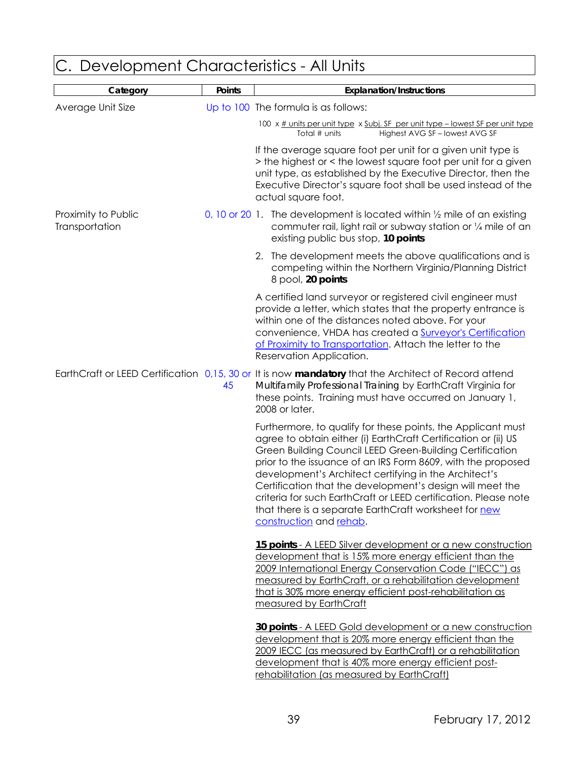## C. Development Characteristics - All Units

| Category | Points | Explanation/Instructions |
|---|---|---|
| Average Unit Size | Up to 100 | The formula is as follows:<br><br>$100 \times \frac{\text{\# units per unit type}}{\text{Total \# units}} \times \frac{\text{Subj. SF per unit type – lowest SF per unit type}}{\text{Highest AVG SF – lowest AVG SF}}$<br><br>If the average square foot per unit for a given unit type is > the highest or < the lowest square foot per unit for a given unit type, as established by the Executive Director, then the Executive Director's square foot shall be used instead of the actual square foot. |
| Proximity to Public Transportation | 0, 10 or 20 | 1. The development is located within ½ mile of an existing commuter rail, light rail or subway station or ¼ mile of an existing public bus stop, **10 points**<br><br>2. The development meets the above qualifications and is competing within the Northern Virginia/Planning District 8 pool, **20 points**<br><br>A certified land surveyor or registered civil engineer must provide a letter, which states that the property entrance is within one of the distances noted above. For your convenience, VHDA has created a Surveyor's Certification of Proximity to Transportation. Attach the letter to the Reservation Application. |
| EarthCraft or LEED Certification | 0,15, 30 or 45 | It is now **mandatory** that the Architect of Record attend Multifamily Professional Training by EarthCraft Virginia for these points. Training must have occurred on January 1, 2008 or later.<br><br>Furthermore, to qualify for these points, the Applicant must agree to obtain either (i) EarthCraft Certification or (ii) US Green Building Council LEED Green-Building Certification prior to the issuance of an IRS Form 8609, with the proposed development's Architect certifying in the Architect's Certification that the development's design will meet the criteria for such EarthCraft or LEED certification. Please note that there is a separate EarthCraft worksheet for new construction and rehab.<br><br>**15 points** - A LEED Silver development or a new construction development that is 15% more energy efficient than the 2009 International Energy Conservation Code ("IECC") as measured by EarthCraft, or a rehabilitation development that is 30% more energy efficient post-rehabilitation as measured by EarthCraft<br><br>**30 points** - A LEED Gold development or a new construction development that is 20% more energy efficient than the 2009 IECC (as measured by EarthCraft) or a rehabilitation development that is 40% more energy efficient post-rehabilitation (as measured by EarthCraft) |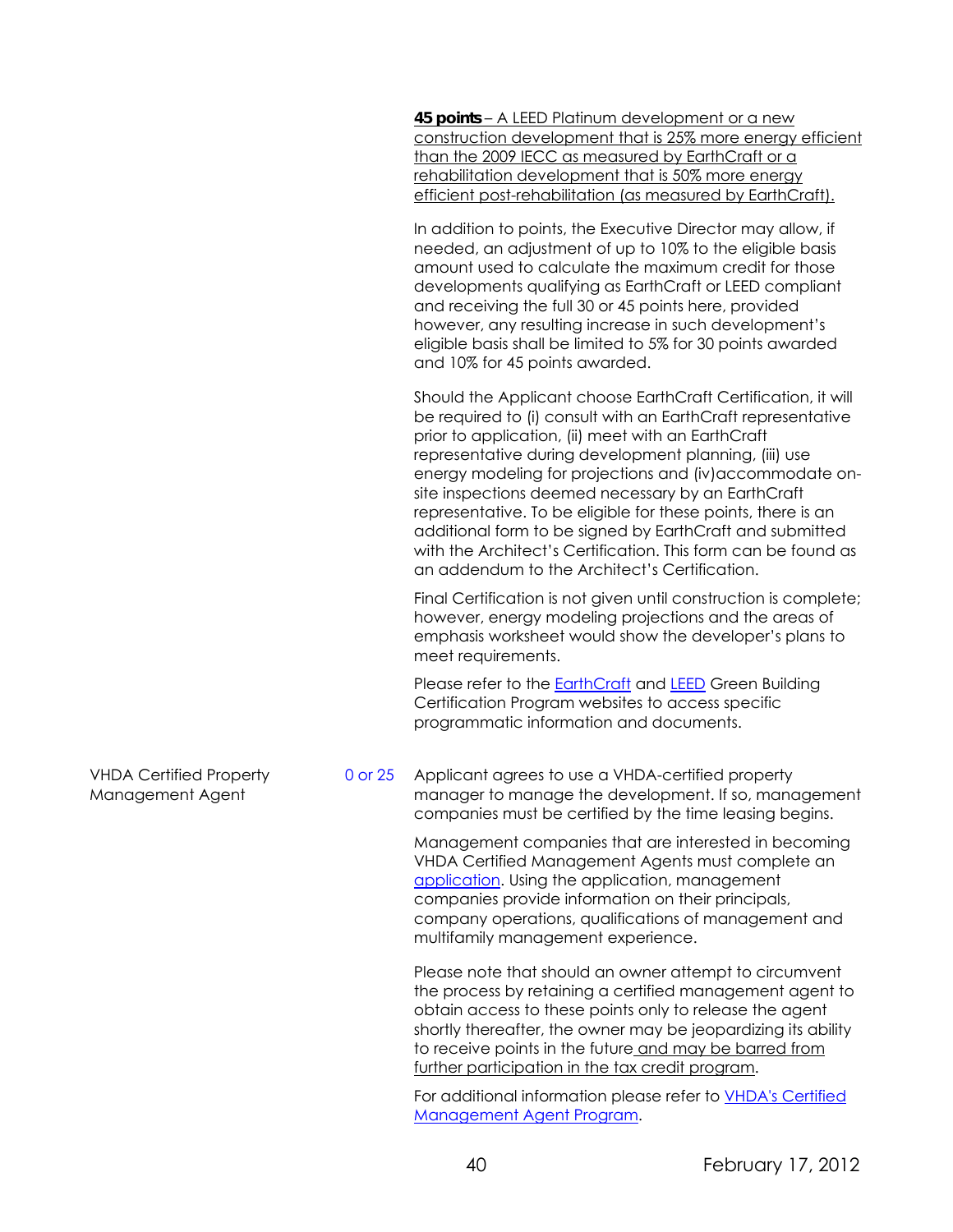**45 points** – A LEED Platinum development or a new construction development that is 25% more energy efficient than the 2009 IECC as measured by EarthCraft or a rehabilitation development that is 50% more energy efficient post-rehabilitation (as measured by EarthCraft).

In addition to points, the Executive Director may allow, if needed, an adjustment of up to 10% to the eligible basis amount used to calculate the maximum credit for those developments qualifying as EarthCraft or LEED compliant and receiving the full 30 or 45 points here, provided however, any resulting increase in such development's eligible basis shall be limited to 5% for 30 points awarded and 10% for 45 points awarded.

Should the Applicant choose EarthCraft Certification, it will be required to (i) consult with an EarthCraft representative prior to application, (ii) meet with an EarthCraft representative during development planning, (iii) use energy modeling for projections and (iv)accommodate on-site inspections deemed necessary by an EarthCraft representative. To be eligible for these points, there is an additional form to be signed by EarthCraft and submitted with the Architect's Certification. This form can be found as an addendum to the Architect's Certification.

Final Certification is not given until construction is complete; however, energy modeling projections and the areas of emphasis worksheet would show the developer's plans to meet requirements.

Please refer to the EarthCraft and LEED Green Building Certification Program websites to access specific programmatic information and documents.

| VHDA Certified Property Management Agent | 0 or 25 | Applicant agrees to use a VHDA-certified property manager to manage the development. If so, management companies must be certified by the time leasing begins. |
|---|---|---|

Management companies that are interested in becoming VHDA Certified Management Agents must complete an application. Using the application, management companies provide information on their principals, company operations, qualifications of management and multifamily management experience.

Please note that should an owner attempt to circumvent the process by retaining a certified management agent to obtain access to these points only to release the agent shortly thereafter, the owner may be jeopardizing its ability to receive points in the future and may be barred from further participation in the tax credit program.

For additional information please refer to VHDA's Certified Management Agent Program.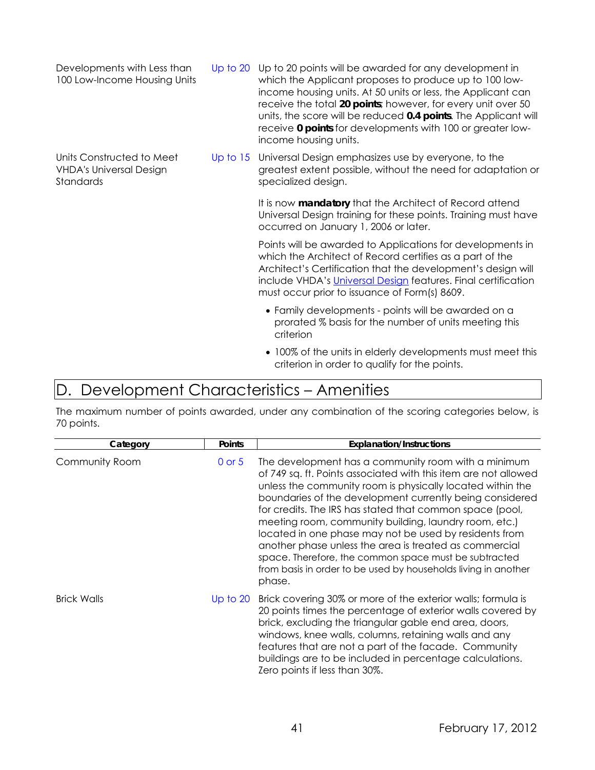| | | |
|---|---|---|
| Developments with Less than 100 Low-Income Housing Units | Up to 20 | Up to 20 points will be awarded for any development in which the Applicant proposes to produce up to 100 low-income housing units. At 50 units or less, the Applicant can receive the total **20 points**; however, for every unit over 50 units, the score will be reduced **0.4 points**. The Applicant will receive **0 points** for developments with 100 or greater low-income housing units. |
| Units Constructed to Meet VHDA's Universal Design Standards | Up to 15 | Universal Design emphasizes use by everyone, to the greatest extent possible, without the need for adaptation or specialized design.<br><br>It is now **mandatory** that the Architect of Record attend Universal Design training for these points. Training must have occurred on January 1, 2006 or later.<br><br>Points will be awarded to Applications for developments in which the Architect of Record certifies as a part of the Architect's Certification that the development's design will include VHDA's Universal Design features. Final certification must occur prior to issuance of Form(s) 8609.<br><br>• Family developments - points will be awarded on a prorated % basis for the number of units meeting this criterion<br><br>• 100% of the units in elderly developments must meet this criterion in order to qualify for the points. |

## D. Development Characteristics – Amenities

The maximum number of points awarded, under any combination of the scoring categories below, is 70 points.

| Category | Points | Explanation/Instructions |
|---|---|---|
| Community Room | 0 or 5 | The development has a community room with a minimum of 749 sq. ft. Points associated with this item are not allowed unless the community room is physically located within the boundaries of the development currently being considered for credits. The IRS has stated that common space (pool, meeting room, community building, laundry room, etc.) located in one phase may not be used by residents from another phase unless the area is treated as commercial space. Therefore, the common space must be subtracted from basis in order to be used by households living in another phase. |
| Brick Walls | Up to 20 | Brick covering 30% or more of the exterior walls; formula is 20 points times the percentage of exterior walls covered by brick, excluding the triangular gable end area, doors, windows, knee walls, columns, retaining walls and any features that are not a part of the facade. Community buildings are to be included in percentage calculations. Zero points if less than 30%. |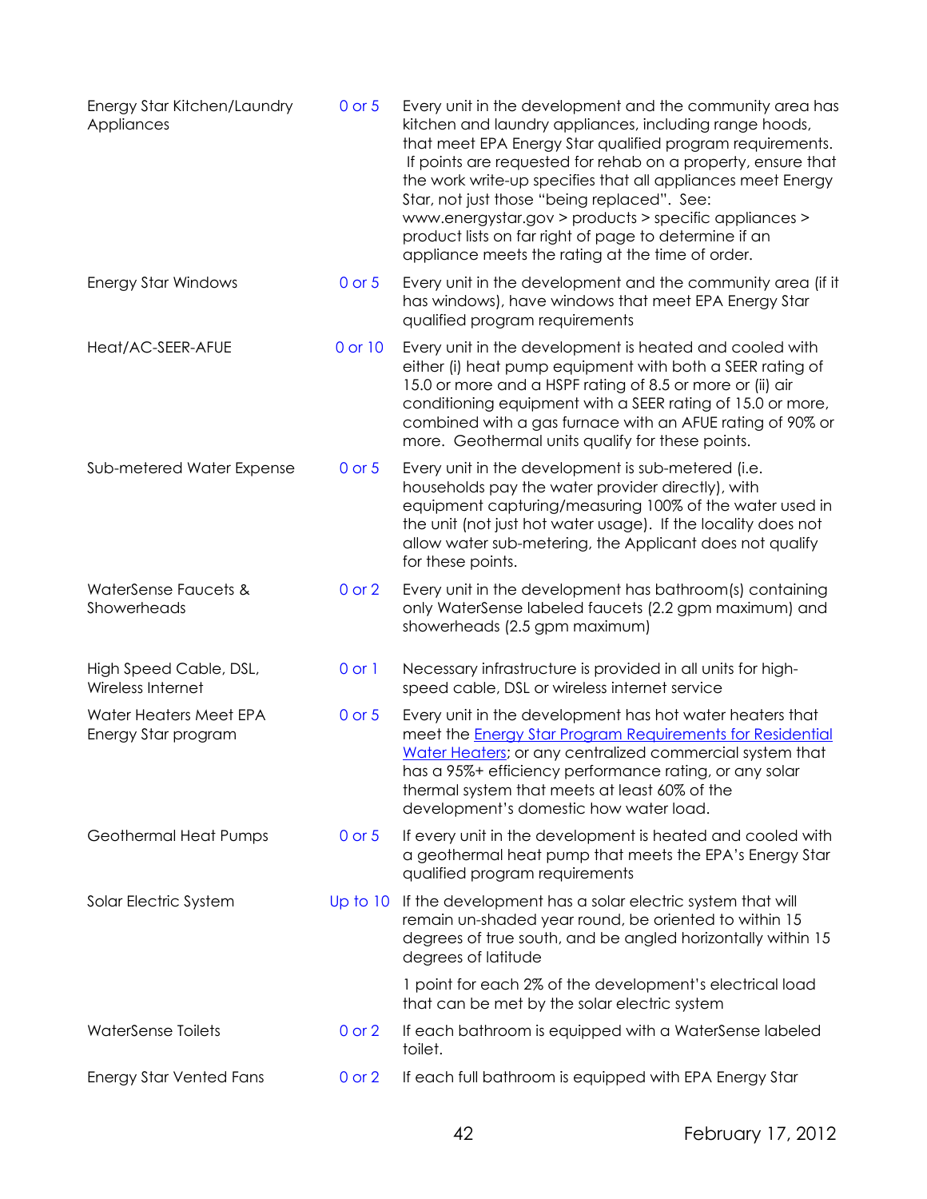| | | |
|---|---|---|
| Energy Star Kitchen/Laundry Appliances | 0 or 5 | Every unit in the development and the community area has kitchen and laundry appliances, including range hoods, that meet EPA Energy Star qualified program requirements. If points are requested for rehab on a property, ensure that the work write-up specifies that all appliances meet Energy Star, not just those "being replaced". See: www.energystar.gov > products > specific appliances > product lists on far right of page to determine if an appliance meets the rating at the time of order. |
| Energy Star Windows | 0 or 5 | Every unit in the development and the community area (if it has windows), have windows that meet EPA Energy Star qualified program requirements |
| Heat/AC-SEER-AFUE | 0 or 10 | Every unit in the development is heated and cooled with either (i) heat pump equipment with both a SEER rating of 15.0 or more and a HSPF rating of 8.5 or more or (ii) air conditioning equipment with a SEER rating of 15.0 or more, combined with a gas furnace with an AFUE rating of 90% or more. Geothermal units qualify for these points. |
| Sub-metered Water Expense | 0 or 5 | Every unit in the development is sub-metered (i.e. households pay the water provider directly), with equipment capturing/measuring 100% of the water used in the unit (not just hot water usage). If the locality does not allow water sub-metering, the Applicant does not qualify for these points. |
| WaterSense Faucets & Showerheads | 0 or 2 | Every unit in the development has bathroom(s) containing only WaterSense labeled faucets (2.2 gpm maximum) and showerheads (2.5 gpm maximum) |
| High Speed Cable, DSL, Wireless Internet | 0 or 1 | Necessary infrastructure is provided in all units for high-speed cable, DSL or wireless internet service |
| Water Heaters Meet EPA Energy Star program | 0 or 5 | Every unit in the development has hot water heaters that meet the Energy Star Program Requirements for Residential Water Heaters; or any centralized commercial system that has a 95%+ efficiency performance rating, or any solar thermal system that meets at least 60% of the development's domestic how water load. |
| Geothermal Heat Pumps | 0 or 5 | If every unit in the development is heated and cooled with a geothermal heat pump that meets the EPA's Energy Star qualified program requirements |
| Solar Electric System | Up to 10 | If the development has a solar electric system that will remain un-shaded year round, be oriented to within 15 degrees of true south, and be angled horizontally within 15 degrees of latitude<br><br>1 point for each 2% of the development's electrical load that can be met by the solar electric system |
| WaterSense Toilets | 0 or 2 | If each bathroom is equipped with a WaterSense labeled toilet. |
| Energy Star Vented Fans | 0 or 2 | If each full bathroom is equipped with EPA Energy Star |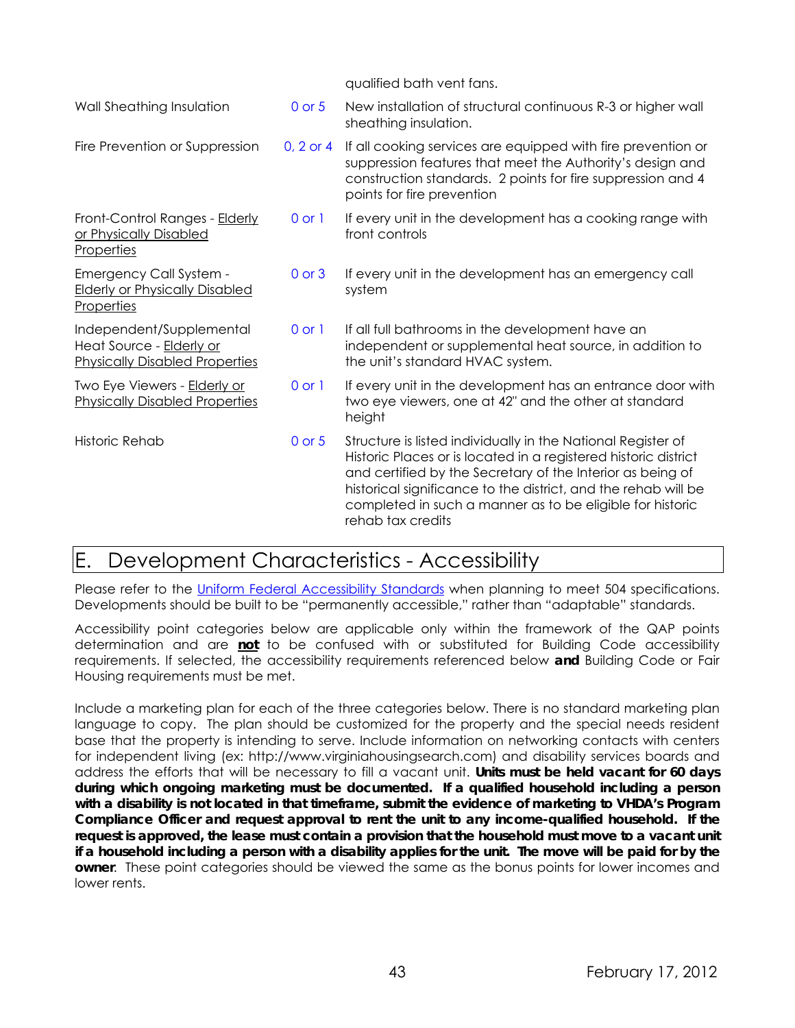| | | qualified bath vent fans. |
|---|---|---|
| Wall Sheathing Insulation | 0 or 5 | New installation of structural continuous R-3 or higher wall sheathing insulation. |
| Fire Prevention or Suppression | 0, 2 or 4 | If all cooking services are equipped with fire prevention or suppression features that meet the Authority's design and construction standards. 2 points for fire suppression and 4 points for fire prevention |
| Front-Control Ranges - Elderly or Physically Disabled Properties | 0 or 1 | If every unit in the development has a cooking range with front controls |
| Emergency Call System - Elderly or Physically Disabled Properties | 0 or 3 | If every unit in the development has an emergency call system |
| Independent/Supplemental Heat Source - Elderly or Physically Disabled Properties | 0 or 1 | If all full bathrooms in the development have an independent or supplemental heat source, in addition to the unit's standard HVAC system. |
| Two Eye Viewers - Elderly or Physically Disabled Properties | 0 or 1 | If every unit in the development has an entrance door with two eye viewers, one at 42" and the other at standard height |
| Historic Rehab | 0 or 5 | Structure is listed individually in the National Register of Historic Places or is located in a registered historic district and certified by the Secretary of the Interior as being of historical significance to the district, and the rehab will be completed in such a manner as to be eligible for historic rehab tax credits |

# E. Development Characteristics - Accessibility

Please refer to the Uniform Federal Accessibility Standards when planning to meet 504 specifications. Developments should be built to be "permanently accessible," rather than "adaptable" standards.

Accessibility point categories below are applicable only within the framework of the QAP points determination and are **not** to be confused with or substituted for Building Code accessibility requirements. If selected, the accessibility requirements referenced below **and** Building Code or Fair Housing requirements must be met.

Include a marketing plan for each of the three categories below. There is no standard marketing plan language to copy. The plan should be customized for the property and the special needs resident base that the property is intending to serve. Include information on networking contacts with centers for independent living (ex: http://www.virginiahousingsearch.com) and disability services boards and address the efforts that will be necessary to fill a vacant unit. **Units must be held vacant for 60 days during which ongoing marketing must be documented. If a qualified household including a person with a disability is not located in that timeframe, submit the evidence of marketing to VHDA's Program Compliance Officer and request approval to rent the unit to any income-qualified household. If the request is approved, the lease must contain a provision that the household must move to a vacant unit if a household including a person with a disability applies for the unit. The move will be paid for by the owner**. These point categories should be viewed the same as the bonus points for lower incomes and lower rents.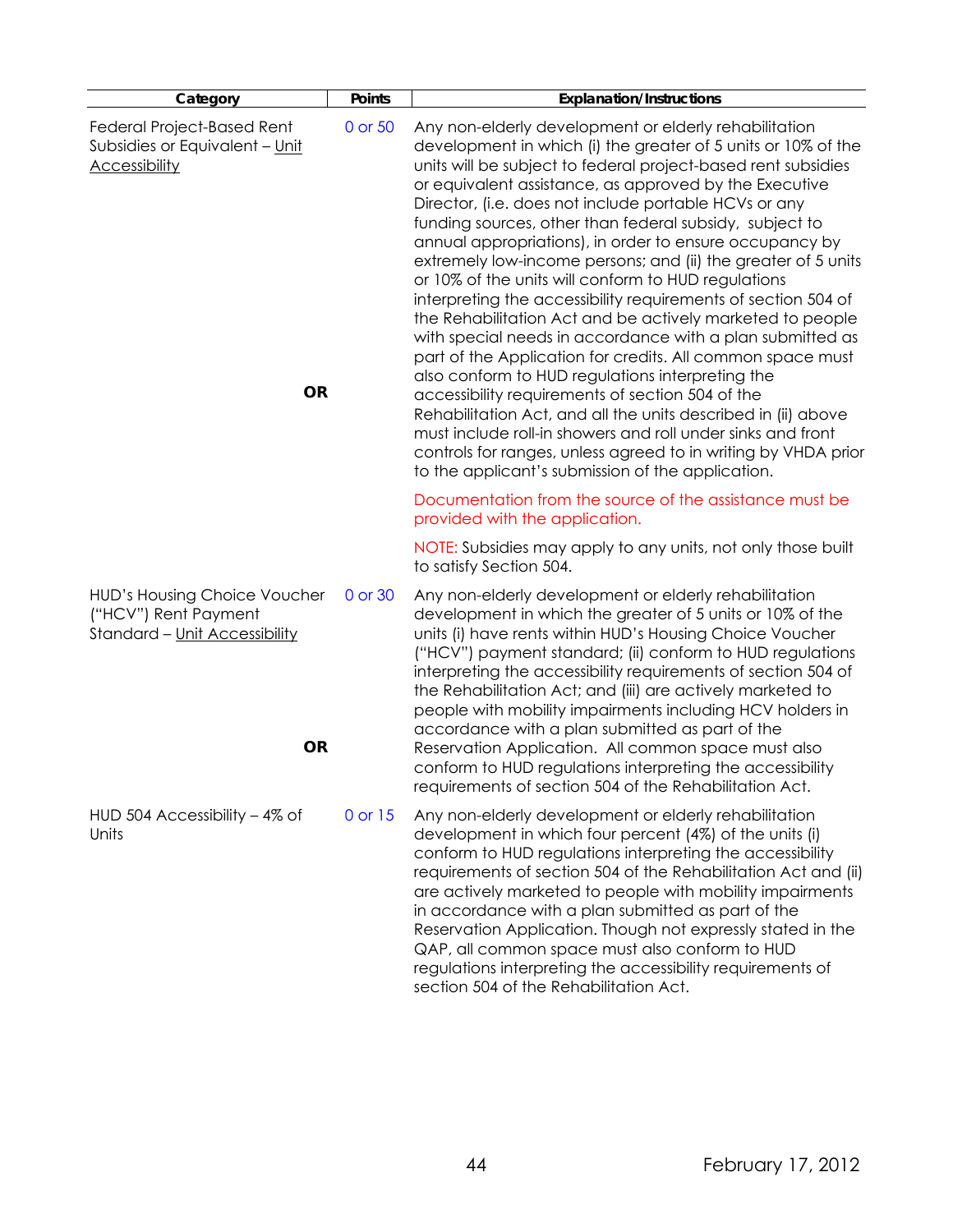| Category | Points | Explanation/Instructions |
|---|---|---|
| Federal Project-Based Rent Subsidies or Equivalent – <u>Unit Accessibility</u><br><br>**OR** | 0 or 50 | Any non-elderly development or elderly rehabilitation development in which (i) the greater of 5 units or 10% of the units will be subject to federal project-based rent subsidies or equivalent assistance, as approved by the Executive Director, (i.e. does not include portable HCVs or any funding sources, other than federal subsidy, subject to annual appropriations), in order to ensure occupancy by extremely low-income persons; and (ii) the greater of 5 units or 10% of the units will conform to HUD regulations interpreting the accessibility requirements of section 504 of the Rehabilitation Act and be actively marketed to people with special needs in accordance with a plan submitted as part of the Application for credits. All common space must also conform to HUD regulations interpreting the accessibility requirements of section 504 of the Rehabilitation Act, and all the units described in (ii) above must include roll-in showers and roll under sinks and front controls for ranges, unless agreed to in writing by VHDA prior to the applicant's submission of the application.<br><br>Documentation from the source of the assistance must be provided with the application.<br><br>NOTE: Subsidies may apply to any units, not only those built to satisfy Section 504. |
| HUD's Housing Choice Voucher ("HCV") Rent Payment Standard – <u>Unit Accessibility</u><br><br>**OR** | 0 or 30 | Any non-elderly development or elderly rehabilitation development in which the greater of 5 units or 10% of the units (i) have rents within HUD's Housing Choice Voucher ("HCV") payment standard; (ii) conform to HUD regulations interpreting the accessibility requirements of section 504 of the Rehabilitation Act; and (iii) are actively marketed to people with mobility impairments including HCV holders in accordance with a plan submitted as part of the Reservation Application. All common space must also conform to HUD regulations interpreting the accessibility requirements of section 504 of the Rehabilitation Act. |
| HUD 504 Accessibility – 4% of Units | 0 or 15 | Any non-elderly development or elderly rehabilitation development in which four percent (4%) of the units (i) conform to HUD regulations interpreting the accessibility requirements of section 504 of the Rehabilitation Act and (ii) are actively marketed to people with mobility impairments in accordance with a plan submitted as part of the Reservation Application. Though not expressly stated in the QAP, all common space must also conform to HUD regulations interpreting the accessibility requirements of section 504 of the Rehabilitation Act. |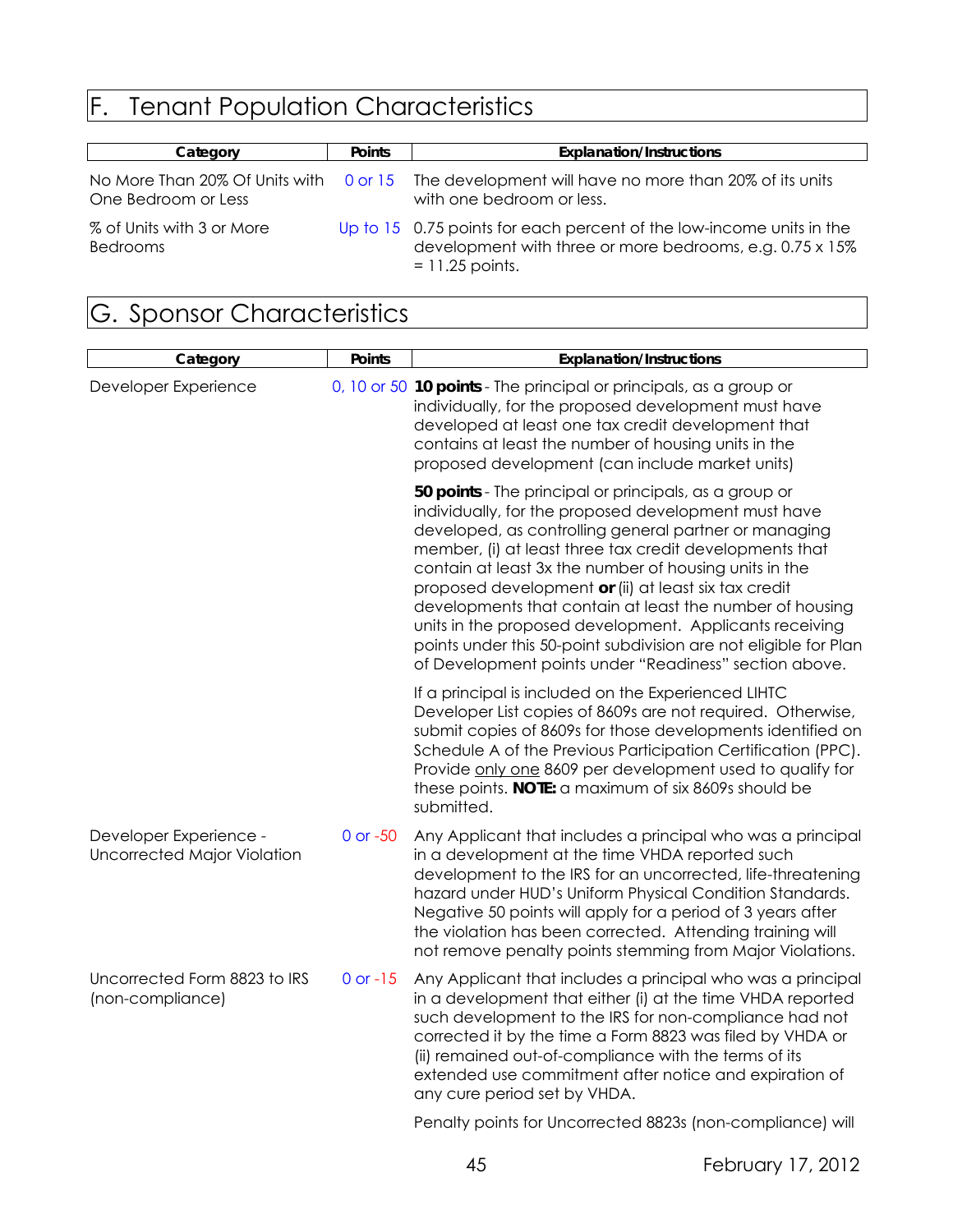# F. Tenant Population Characteristics

| Category | Points | Explanation/Instructions |
|---|---|---|
| No More Than 20% Of Units with One Bedroom or Less | 0 or 15 | The development will have no more than 20% of its units with one bedroom or less. |
| % of Units with 3 or More Bedrooms | Up to 15 | 0.75 points for each percent of the low-income units in the development with three or more bedrooms, e.g. 0.75 x 15% = 11.25 points. |

# G. Sponsor Characteristics

| Category | Points | Explanation/Instructions |
|---|---|---|
| Developer Experience | 0, 10 or 50 | **10 points** - The principal or principals, as a group or individually, for the proposed development must have developed at least one tax credit development that contains at least the number of housing units in the proposed development (can include market units)<br><br>**50 points** - The principal or principals, as a group or individually, for the proposed development must have developed, as controlling general partner or managing member, (i) at least three tax credit developments that contain at least 3x the number of housing units in the proposed development **or** (ii) at least six tax credit developments that contain at least the number of housing units in the proposed development. Applicants receiving points under this 50-point subdivision are not eligible for Plan of Development points under "Readiness" section above.<br><br>If a principal is included on the Experienced LIHTC Developer List copies of 8609s are not required. Otherwise, submit copies of 8609s for those developments identified on Schedule A of the Previous Participation Certification (PPC). Provide only one 8609 per development used to qualify for these points. **NOTE:** a maximum of six 8609s should be submitted. |
| Developer Experience - Uncorrected Major Violation | 0 or -50 | Any Applicant that includes a principal who was a principal in a development at the time VHDA reported such development to the IRS for an uncorrected, life-threatening hazard under HUD's Uniform Physical Condition Standards. Negative 50 points will apply for a period of 3 years after the violation has been corrected. Attending training will not remove penalty points stemming from Major Violations. |
| Uncorrected Form 8823 to IRS (non-compliance) | 0 or -15 | Any Applicant that includes a principal who was a principal in a development that either (i) at the time VHDA reported such development to the IRS for non-compliance had not corrected it by the time a Form 8823 was filed by VHDA or (ii) remained out-of-compliance with the terms of its extended use commitment after notice and expiration of any cure period set by VHDA.<br><br>Penalty points for Uncorrected 8823s (non-compliance) will |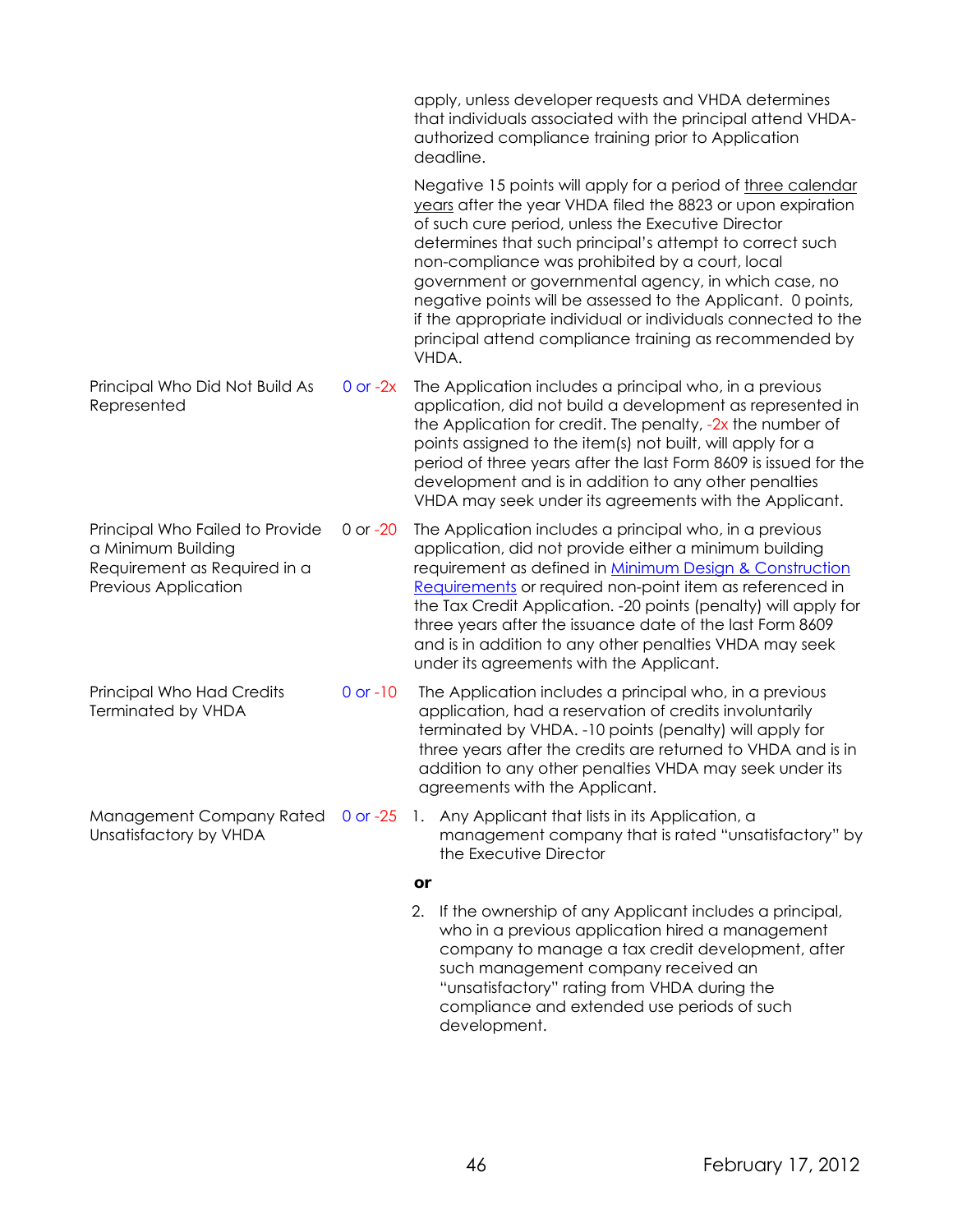| | | |
|---|---|---|
| | | apply, unless developer requests and VHDA determines that individuals associated with the principal attend VHDA-authorized compliance training prior to Application deadline.<br><br>Negative 15 points will apply for a period of three calendar years after the year VHDA filed the 8823 or upon expiration of such cure period, unless the Executive Director determines that such principal's attempt to correct such non-compliance was prohibited by a court, local government or governmental agency, in which case, no negative points will be assessed to the Applicant. 0 points, if the appropriate individual or individuals connected to the principal attend compliance training as recommended by VHDA. |
| Principal Who Did Not Build As Represented | 0 or -2x | The Application includes a principal who, in a previous application, did not build a development as represented in the Application for credit. The penalty, -2x the number of points assigned to the item(s) not built, will apply for a period of three years after the last Form 8609 is issued for the development and is in addition to any other penalties VHDA may seek under its agreements with the Applicant. |
| Principal Who Failed to Provide a Minimum Building Requirement as Required in a Previous Application | 0 or -20 | The Application includes a principal who, in a previous application, did not provide either a minimum building requirement as defined in Minimum Design & Construction Requirements or required non-point item as referenced in the Tax Credit Application. -20 points (penalty) will apply for three years after the issuance date of the last Form 8609 and is in addition to any other penalties VHDA may seek under its agreements with the Applicant. |
| Principal Who Had Credits Terminated by VHDA | 0 or -10 | The Application includes a principal who, in a previous application, had a reservation of credits involuntarily terminated by VHDA. -10 points (penalty) will apply for three years after the credits are returned to VHDA and is in addition to any other penalties VHDA may seek under its agreements with the Applicant. |
| Management Company Rated Unsatisfactory by VHDA | 0 or -25 | 1. Any Applicant that lists in its Application, a management company that is rated "unsatisfactory" by the Executive Director<br><br>**or**<br><br>2. If the ownership of any Applicant includes a principal, who in a previous application hired a management company to manage a tax credit development, after such management company received an "unsatisfactory" rating from VHDA during the compliance and extended use periods of such development. |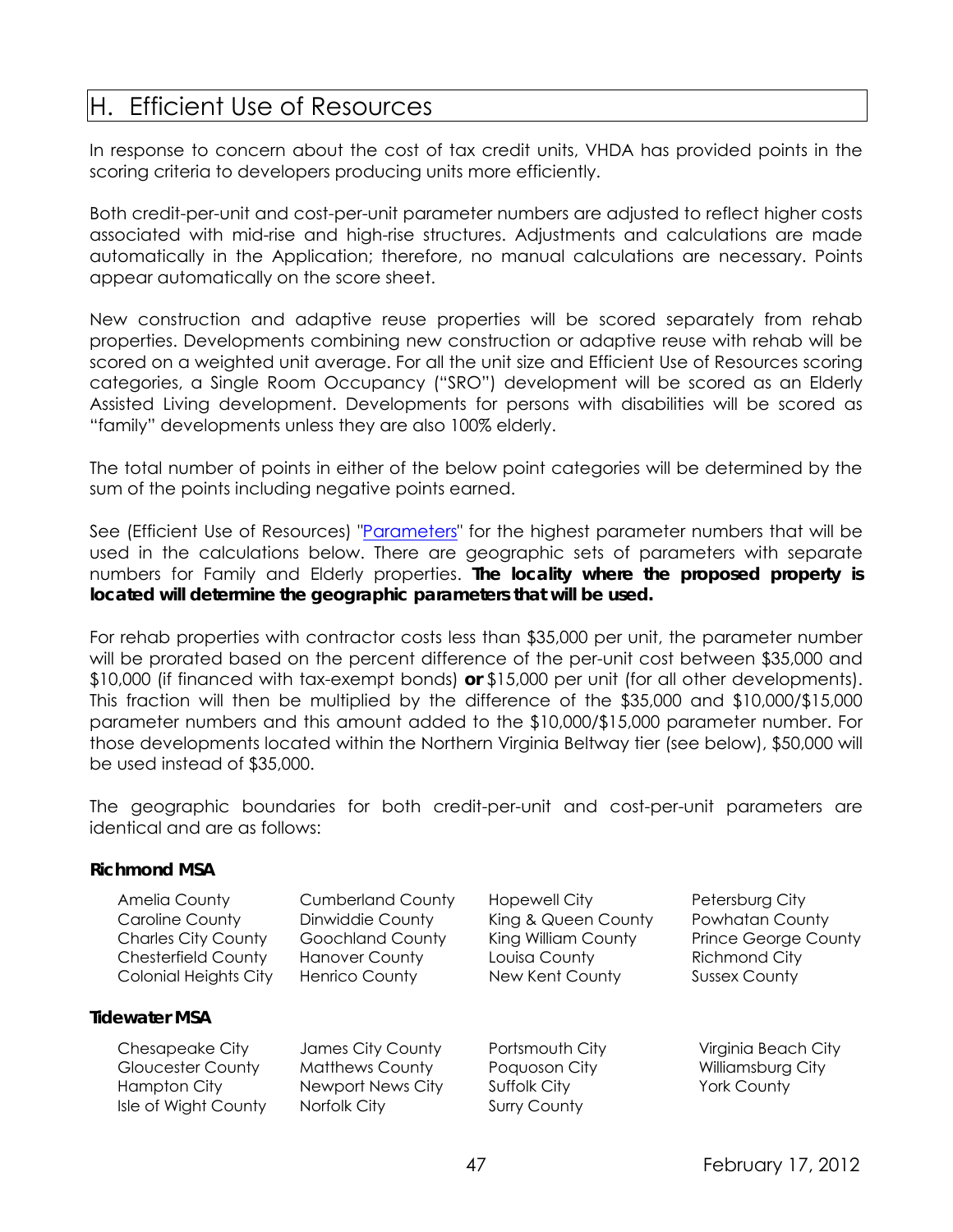# H. Efficient Use of Resources

In response to concern about the cost of tax credit units, VHDA has provided points in the scoring criteria to developers producing units more efficiently.

Both credit-per-unit and cost-per-unit parameter numbers are adjusted to reflect higher costs associated with mid-rise and high-rise structures. Adjustments and calculations are made automatically in the Application; therefore, no manual calculations are necessary. Points appear automatically on the score sheet.

New construction and adaptive reuse properties will be scored separately from rehab properties. Developments combining new construction or adaptive reuse with rehab will be scored on a weighted unit average. For all the unit size and Efficient Use of Resources scoring categories, a Single Room Occupancy ("SRO") development will be scored as an Elderly Assisted Living development. Developments for persons with disabilities will be scored as "family" developments unless they are also 100% elderly.

The total number of points in either of the below point categories will be determined by the sum of the points including negative points earned.

See (Efficient Use of Resources) "Parameters" for the highest parameter numbers that will be used in the calculations below. There are geographic sets of parameters with separate numbers for Family and Elderly properties. **The locality where the proposed property is located will determine the geographic parameters that will be used.**

For rehab properties with contractor costs less than $35,000 per unit, the parameter number will be prorated based on the percent difference of the per-unit cost between $35,000 and $10,000 (if financed with tax-exempt bonds) **or** $15,000 per unit (for all other developments). This fraction will then be multiplied by the difference of the $35,000 and $10,000/$15,000 parameter numbers and this amount added to the $10,000/$15,000 parameter number. For those developments located within the Northern Virginia Beltway tier (see below), $50,000 will be used instead of $35,000.

The geographic boundaries for both credit-per-unit and cost-per-unit parameters are identical and are as follows:

**Richmond MSA**

| | | | |
|---|---|---|---|
| Amelia County | Cumberland County | Hopewell City | Petersburg City |
| Caroline County | Dinwiddie County | King & Queen County | Powhatan County |
| Charles City County | Goochland County | King William County | Prince George County |
| Chesterfield County | Hanover County | Louisa County | Richmond City |
| Colonial Heights City | Henrico County | New Kent County | Sussex County |

**Tidewater MSA**

| | | | |
|---|---|---|---|
| Chesapeake City | James City County | Portsmouth City | Virginia Beach City |
| Gloucester County | Matthews County | Poquoson City | Williamsburg City |
| Hampton City | Newport News City | Suffolk City | York County |
| Isle of Wight County | Norfolk City | Surry County | |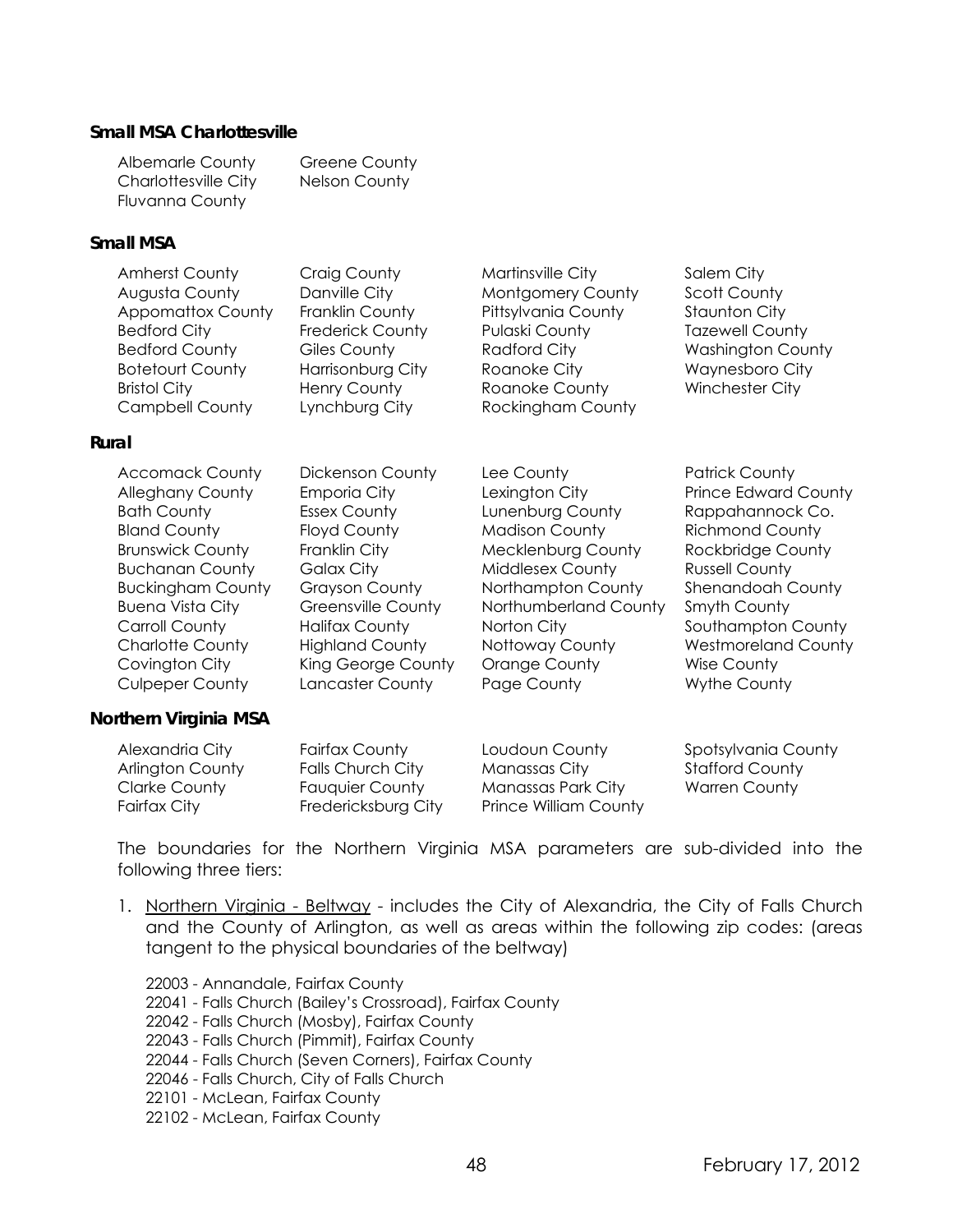**Small MSA Charlottesville**

Albemarle County
Charlottesville City
Fluvanna County
Greene County
Nelson County

**Small MSA**

Amherst County
Augusta County
Appomattox County
Bedford City
Bedford County
Botetourt County
Bristol City
Campbell County
Craig County
Danville City
Franklin County
Frederick County
Giles County
Harrisonburg City
Henry County
Lynchburg City
Martinsville City
Montgomery County
Pittsylvania County
Pulaski County
Radford City
Roanoke City
Roanoke County
Rockingham County
Salem City
Scott County
Staunton City
Tazewell County
Washington County
Waynesboro City
Winchester City

**Rural**

Accomack County
Alleghany County
Bath County
Bland County
Brunswick County
Buchanan County
Buckingham County
Buena Vista City
Carroll County
Charlotte County
Covington City
Culpeper County
Dickenson County
Emporia City
Essex County
Floyd County
Franklin City
Galax City
Grayson County
Greensville County
Halifax County
Highland County
King George County
Lancaster County
Lee County
Lexington City
Lunenburg County
Madison County
Mecklenburg County
Middlesex County
Northampton County
Northumberland County
Norton City
Nottoway County
Orange County
Page County
Patrick County
Prince Edward County
Rappahannock Co.
Richmond County
Rockbridge County
Russell County
Shenandoah County
Smyth County
Southampton County
Westmoreland County
Wise County
Wythe County

**Northern Virginia MSA**

Alexandria City
Arlington County
Clarke County
Fairfax City
Fairfax County
Falls Church City
Fauquier County
Fredericksburg City
Loudoun County
Manassas City
Manassas Park City
Prince William County
Spotsylvania County
Stafford County
Warren County

The boundaries for the Northern Virginia MSA parameters are sub-divided into the following three tiers:

1. Northern Virginia - Beltway - includes the City of Alexandria, the City of Falls Church and the County of Arlington, as well as areas within the following zip codes: (areas tangent to the physical boundaries of the beltway)

   22003 - Annandale, Fairfax County
   22041 - Falls Church (Bailey's Crossroad), Fairfax County
   22042 - Falls Church (Mosby), Fairfax County
   22043 - Falls Church (Pimmit), Fairfax County
   22044 - Falls Church (Seven Corners), Fairfax County
   22046 - Falls Church, City of Falls Church
   22101 - McLean, Fairfax County
   22102 - McLean, Fairfax County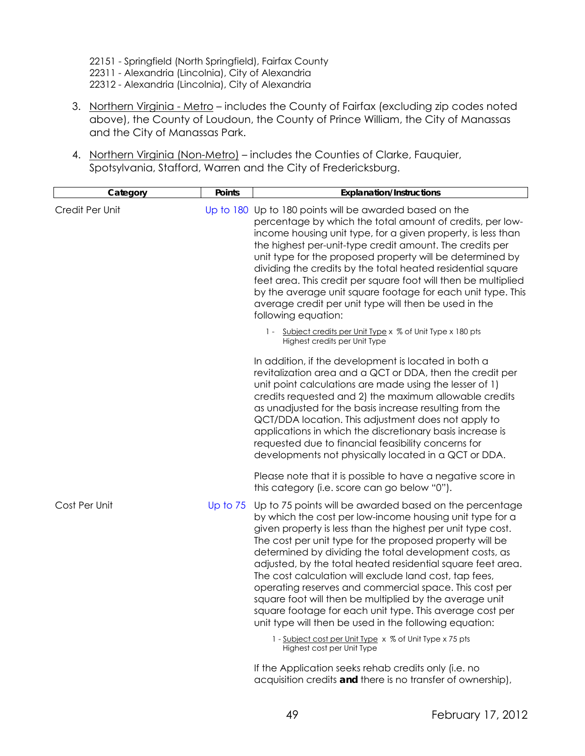22151 - Springfield (North Springfield), Fairfax County
22311 - Alexandria (Lincolnia), City of Alexandria
22312 - Alexandria (Lincolnia), City of Alexandria

3. Northern Virginia - Metro – includes the County of Fairfax (excluding zip codes noted above), the County of Loudoun, the County of Prince William, the City of Manassas and the City of Manassas Park.

4. Northern Virginia (Non-Metro) – includes the Counties of Clarke, Fauquier, Spotsylvania, Stafford, Warren and the City of Fredericksburg.

| Category | Points | Explanation/Instructions |
|---|---|---|
| Credit Per Unit | Up to 180 | Up to 180 points will be awarded based on the percentage by which the total amount of credits, per low-income housing unit type, for a given property, is less than the highest per-unit-type credit amount. The credits per unit type for the proposed property will be determined by dividing the credits by the total heated residential square feet area. This credit per square foot will then be multiplied by the average unit square footage for each unit type. This average credit per unit type will then be used in the following equation:<br><br>$1 - \frac{\text{Subject credits per Unit Type}}{\text{Highest credits per Unit Type}} \times$ % of Unit Type x 180 pts<br><br>In addition, if the development is located in both a revitalization area and a QCT or DDA, then the credit per unit point calculations are made using the lesser of 1) credits requested and 2) the maximum allowable credits as unadjusted for the basis increase resulting from the QCT/DDA location. This adjustment does not apply to applications in which the discretionary basis increase is requested due to financial feasibility concerns for developments not physically located in a QCT or DDA.<br><br>Please note that it is possible to have a negative score in this category (i.e. score can go below "0"). |
| Cost Per Unit | Up to 75 | Up to 75 points will be awarded based on the percentage by which the cost per low-income housing unit type for a given property is less than the highest per unit type cost. The cost per unit type for the proposed property will be determined by dividing the total development costs, as adjusted, by the total heated residential square feet area. The cost calculation will exclude land cost, tap fees, operating reserves and commercial space. This cost per square foot will then be multiplied by the average unit square footage for each unit type. This average cost per unit type will then be used in the following equation:<br><br>$1 - \frac{\text{Subject cost per Unit Type}}{\text{Highest cost per Unit Type}} \times$ % of Unit Type x 75 pts<br><br>If the Application seeks rehab credits only (i.e. no acquisition credits **and** there is no transfer of ownership), |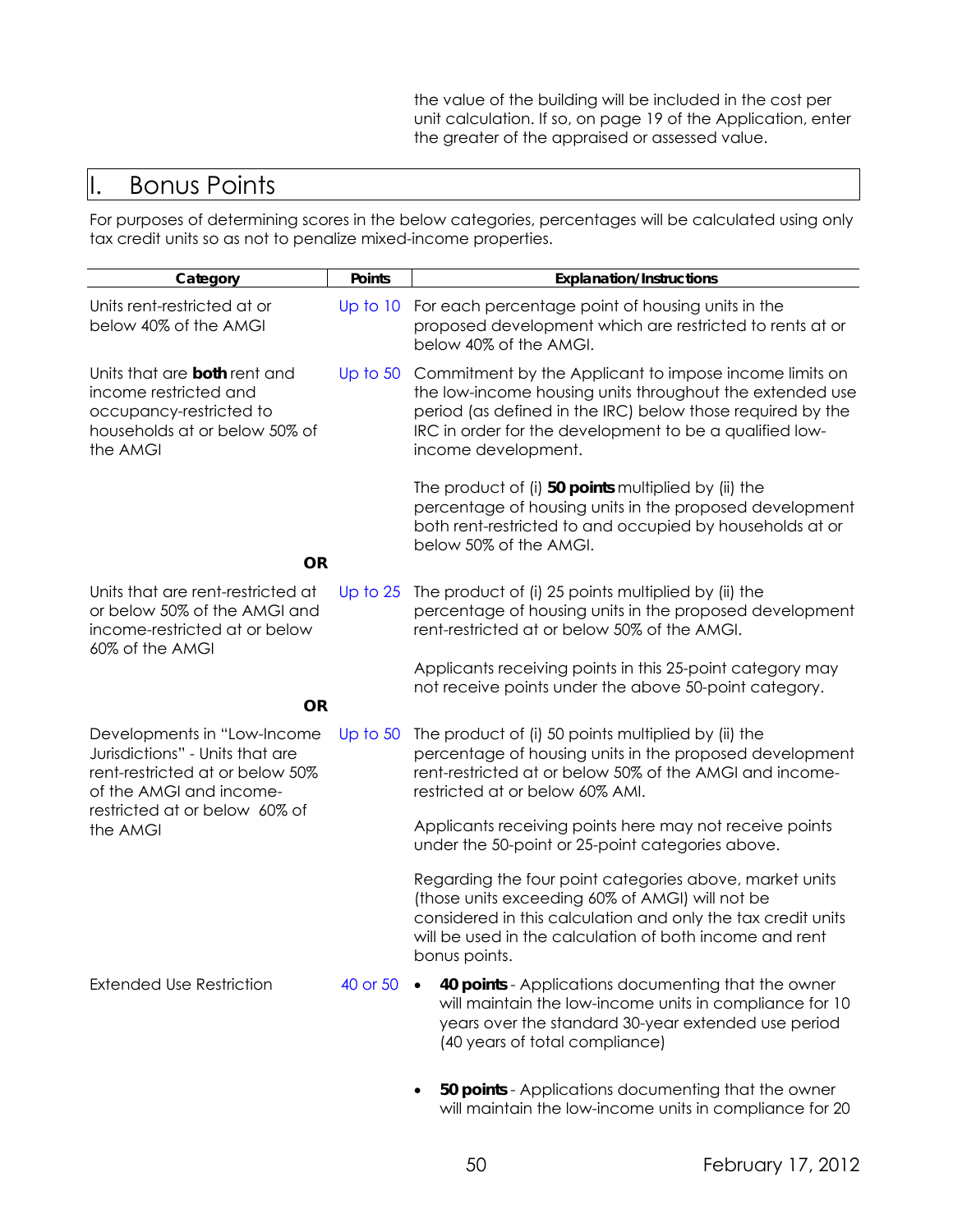the value of the building will be included in the cost per unit calculation. If so, on page 19 of the Application, enter the greater of the appraised or assessed value.

# I. Bonus Points

For purposes of determining scores in the below categories, percentages will be calculated using only tax credit units so as not to penalize mixed-income properties.

| Category | Points | Explanation/Instructions |
|---|---|---|
| Units rent-restricted at or below 40% of the AMGI | Up to 10 | For each percentage point of housing units in the proposed development which are restricted to rents at or below 40% of the AMGI. |
| Units that are **both** rent and income restricted and occupancy-restricted to households at or below 50% of the AMGI | Up to 50 | Commitment by the Applicant to impose income limits on the low-income housing units throughout the extended use period (as defined in the IRC) below those required by the IRC in order for the development to be a qualified low-income development.<br><br>The product of (i) **50 points** multiplied by (ii) the percentage of housing units in the proposed development both rent-restricted to and occupied by households at or below 50% of the AMGI. |
| **OR** | | |
| Units that are rent-restricted at or below 50% of the AMGI and income-restricted at or below 60% of the AMGI | Up to 25 | The product of (i) 25 points multiplied by (ii) the percentage of housing units in the proposed development rent-restricted at or below 50% of the AMGI.<br><br>Applicants receiving points in this 25-point category may not receive points under the above 50-point category. |
| **OR** | | |
| Developments in "Low-Income Jurisdictions" - Units that are rent-restricted at or below 50% of the AMGI and income-restricted at or below 60% of the AMGI | Up to 50 | The product of (i) 50 points multiplied by (ii) the percentage of housing units in the proposed development rent-restricted at or below 50% of the AMGI and income-restricted at or below 60% AMI.<br><br>Applicants receiving points here may not receive points under the 50-point or 25-point categories above.<br><br>Regarding the four point categories above, market units (those units exceeding 60% of AMGI) will not be considered in this calculation and only the tax credit units will be used in the calculation of both income and rent bonus points. |
| Extended Use Restriction | 40 or 50 | • **40 points** - Applications documenting that the owner will maintain the low-income units in compliance for 10 years over the standard 30-year extended use period (40 years of total compliance)<br><br>• **50 points** - Applications documenting that the owner will maintain the low-income units in compliance for 20 |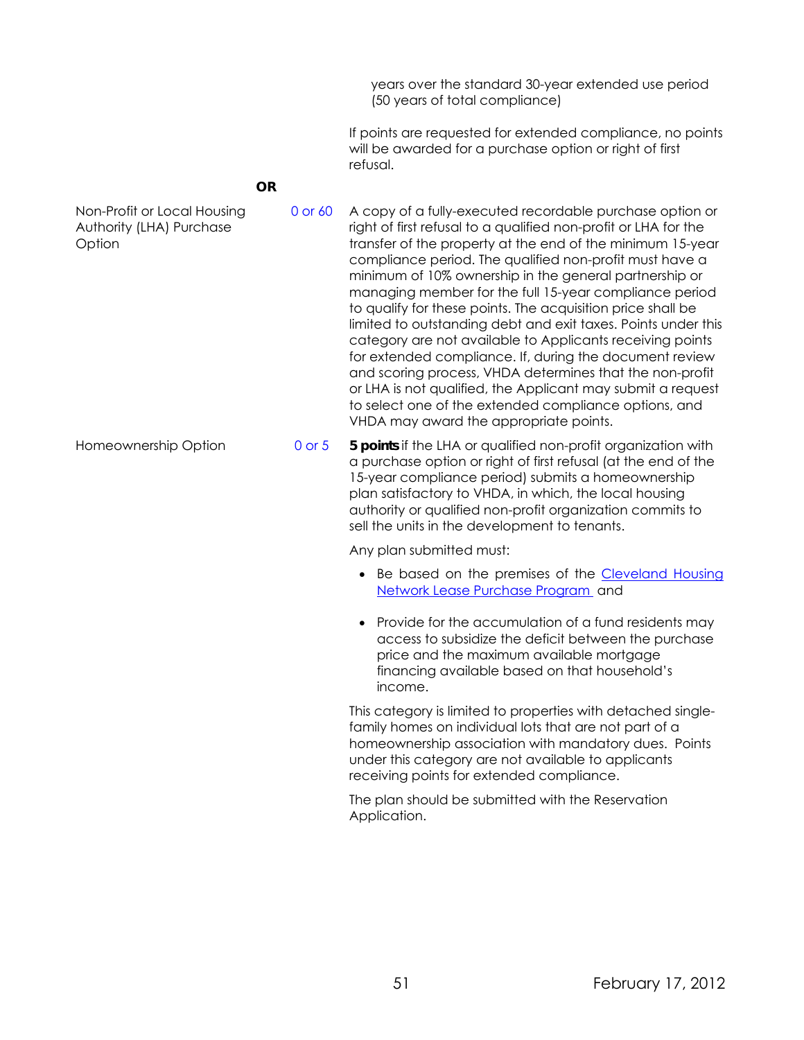| | | |
|---|---|---|
| | | years over the standard 30-year extended use period (50 years of total compliance)<br><br>If points are requested for extended compliance, no points will be awarded for a purchase option or right of first refusal. |
| **OR** | | |
| Non-Profit or Local Housing Authority (LHA) Purchase Option | 0 or 60 | A copy of a fully-executed recordable purchase option or right of first refusal to a qualified non-profit or LHA for the transfer of the property at the end of the minimum 15-year compliance period. The qualified non-profit must have a minimum of 10% ownership in the general partnership or managing member for the full 15-year compliance period to qualify for these points. The acquisition price shall be limited to outstanding debt and exit taxes. Points under this category are not available to Applicants receiving points for extended compliance. If, during the document review and scoring process, VHDA determines that the non-profit or LHA is not qualified, the Applicant may submit a request to select one of the extended compliance options, and VHDA may award the appropriate points. |
| Homeownership Option | 0 or 5 | **5 points** if the LHA or qualified non-profit organization with a purchase option or right of first refusal (at the end of the 15-year compliance period) submits a homeownership plan satisfactory to VHDA, in which, the local housing authority or qualified non-profit organization commits to sell the units in the development to tenants.<br><br>Any plan submitted must:<br><br>• Be based on the premises of the Cleveland Housing Network Lease Purchase Program and<br><br>• Provide for the accumulation of a fund residents may access to subsidize the deficit between the purchase price and the maximum available mortgage financing available based on that household's income.<br><br>This category is limited to properties with detached single-family homes on individual lots that are not part of a homeownership association with mandatory dues. Points under this category are not available to applicants receiving points for extended compliance.<br><br>The plan should be submitted with the Reservation Application. |